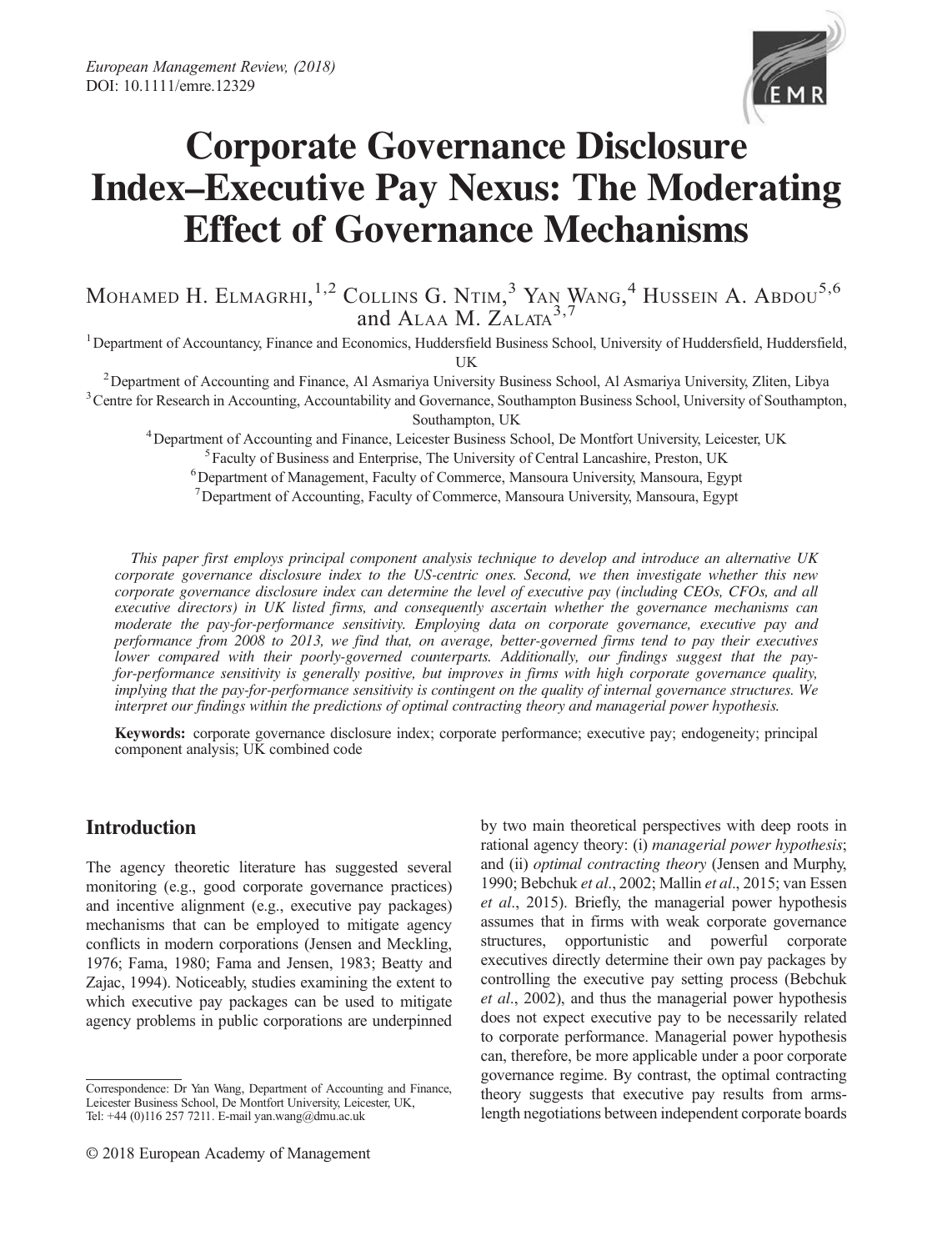European Management Review, (2018)
DOI: 10.1111/emre.12329

# Corporate Governance Disclosure Index–Executive Pay Nexus: The Moderating Effect of Governance Mechanisms

Mohamed H. Elmagrhi,[1,2] Collins G. Ntim,[3] Yan Wang,[4] Hussein A. Abdou[5,6] and Alaa M. Zalata[3,7]

[1] Department of Accountancy, Finance and Economics, Huddersfield Business School, University of Huddersfield, Huddersfield, UK

[2] Department of Accounting and Finance, Al Asmariya University Business School, Al Asmariya University, Zliten, Libya

[3] Centre for Research in Accounting, Accountability and Governance, Southampton Business School, University of Southampton, Southampton, UK

[4] Department of Accounting and Finance, Leicester Business School, De Montfort University, Leicester, UK

[5] Faculty of Business and Enterprise, The University of Central Lancashire, Preston, UK

[6] Department of Management, Faculty of Commerce, Mansoura University, Mansoura, Egypt

[7] Department of Accounting, Faculty of Commerce, Mansoura University, Mansoura, Egypt

*This paper first employs principal component analysis technique to develop and introduce an alternative UK corporate governance disclosure index to the US-centric ones. Second, we then investigate whether this new corporate governance disclosure index can determine the level of executive pay (including CEOs, CFOs, and all executive directors) in UK listed firms, and consequently ascertain whether the governance mechanisms can moderate the pay-for-performance sensitivity. Employing data on corporate governance, executive pay and performance from 2008 to 2013, we find that, on average, better-governed firms tend to pay their executives lower compared with their poorly-governed counterparts. Additionally, our findings suggest that the pay-for-performance sensitivity is generally positive, but improves in firms with high corporate governance quality, implying that the pay-for-performance sensitivity is contingent on the quality of internal governance structures. We interpret our findings within the predictions of optimal contracting theory and managerial power hypothesis.*

**Keywords:** corporate governance disclosure index; corporate performance; executive pay; endogeneity; principal component analysis; UK combined code

## Introduction

The agency theoretic literature has suggested several monitoring (e.g., good corporate governance practices) and incentive alignment (e.g., executive pay packages) mechanisms that can be employed to mitigate agency conflicts in modern corporations (Jensen and Meckling, 1976; Fama, 1980; Fama and Jensen, 1983; Beatty and Zajac, 1994). Noticeably, studies examining the extent to which executive pay packages can be used to mitigate agency problems in public corporations are underpinned by two main theoretical perspectives with deep roots in rational agency theory: (i) *managerial power hypothesis*; and (ii) *optimal contracting theory* (Jensen and Murphy, 1990; Bebchuk *et al*., 2002; Mallin *et al*., 2015; van Essen *et al*., 2015). Briefly, the managerial power hypothesis assumes that in firms with weak corporate governance structures, opportunistic and powerful corporate executives directly determine their own pay packages by controlling the executive pay setting process (Bebchuk *et al*., 2002), and thus the managerial power hypothesis does not expect executive pay to be necessarily related to corporate performance. Managerial power hypothesis can, therefore, be more applicable under a poor corporate governance regime. By contrast, the optimal contracting theory suggests that executive pay results from arms-length negotiations between independent corporate boards

Correspondence: Dr Yan Wang, Department of Accounting and Finance, Leicester Business School, De Montfort University, Leicester, UK, Tel: +44 (0)116 257 7211. E-mail yan.wang@dmu.ac.uk

© 2018 European Academy of Management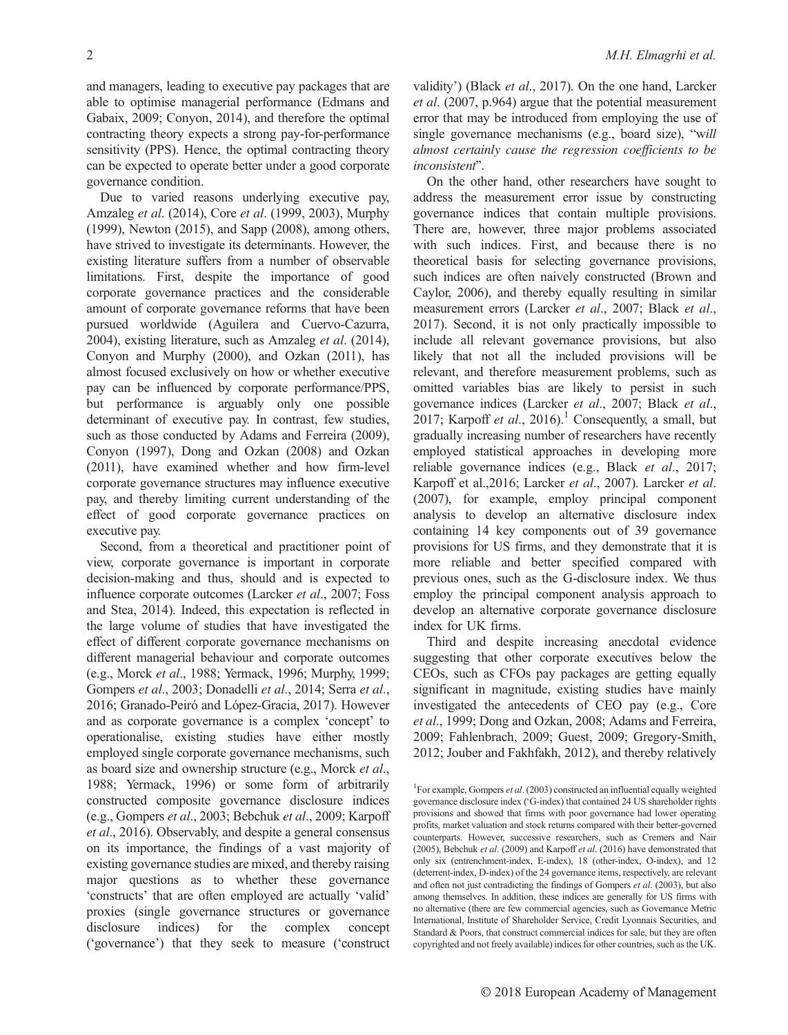and managers, leading to executive pay packages that are able to optimise managerial performance (Edmans and Gabaix, 2009; Conyon, 2014), and therefore the optimal contracting theory expects a strong pay-for-performance sensitivity (PPS). Hence, the optimal contracting theory can be expected to operate better under a good corporate governance condition.

Due to varied reasons underlying executive pay, Amzaleg *et al*. (2014), Core *et al*. (1999, 2003), Murphy (1999), Newton (2015), and Sapp (2008), among others, have strived to investigate its determinants. However, the existing literature suffers from a number of observable limitations. First, despite the importance of good corporate governance practices and the considerable amount of corporate governance reforms that have been pursued worldwide (Aguilera and Cuervo-Cazurra, 2004), existing literature, such as Amzaleg *et al*. (2014), Conyon and Murphy (2000), and Ozkan (2011), has almost focused exclusively on how or whether executive pay can be influenced by corporate performance/PPS, but performance is arguably only one possible determinant of executive pay. In contrast, few studies, such as those conducted by Adams and Ferreira (2009), Conyon (1997), Dong and Ozkan (2008) and Ozkan (2011), have examined whether and how firm-level corporate governance structures may influence executive pay, and thereby limiting current understanding of the effect of good corporate governance practices on executive pay.

Second, from a theoretical and practitioner point of view, corporate governance is important in corporate decision-making and thus, should and is expected to influence corporate outcomes (Larcker *et al*., 2007; Foss and Stea, 2014). Indeed, this expectation is reflected in the large volume of studies that have investigated the effect of different corporate governance mechanisms on different managerial behaviour and corporate outcomes (e.g., Morck *et al*., 1988; Yermack, 1996; Murphy, 1999; Gompers *et al*., 2003; Donadelli *et al*., 2014; Serra *et al*., 2016; Granado-Peiró and López-Gracia, 2017). However and as corporate governance is a complex 'concept' to operationalise, existing studies have either mostly employed single corporate governance mechanisms, such as board size and ownership structure (e.g., Morck *et al*., 1988; Yermack, 1996) or some form of arbitrarily constructed composite governance disclosure indices (e.g., Gompers *et al*., 2003; Bebchuk *et al*., 2009; Karpoff *et al*., 2016). Observably, and despite a general consensus on its importance, the findings of a vast majority of existing governance studies are mixed, and thereby raising major questions as to whether these governance 'constructs' that are often employed are actually 'valid' proxies (single governance structures or governance disclosure indices) for the complex concept ('governance') that they seek to measure ('construct validity') (Black *et al*., 2017). On the one hand, Larcker *et al*. (2007, p.964) argue that the potential measurement error that may be introduced from employing the use of single governance mechanisms (e.g., board size), "*will almost certainly cause the regression coefficients to be inconsistent*".

On the other hand, other researchers have sought to address the measurement error issue by constructing governance indices that contain multiple provisions. There are, however, three major problems associated with such indices. First, and because there is no theoretical basis for selecting governance provisions, such indices are often naively constructed (Brown and Caylor, 2006), and thereby equally resulting in similar measurement errors (Larcker *et al*., 2007; Black *et al*., 2017). Second, it is not only practically impossible to include all relevant governance provisions, but also likely that not all the included provisions will be relevant, and therefore measurement problems, such as omitted variables bias are likely to persist in such governance indices (Larcker *et al*., 2007; Black *et al*., 2017; Karpoff *et al*., 2016).[1] Consequently, a small, but gradually increasing number of researchers have recently employed statistical approaches in developing more reliable governance indices (e.g., Black *et al*., 2017; Karpoff et al.,2016; Larcker *et al*., 2007). Larcker *et al*. (2007), for example, employ principal component analysis to develop an alternative disclosure index containing 14 key components out of 39 governance provisions for US firms, and they demonstrate that it is more reliable and better specified compared with previous ones, such as the G-disclosure index. We thus employ the principal component analysis approach to develop an alternative corporate governance disclosure index for UK firms.

Third and despite increasing anecdotal evidence suggesting that other corporate executives below the CEOs, such as CFOs pay packages are getting equally significant in magnitude, existing studies have mainly investigated the antecedents of CEO pay (e.g., Core *et al*., 1999; Dong and Ozkan, 2008; Adams and Ferreira, 2009; Fahlenbrach, 2009; Guest, 2009; Gregory-Smith, 2012; Jouber and Fakhfakh, 2012), and thereby relatively

[1]For example, Gompers *et al*. (2003) constructed an influential equally weighted governance disclosure index ('G-index) that contained 24 US shareholder rights provisions and showed that firms with poor governance had lower operating profits, market valuation and stock returns compared with their better-governed counterparts. However, successive researchers, such as Cremers and Nair (2005), Bebchuk *et al*. (2009) and Karpoff *et al*. (2016) have demonstrated that only six (entrenchment-index, E-index), 18 (other-index, O-index), and 12 (deterrent-index, D-index) of the 24 governance items, respectively, are relevant and often not just contradicting the findings of Gompers *et al*. (2003), but also among themselves. In addition, these indices are generally for US firms with no alternative (there are few commercial agencies, such as Governance Metric International, Institute of Shareholder Service, Credit Lyonnais Securities, and Standard & Poors, that construct commercial indices for sale, but they are often copyrighted and not freely available) indices for other countries, such as the UK.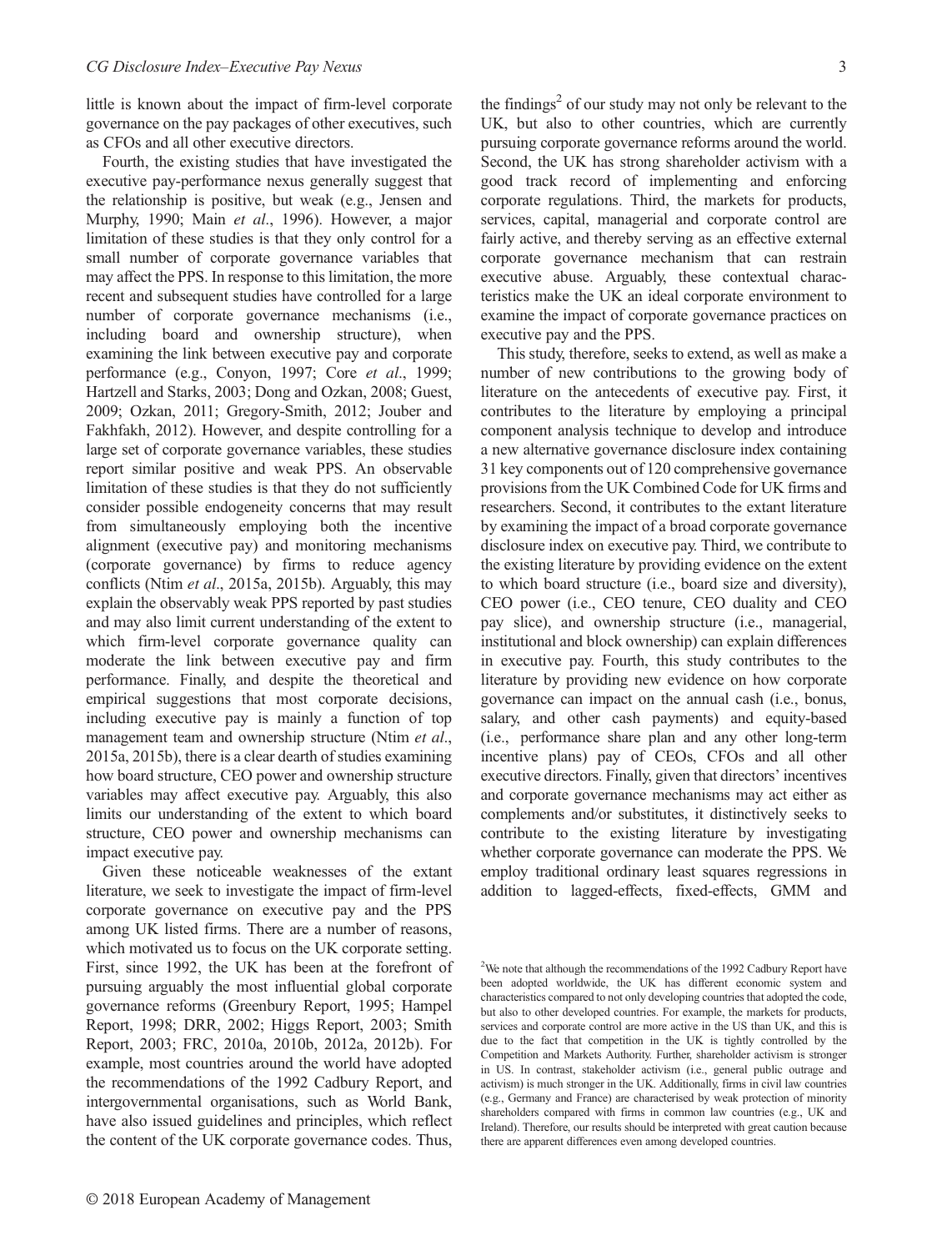little is known about the impact of firm-level corporate governance on the pay packages of other executives, such as CFOs and all other executive directors.

Fourth, the existing studies that have investigated the executive pay-performance nexus generally suggest that the relationship is positive, but weak (e.g., Jensen and Murphy, 1990; Main *et al*., 1996). However, a major limitation of these studies is that they only control for a small number of corporate governance variables that may affect the PPS. In response to this limitation, the more recent and subsequent studies have controlled for a large number of corporate governance mechanisms (i.e., including board and ownership structure), when examining the link between executive pay and corporate performance (e.g., Conyon, 1997; Core *et al*., 1999; Hartzell and Starks, 2003; Dong and Ozkan, 2008; Guest, 2009; Ozkan, 2011; Gregory-Smith, 2012; Jouber and Fakhfakh, 2012). However, and despite controlling for a large set of corporate governance variables, these studies report similar positive and weak PPS. An observable limitation of these studies is that they do not sufficiently consider possible endogeneity concerns that may result from simultaneously employing both the incentive alignment (executive pay) and monitoring mechanisms (corporate governance) by firms to reduce agency conflicts (Ntim *et al*., 2015a, 2015b). Arguably, this may explain the observably weak PPS reported by past studies and may also limit current understanding of the extent to which firm-level corporate governance quality can moderate the link between executive pay and firm performance. Finally, and despite the theoretical and empirical suggestions that most corporate decisions, including executive pay is mainly a function of top management team and ownership structure (Ntim *et al*., 2015a, 2015b), there is a clear dearth of studies examining how board structure, CEO power and ownership structure variables may affect executive pay. Arguably, this also limits our understanding of the extent to which board structure, CEO power and ownership mechanisms can impact executive pay.

Given these noticeable weaknesses of the extant literature, we seek to investigate the impact of firm-level corporate governance on executive pay and the PPS among UK listed firms. There are a number of reasons, which motivated us to focus on the UK corporate setting. First, since 1992, the UK has been at the forefront of pursuing arguably the most influential global corporate governance reforms (Greenbury Report, 1995; Hampel Report, 1998; DRR, 2002; Higgs Report, 2003; Smith Report, 2003; FRC, 2010a, 2010b, 2012a, 2012b). For example, most countries around the world have adopted the recommendations of the 1992 Cadbury Report, and intergovernmental organisations, such as World Bank, have also issued guidelines and principles, which reflect the content of the UK corporate governance codes. Thus, the findings[2] of our study may not only be relevant to the UK, but also to other countries, which are currently pursuing corporate governance reforms around the world. Second, the UK has strong shareholder activism with a good track record of implementing and enforcing corporate regulations. Third, the markets for products, services, capital, managerial and corporate control are fairly active, and thereby serving as an effective external corporate governance mechanism that can restrain executive abuse. Arguably, these contextual characteristics make the UK an ideal corporate environment to examine the impact of corporate governance practices on executive pay and the PPS.

This study, therefore, seeks to extend, as well as make a number of new contributions to the growing body of literature on the antecedents of executive pay. First, it contributes to the literature by employing a principal component analysis technique to develop and introduce a new alternative governance disclosure index containing 31 key components out of 120 comprehensive governance provisions from the UK Combined Code for UK firms and researchers. Second, it contributes to the extant literature by examining the impact of a broad corporate governance disclosure index on executive pay. Third, we contribute to the existing literature by providing evidence on the extent to which board structure (i.e., board size and diversity), CEO power (i.e., CEO tenure, CEO duality and CEO pay slice), and ownership structure (i.e., managerial, institutional and block ownership) can explain differences in executive pay. Fourth, this study contributes to the literature by providing new evidence on how corporate governance can impact on the annual cash (i.e., bonus, salary, and other cash payments) and equity-based (i.e., performance share plan and any other long-term incentive plans) pay of CEOs, CFOs and all other executive directors. Finally, given that directors' incentives and corporate governance mechanisms may act either as complements and/or substitutes, it distinctively seeks to contribute to the existing literature by investigating whether corporate governance can moderate the PPS. We employ traditional ordinary least squares regressions in addition to lagged-effects, fixed-effects, GMM and

[2]We note that although the recommendations of the 1992 Cadbury Report have been adopted worldwide, the UK has different economic system and characteristics compared to not only developing countries that adopted the code, but also to other developed countries. For example, the markets for products, services and corporate control are more active in the US than UK, and this is due to the fact that competition in the UK is tightly controlled by the Competition and Markets Authority. Further, shareholder activism is stronger in US. In contrast, stakeholder activism (i.e., general public outrage and activism) is much stronger in the UK. Additionally, firms in civil law countries (e.g., Germany and France) are characterised by weak protection of minority shareholders compared with firms in common law countries (e.g., UK and Ireland). Therefore, our results should be interpreted with great caution because there are apparent differences even among developed countries.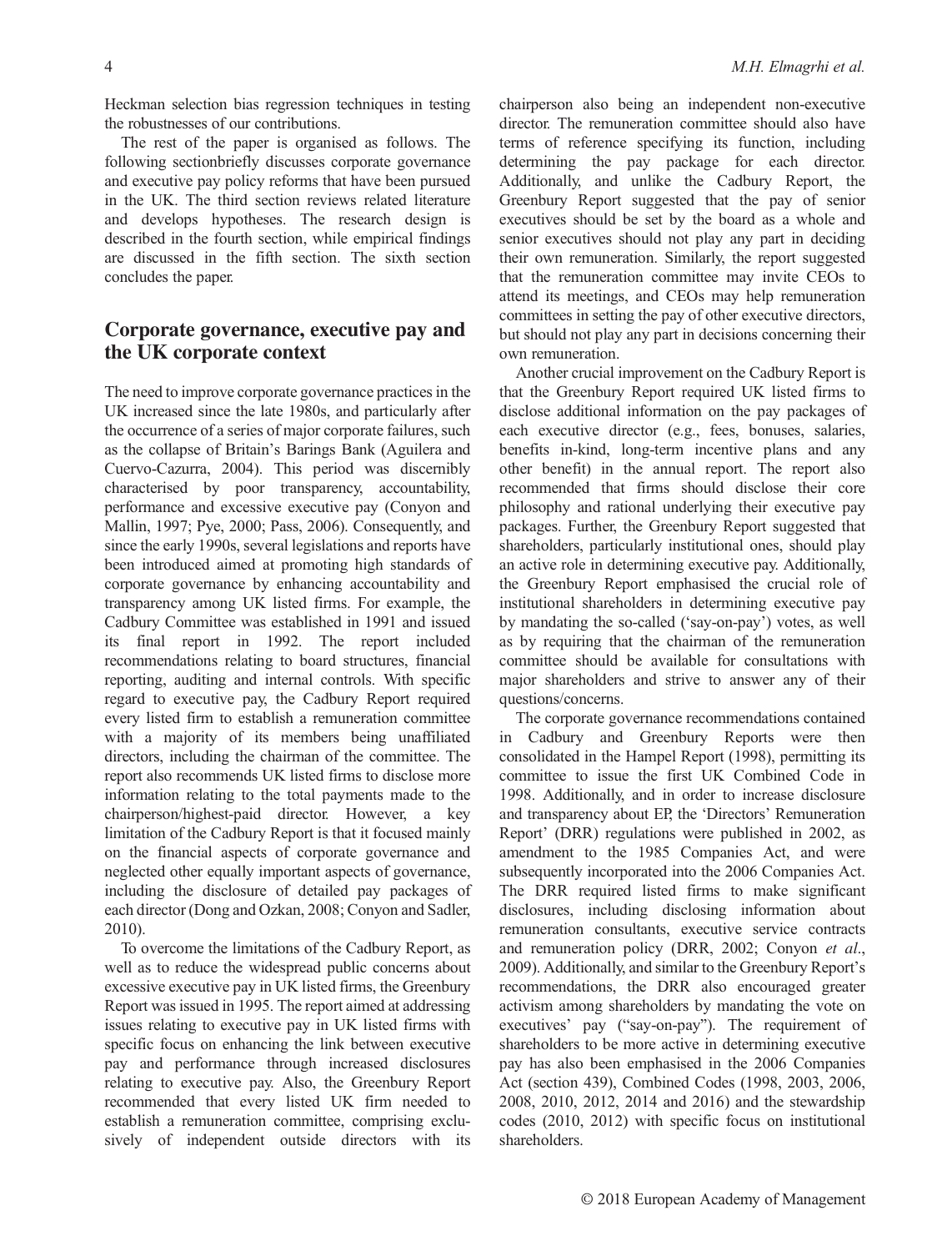Heckman selection bias regression techniques in testing the robustnesses of our contributions.

The rest of the paper is organised as follows. The following sectionbriefly discusses corporate governance and executive pay policy reforms that have been pursued in the UK. The third section reviews related literature and develops hypotheses. The research design is described in the fourth section, while empirical findings are discussed in the fifth section. The sixth section concludes the paper.

## Corporate governance, executive pay and the UK corporate context

The need to improve corporate governance practices in the UK increased since the late 1980s, and particularly after the occurrence of a series of major corporate failures, such as the collapse of Britain's Barings Bank (Aguilera and Cuervo-Cazurra, 2004). This period was discernibly characterised by poor transparency, accountability, performance and excessive executive pay (Conyon and Mallin, 1997; Pye, 2000; Pass, 2006). Consequently, and since the early 1990s, several legislations and reports have been introduced aimed at promoting high standards of corporate governance by enhancing accountability and transparency among UK listed firms. For example, the Cadbury Committee was established in 1991 and issued its final report in 1992. The report included recommendations relating to board structures, financial reporting, auditing and internal controls. With specific regard to executive pay, the Cadbury Report required every listed firm to establish a remuneration committee with a majority of its members being unaffiliated directors, including the chairman of the committee. The report also recommends UK listed firms to disclose more information relating to the total payments made to the chairperson/highest-paid director. However, a key limitation of the Cadbury Report is that it focused mainly on the financial aspects of corporate governance and neglected other equally important aspects of governance, including the disclosure of detailed pay packages of each director (Dong and Ozkan, 2008; Conyon and Sadler, 2010).

To overcome the limitations of the Cadbury Report, as well as to reduce the widespread public concerns about excessive executive pay in UK listed firms, the Greenbury Report was issued in 1995. The report aimed at addressing issues relating to executive pay in UK listed firms with specific focus on enhancing the link between executive pay and performance through increased disclosures relating to executive pay. Also, the Greenbury Report recommended that every listed UK firm needed to establish a remuneration committee, comprising exclusively of independent outside directors with its chairperson also being an independent non-executive director. The remuneration committee should also have terms of reference specifying its function, including determining the pay package for each director. Additionally, and unlike the Cadbury Report, the Greenbury Report suggested that the pay of senior executives should be set by the board as a whole and senior executives should not play any part in deciding their own remuneration. Similarly, the report suggested that the remuneration committee may invite CEOs to attend its meetings, and CEOs may help remuneration committees in setting the pay of other executive directors, but should not play any part in decisions concerning their own remuneration.

Another crucial improvement on the Cadbury Report is that the Greenbury Report required UK listed firms to disclose additional information on the pay packages of each executive director (e.g., fees, bonuses, salaries, benefits in-kind, long-term incentive plans and any other benefit) in the annual report. The report also recommended that firms should disclose their core philosophy and rational underlying their executive pay packages. Further, the Greenbury Report suggested that shareholders, particularly institutional ones, should play an active role in determining executive pay. Additionally, the Greenbury Report emphasised the crucial role of institutional shareholders in determining executive pay by mandating the so-called ('say-on-pay') votes, as well as by requiring that the chairman of the remuneration committee should be available for consultations with major shareholders and strive to answer any of their questions/concerns.

The corporate governance recommendations contained in Cadbury and Greenbury Reports were then consolidated in the Hampel Report (1998), permitting its committee to issue the first UK Combined Code in 1998. Additionally, and in order to increase disclosure and transparency about EP, the 'Directors' Remuneration Report' (DRR) regulations were published in 2002, as amendment to the 1985 Companies Act, and were subsequently incorporated into the 2006 Companies Act. The DRR required listed firms to make significant disclosures, including disclosing information about remuneration consultants, executive service contracts and remuneration policy (DRR, 2002; Conyon *et al*., 2009). Additionally, and similar to the Greenbury Report's recommendations, the DRR also encouraged greater activism among shareholders by mandating the vote on executives' pay ("say-on-pay"). The requirement of shareholders to be more active in determining executive pay has also been emphasised in the 2006 Companies Act (section 439), Combined Codes (1998, 2003, 2006, 2008, 2010, 2012, 2014 and 2016) and the stewardship codes (2010, 2012) with specific focus on institutional shareholders.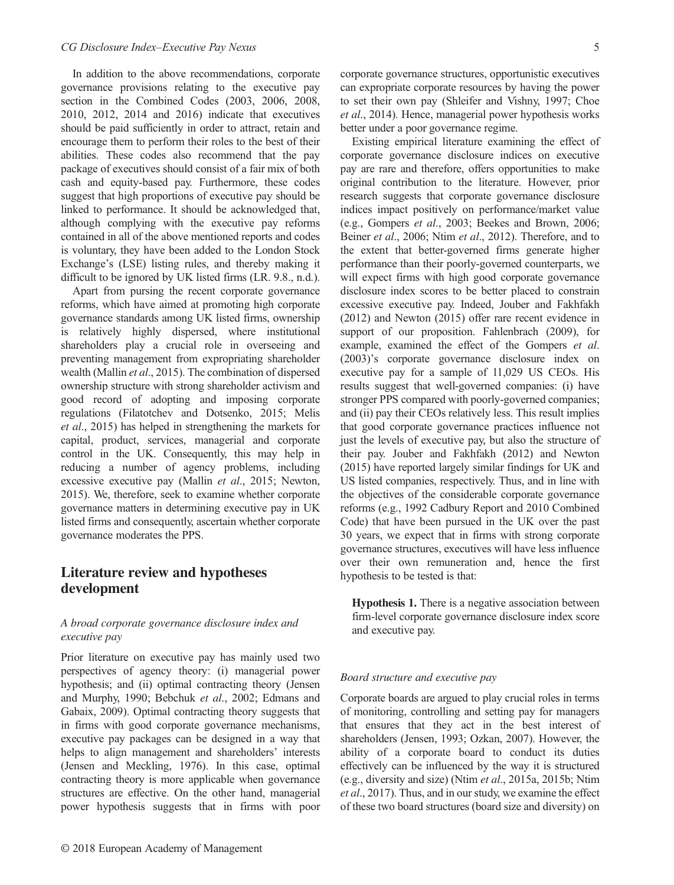In addition to the above recommendations, corporate governance provisions relating to the executive pay section in the Combined Codes (2003, 2006, 2008, 2010, 2012, 2014 and 2016) indicate that executives should be paid sufficiently in order to attract, retain and encourage them to perform their roles to the best of their abilities. These codes also recommend that the pay package of executives should consist of a fair mix of both cash and equity-based pay. Furthermore, these codes suggest that high proportions of executive pay should be linked to performance. It should be acknowledged that, although complying with the executive pay reforms contained in all of the above mentioned reports and codes is voluntary, they have been added to the London Stock Exchange's (LSE) listing rules, and thereby making it difficult to be ignored by UK listed firms (LR. 9.8., n.d.).

Apart from pursing the recent corporate governance reforms, which have aimed at promoting high corporate governance standards among UK listed firms, ownership is relatively highly dispersed, where institutional shareholders play a crucial role in overseeing and preventing management from expropriating shareholder wealth (Mallin *et al*., 2015). The combination of dispersed ownership structure with strong shareholder activism and good record of adopting and imposing corporate regulations (Filatotchev and Dotsenko, 2015; Melis *et al*., 2015) has helped in strengthening the markets for capital, product, services, managerial and corporate control in the UK. Consequently, this may help in reducing a number of agency problems, including excessive executive pay (Mallin *et al*., 2015; Newton, 2015). We, therefore, seek to examine whether corporate governance matters in determining executive pay in UK listed firms and consequently, ascertain whether corporate governance moderates the PPS.

## Literature review and hypotheses development

### *A broad corporate governance disclosure index and executive pay*

Prior literature on executive pay has mainly used two perspectives of agency theory: (i) managerial power hypothesis; and (ii) optimal contracting theory (Jensen and Murphy, 1990; Bebchuk *et al*., 2002; Edmans and Gabaix, 2009). Optimal contracting theory suggests that in firms with good corporate governance mechanisms, executive pay packages can be designed in a way that helps to align management and shareholders' interests (Jensen and Meckling, 1976). In this case, optimal contracting theory is more applicable when governance structures are effective. On the other hand, managerial power hypothesis suggests that in firms with poor corporate governance structures, opportunistic executives can expropriate corporate resources by having the power to set their own pay (Shleifer and Vishny, 1997; Choe *et al*., 2014). Hence, managerial power hypothesis works better under a poor governance regime.

Existing empirical literature examining the effect of corporate governance disclosure indices on executive pay are rare and therefore, offers opportunities to make original contribution to the literature. However, prior research suggests that corporate governance disclosure indices impact positively on performance/market value (e.g., Gompers *et al*., 2003; Beekes and Brown, 2006; Beiner *et al*., 2006; Ntim *et al*., 2012). Therefore, and to the extent that better-governed firms generate higher performance than their poorly-governed counterparts, we will expect firms with high good corporate governance disclosure index scores to be better placed to constrain excessive executive pay. Indeed, Jouber and Fakhfakh (2012) and Newton (2015) offer rare recent evidence in support of our proposition. Fahlenbrach (2009), for example, examined the effect of the Gompers *et al*. (2003)'s corporate governance disclosure index on executive pay for a sample of 11,029 US CEOs. His results suggest that well-governed companies: (i) have stronger PPS compared with poorly-governed companies; and (ii) pay their CEOs relatively less. This result implies that good corporate governance practices influence not just the levels of executive pay, but also the structure of their pay. Jouber and Fakhfakh (2012) and Newton (2015) have reported largely similar findings for UK and US listed companies, respectively. Thus, and in line with the objectives of the considerable corporate governance reforms (e.g., 1992 Cadbury Report and 2010 Combined Code) that have been pursued in the UK over the past 30 years, we expect that in firms with strong corporate governance structures, executives will have less influence over their own remuneration and, hence the first hypothesis to be tested is that:

> **Hypothesis 1.** There is a negative association between firm-level corporate governance disclosure index score and executive pay.

### *Board structure and executive pay*

Corporate boards are argued to play crucial roles in terms of monitoring, controlling and setting pay for managers that ensures that they act in the best interest of shareholders (Jensen, 1993; Ozkan, 2007). However, the ability of a corporate board to conduct its duties effectively can be influenced by the way it is structured (e.g., diversity and size) (Ntim *et al*., 2015a, 2015b; Ntim *et al*., 2017). Thus, and in our study, we examine the effect of these two board structures (board size and diversity) on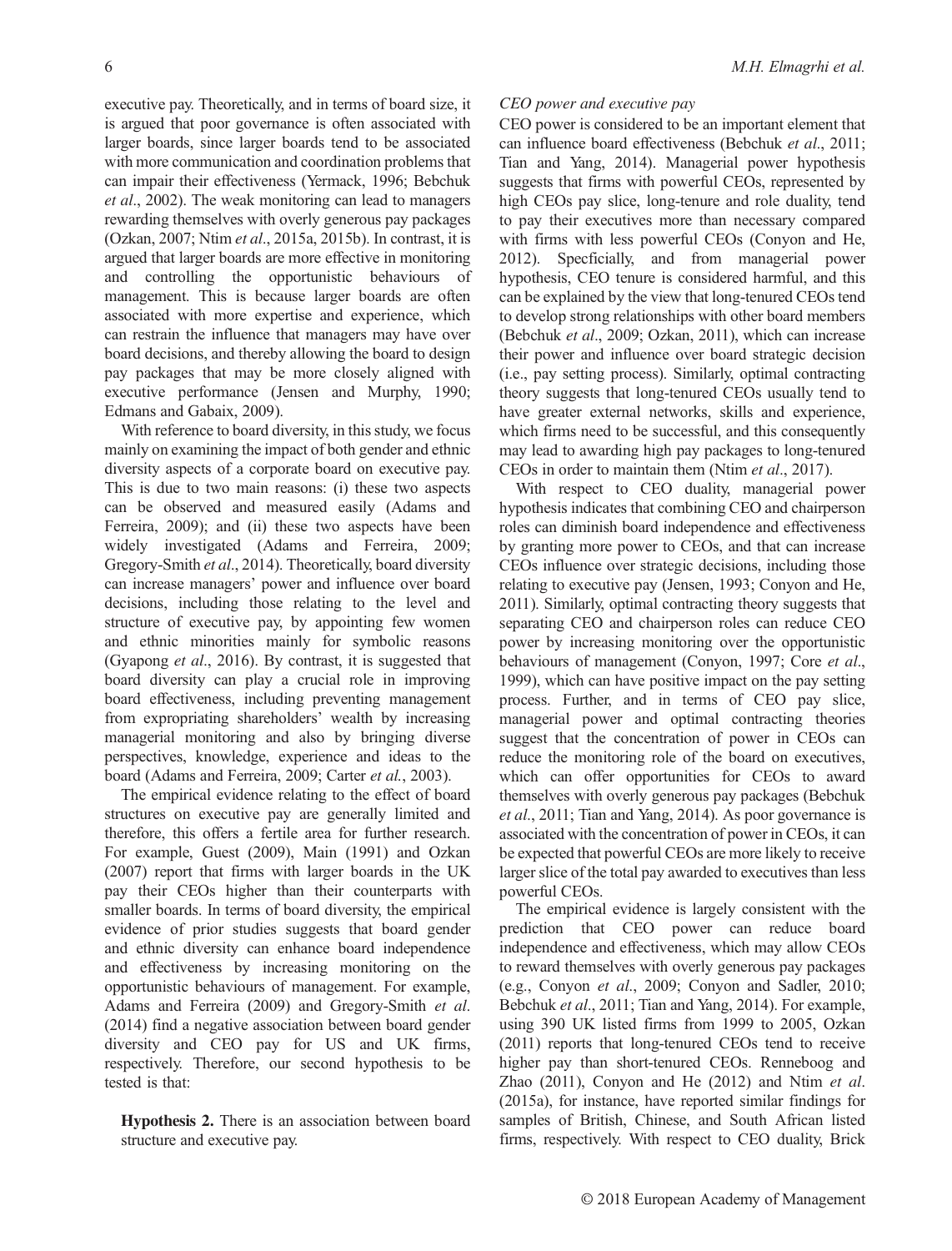executive pay. Theoretically, and in terms of board size, it is argued that poor governance is often associated with larger boards, since larger boards tend to be associated with more communication and coordination problems that can impair their effectiveness (Yermack, 1996; Bebchuk *et al*., 2002). The weak monitoring can lead to managers rewarding themselves with overly generous pay packages (Ozkan, 2007; Ntim *et al*., 2015a, 2015b). In contrast, it is argued that larger boards are more effective in monitoring and controlling the opportunistic behaviours of management. This is because larger boards are often associated with more expertise and experience, which can restrain the influence that managers may have over board decisions, and thereby allowing the board to design pay packages that may be more closely aligned with executive performance (Jensen and Murphy, 1990; Edmans and Gabaix, 2009).

With reference to board diversity, in this study, we focus mainly on examining the impact of both gender and ethnic diversity aspects of a corporate board on executive pay. This is due to two main reasons: (i) these two aspects can be observed and measured easily (Adams and Ferreira, 2009); and (ii) these two aspects have been widely investigated (Adams and Ferreira, 2009; Gregory-Smith *et al*., 2014). Theoretically, board diversity can increase managers' power and influence over board decisions, including those relating to the level and structure of executive pay, by appointing few women and ethnic minorities mainly for symbolic reasons (Gyapong *et al*., 2016). By contrast, it is suggested that board diversity can play a crucial role in improving board effectiveness, including preventing management from expropriating shareholders' wealth by increasing managerial monitoring and also by bringing diverse perspectives, knowledge, experience and ideas to the board (Adams and Ferreira, 2009; Carter *et al.*, 2003).

The empirical evidence relating to the effect of board structures on executive pay are generally limited and therefore, this offers a fertile area for further research. For example, Guest (2009), Main (1991) and Ozkan (2007) report that firms with larger boards in the UK pay their CEOs higher than their counterparts with smaller boards. In terms of board diversity, the empirical evidence of prior studies suggests that board gender and ethnic diversity can enhance board independence and effectiveness by increasing monitoring on the opportunistic behaviours of management. For example, Adams and Ferreira (2009) and Gregory-Smith *et al*. (2014) find a negative association between board gender diversity and CEO pay for US and UK firms, respectively. Therefore, our second hypothesis to be tested is that:

**Hypothesis 2.** There is an association between board structure and executive pay.

*CEO power and executive pay*

CEO power is considered to be an important element that can influence board effectiveness (Bebchuk *et al*., 2011; Tian and Yang, 2014). Managerial power hypothesis suggests that firms with powerful CEOs, represented by high CEOs pay slice, long-tenure and role duality, tend to pay their executives more than necessary compared with firms with less powerful CEOs (Conyon and He, 2012). Specficially, and from managerial power hypothesis, CEO tenure is considered harmful, and this can be explained by the view that long-tenured CEOs tend to develop strong relationships with other board members (Bebchuk *et al*., 2009; Ozkan, 2011), which can increase their power and influence over board strategic decision (i.e., pay setting process). Similarly, optimal contracting theory suggests that long-tenured CEOs usually tend to have greater external networks, skills and experience, which firms need to be successful, and this consequently may lead to awarding high pay packages to long-tenured CEOs in order to maintain them (Ntim *et al*., 2017).

With respect to CEO duality, managerial power hypothesis indicates that combining CEO and chairperson roles can diminish board independence and effectiveness by granting more power to CEOs, and that can increase CEOs influence over strategic decisions, including those relating to executive pay (Jensen, 1993; Conyon and He, 2011). Similarly, optimal contracting theory suggests that separating CEO and chairperson roles can reduce CEO power by increasing monitoring over the opportunistic behaviours of management (Conyon, 1997; Core *et al*., 1999), which can have positive impact on the pay setting process. Further, and in terms of CEO pay slice, managerial power and optimal contracting theories suggest that the concentration of power in CEOs can reduce the monitoring role of the board on executives, which can offer opportunities for CEOs to award themselves with overly generous pay packages (Bebchuk *et al.*, 2011; Tian and Yang, 2014). As poor governance is associated with the concentration of power in CEOs, it can be expected that powerful CEOs are more likely to receive larger slice of the total pay awarded to executives than less powerful CEOs.

The empirical evidence is largely consistent with the prediction that CEO power can reduce board independence and effectiveness, which may allow CEOs to reward themselves with overly generous pay packages (e.g., Conyon *et al*., 2009; Conyon and Sadler, 2010; Bebchuk *et al*., 2011; Tian and Yang, 2014). For example, using 390 UK listed firms from 1999 to 2005, Ozkan (2011) reports that long-tenured CEOs tend to receive higher pay than short-tenured CEOs. Renneboog and Zhao (2011), Conyon and He (2012) and Ntim *et al*. (2015a), for instance, have reported similar findings for samples of British, Chinese, and South African listed firms, respectively. With respect to CEO duality, Brick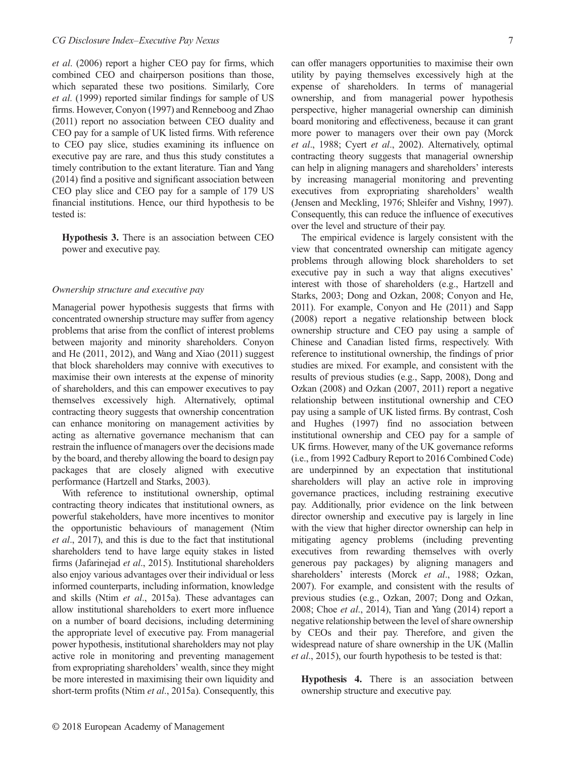*et al*. (2006) report a higher CEO pay for firms, which combined CEO and chairperson positions than those, which separated these two positions. Similarly, Core *et al*. (1999) reported similar findings for sample of US firms. However, Conyon (1997) and Renneboog and Zhao (2011) report no association between CEO duality and CEO pay for a sample of UK listed firms. With reference to CEO pay slice, studies examining its influence on executive pay are rare, and thus this study constitutes a timely contribution to the extant literature. Tian and Yang (2014) find a positive and significant association between CEO play slice and CEO pay for a sample of 179 US financial institutions. Hence, our third hypothesis to be tested is:

**Hypothesis 3.** There is an association between CEO power and executive pay.

### *Ownership structure and executive pay*

Managerial power hypothesis suggests that firms with concentrated ownership structure may suffer from agency problems that arise from the conflict of interest problems between majority and minority shareholders. Conyon and He (2011, 2012), and Wang and Xiao (2011) suggest that block shareholders may connive with executives to maximise their own interests at the expense of minority of shareholders, and this can empower executives to pay themselves excessively high. Alternatively, optimal contracting theory suggests that ownership concentration can enhance monitoring on management activities by acting as alternative governance mechanism that can restrain the influence of managers over the decisions made by the board, and thereby allowing the board to design pay packages that are closely aligned with executive performance (Hartzell and Starks, 2003).

With reference to institutional ownership, optimal contracting theory indicates that institutional owners, as powerful stakeholders, have more incentives to monitor the opportunistic behaviours of management (Ntim *et al*., 2017), and this is due to the fact that institutional shareholders tend to have large equity stakes in listed firms (Jafarinejad *et al*., 2015). Institutional shareholders also enjoy various advantages over their individual or less informed counterparts, including information, knowledge and skills (Ntim *et al*., 2015a). These advantages can allow institutional shareholders to exert more influence on a number of board decisions, including determining the appropriate level of executive pay. From managerial power hypothesis, institutional shareholders may not play active role in monitoring and preventing management from expropriating shareholders' wealth, since they might be more interested in maximising their own liquidity and short-term profits (Ntim *et al*., 2015a). Consequently, this can offer managers opportunities to maximise their own utility by paying themselves excessively high at the expense of shareholders. In terms of managerial ownership, and from managerial power hypothesis perspective, higher managerial ownership can diminish board monitoring and effectiveness, because it can grant more power to managers over their own pay (Morck *et al*., 1988; Cyert *et al*., 2002). Alternatively, optimal contracting theory suggests that managerial ownership can help in aligning managers and shareholders' interests by increasing managerial monitoring and preventing executives from expropriating shareholders' wealth (Jensen and Meckling, 1976; Shleifer and Vishny, 1997). Consequently, this can reduce the influence of executives over the level and structure of their pay.

The empirical evidence is largely consistent with the view that concentrated ownership can mitigate agency problems through allowing block shareholders to set executive pay in such a way that aligns executives' interest with those of shareholders (e.g., Hartzell and Starks, 2003; Dong and Ozkan, 2008; Conyon and He, 2011). For example, Conyon and He (2011) and Sapp (2008) report a negative relationship between block ownership structure and CEO pay using a sample of Chinese and Canadian listed firms, respectively. With reference to institutional ownership, the findings of prior studies are mixed. For example, and consistent with the results of previous studies (e.g., Sapp, 2008), Dong and Ozkan (2008) and Ozkan (2007, 2011) report a negative relationship between institutional ownership and CEO pay using a sample of UK listed firms. By contrast, Cosh and Hughes (1997) find no association between institutional ownership and CEO pay for a sample of UK firms. However, many of the UK governance reforms (i.e., from 1992 Cadbury Report to 2016 Combined Code) are underpinned by an expectation that institutional shareholders will play an active role in improving governance practices, including restraining executive pay. Additionally, prior evidence on the link between director ownership and executive pay is largely in line with the view that higher director ownership can help in mitigating agency problems (including preventing executives from rewarding themselves with overly generous pay packages) by aligning managers and shareholders' interests (Morck *et al*., 1988; Ozkan, 2007). For example, and consistent with the results of previous studies (e.g., Ozkan, 2007; Dong and Ozkan, 2008; Choe *et al*., 2014), Tian and Yang (2014) report a negative relationship between the level of share ownership by CEOs and their pay. Therefore, and given the widespread nature of share ownership in the UK (Mallin *et al*., 2015), our fourth hypothesis to be tested is that:

**Hypothesis 4.** There is an association between ownership structure and executive pay.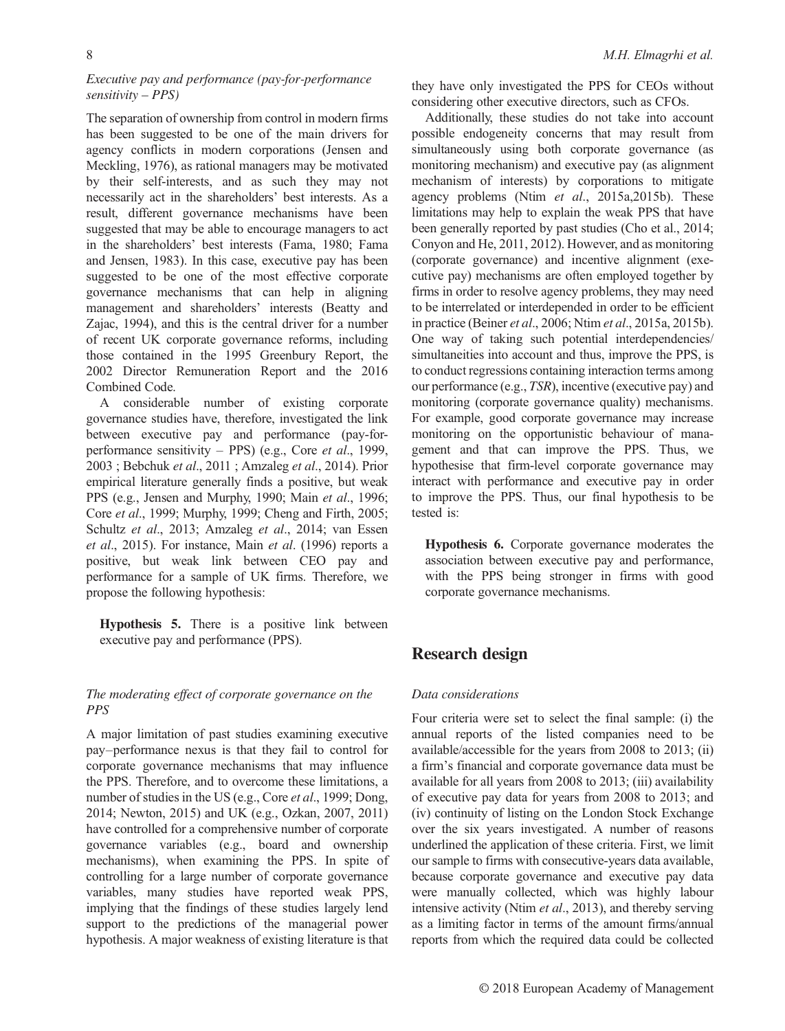### *Executive pay and performance (pay-for-performance sensitivity – PPS)*

The separation of ownership from control in modern firms has been suggested to be one of the main drivers for agency conflicts in modern corporations (Jensen and Meckling, 1976), as rational managers may be motivated by their self-interests, and as such they may not necessarily act in the shareholders' best interests. As a result, different governance mechanisms have been suggested that may be able to encourage managers to act in the shareholders' best interests (Fama, 1980; Fama and Jensen, 1983). In this case, executive pay has been suggested to be one of the most effective corporate governance mechanisms that can help in aligning management and shareholders' interests (Beatty and Zajac, 1994), and this is the central driver for a number of recent UK corporate governance reforms, including those contained in the 1995 Greenbury Report, the 2002 Director Remuneration Report and the 2016 Combined Code.

A considerable number of existing corporate governance studies have, therefore, investigated the link between executive pay and performance (pay-for-performance sensitivity – PPS) (e.g., Core *et al*., 1999, 2003 ; Bebchuk *et al*., 2011 ; Amzaleg *et al*., 2014). Prior empirical literature generally finds a positive, but weak PPS (e.g., Jensen and Murphy, 1990; Main *et al*., 1996; Core *et al*., 1999; Murphy, 1999; Cheng and Firth, 2005; Schultz *et al*., 2013; Amzaleg *et al*., 2014; van Essen *et al*., 2015). For instance, Main *et al*. (1996) reports a positive, but weak link between CEO pay and performance for a sample of UK firms. Therefore, we propose the following hypothesis:

> **Hypothesis 5.** There is a positive link between executive pay and performance (PPS).

### *The moderating effect of corporate governance on the PPS*

A major limitation of past studies examining executive pay–performance nexus is that they fail to control for corporate governance mechanisms that may influence the PPS. Therefore, and to overcome these limitations, a number of studies in the US (e.g., Core *et al*., 1999; Dong, 2014; Newton, 2015) and UK (e.g., Ozkan, 2007, 2011) have controlled for a comprehensive number of corporate governance variables (e.g., board and ownership mechanisms), when examining the PPS. In spite of controlling for a large number of corporate governance variables, many studies have reported weak PPS, implying that the findings of these studies largely lend support to the predictions of the managerial power hypothesis. A major weakness of existing literature is that they have only investigated the PPS for CEOs without considering other executive directors, such as CFOs.

Additionally, these studies do not take into account possible endogeneity concerns that may result from simultaneously using both corporate governance (as monitoring mechanism) and executive pay (as alignment mechanism of interests) by corporations to mitigate agency problems (Ntim *et al*., 2015a,2015b). These limitations may help to explain the weak PPS that have been generally reported by past studies (Cho et al., 2014; Conyon and He, 2011, 2012). However, and as monitoring (corporate governance) and incentive alignment (executive pay) mechanisms are often employed together by firms in order to resolve agency problems, they may need to be interrelated or interdepended in order to be efficient in practice (Beiner *et al*., 2006; Ntim *et al*., 2015a, 2015b). One way of taking such potential interdependencies/simultaneities into account and thus, improve the PPS, is to conduct regressions containing interaction terms among our performance (e.g., *TSR*), incentive (executive pay) and monitoring (corporate governance quality) mechanisms. For example, good corporate governance may increase monitoring on the opportunistic behaviour of management and that can improve the PPS. Thus, we hypothesise that firm-level corporate governance may interact with performance and executive pay in order to improve the PPS. Thus, our final hypothesis to be tested is:

> **Hypothesis 6.** Corporate governance moderates the association between executive pay and performance, with the PPS being stronger in firms with good corporate governance mechanisms.

## Research design

### *Data considerations*

Four criteria were set to select the final sample: (i) the annual reports of the listed companies need to be available/accessible for the years from 2008 to 2013; (ii) a firm's financial and corporate governance data must be available for all years from 2008 to 2013; (iii) availability of executive pay data for years from 2008 to 2013; and (iv) continuity of listing on the London Stock Exchange over the six years investigated. A number of reasons underlined the application of these criteria. First, we limit our sample to firms with consecutive-years data available, because corporate governance and executive pay data were manually collected, which was highly labour intensive activity (Ntim *et al*., 2013), and thereby serving as a limiting factor in terms of the amount firms/annual reports from which the required data could be collected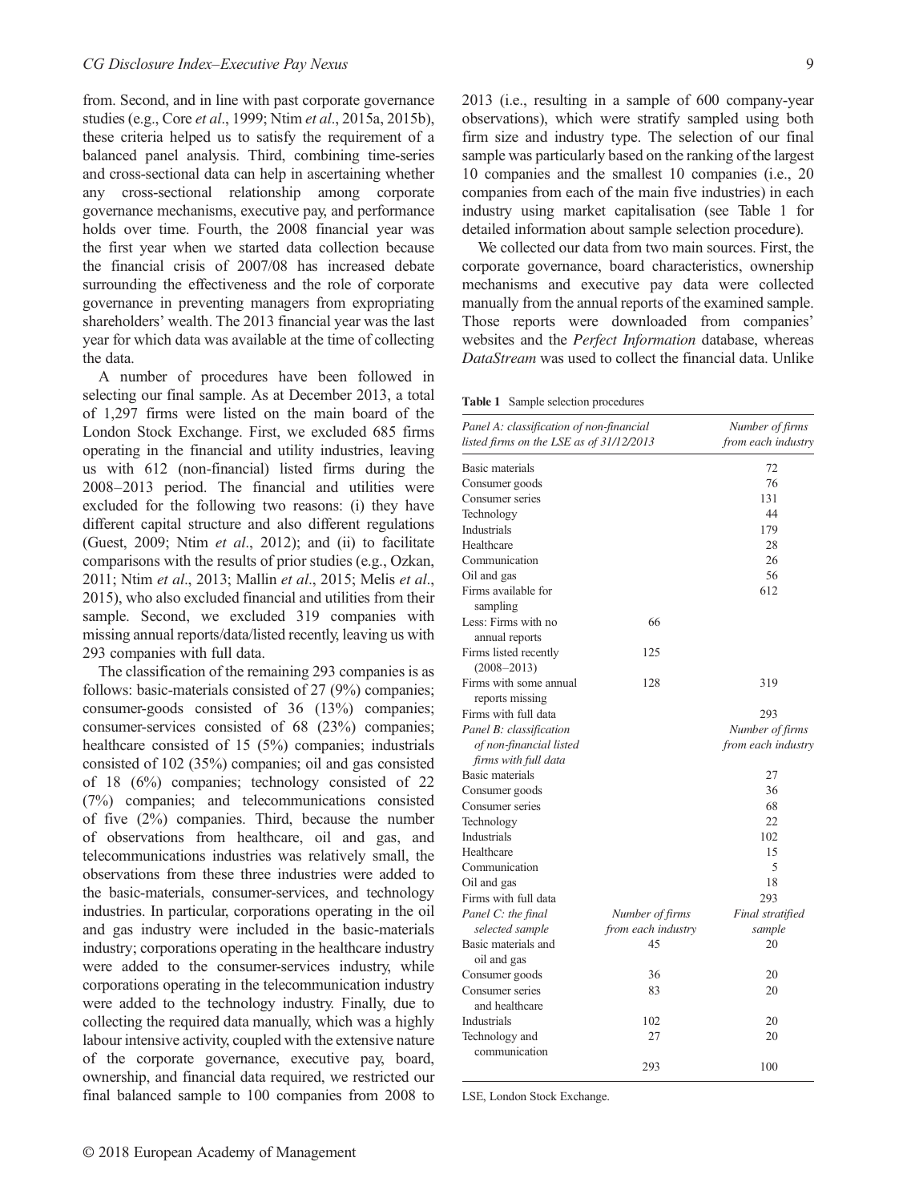from. Second, and in line with past corporate governance studies (e.g., Core *et al*., 1999; Ntim *et al*., 2015a, 2015b), these criteria helped us to satisfy the requirement of a balanced panel analysis. Third, combining time-series and cross-sectional data can help in ascertaining whether any cross-sectional relationship among corporate governance mechanisms, executive pay, and performance holds over time. Fourth, the 2008 financial year was the first year when we started data collection because the financial crisis of 2007/08 has increased debate surrounding the effectiveness and the role of corporate governance in preventing managers from expropriating shareholders' wealth. The 2013 financial year was the last year for which data was available at the time of collecting the data.

A number of procedures have been followed in selecting our final sample. As at December 2013, a total of 1,297 firms were listed on the main board of the London Stock Exchange. First, we excluded 685 firms operating in the financial and utility industries, leaving us with 612 (non-financial) listed firms during the 2008–2013 period. The financial and utilities were excluded for the following two reasons: (i) they have different capital structure and also different regulations (Guest, 2009; Ntim *et al*., 2012); and (ii) to facilitate comparisons with the results of prior studies (e.g., Ozkan, 2011; Ntim *et al*., 2013; Mallin *et al*., 2015; Melis *et al*., 2015), who also excluded financial and utilities from their sample. Second, we excluded 319 companies with missing annual reports/data/listed recently, leaving us with 293 companies with full data.

The classification of the remaining 293 companies is as follows: basic-materials consisted of 27 (9%) companies; consumer-goods consisted of 36 (13%) companies; consumer-services consisted of 68 (23%) companies; healthcare consisted of 15 (5%) companies; industrials consisted of 102 (35%) companies; oil and gas consisted of 18 (6%) companies; technology consisted of 22 (7%) companies; and telecommunications consisted of five (2%) companies. Third, because the number of observations from healthcare, oil and gas, and telecommunications industries was relatively small, the observations from these three industries were added to the basic-materials, consumer-services, and technology industries. In particular, corporations operating in the oil and gas industry were included in the basic-materials industry; corporations operating in the healthcare industry were added to the consumer-services industry, while corporations operating in the telecommunication industry were added to the technology industry. Finally, due to collecting the required data manually, which was a highly labour intensive activity, coupled with the extensive nature of the corporate governance, executive pay, board, ownership, and financial data required, we restricted our final balanced sample to 100 companies from 2008 to 2013 (i.e., resulting in a sample of 600 company-year observations), which were stratify sampled using both firm size and industry type. The selection of our final sample was particularly based on the ranking of the largest 10 companies and the smallest 10 companies (i.e., 20 companies from each of the main five industries) in each industry using market capitalisation (see Table 1 for detailed information about sample selection procedure).

We collected our data from two main sources. First, the corporate governance, board characteristics, ownership mechanisms and executive pay data were collected manually from the annual reports of the examined sample. Those reports were downloaded from companies' websites and the *Perfect Information* database, whereas *DataStream* was used to collect the financial data. Unlike

**Table 1** Sample selection procedures

| *Panel A: classification of non-financial listed firms on the LSE as of 31/12/2013* | | *Number of firms from each industry* |
|---|---|---|
| Basic materials | | 72 |
| Consumer goods | | 76 |
| Consumer series | | 131 |
| Technology | | 44 |
| Industrials | | 179 |
| Healthcare | | 28 |
| Communication | | 26 |
| Oil and gas | | 56 |
| Firms available for sampling | | 612 |
| Less: Firms with no annual reports | 66 | |
| Firms listed recently (2008–2013) | 125 | |
| Firms with some annual reports missing | 128 | 319 |
| Firms with full data | | 293 |
| *Panel B: classification of non-financial listed firms with full data* | | *Number of firms from each industry* |
| Basic materials | | 27 |
| Consumer goods | | 36 |
| Consumer series | | 68 |
| Technology | | 22 |
| Industrials | | 102 |
| Healthcare | | 15 |
| Communication | | 5 |
| Oil and gas | | 18 |
| Firms with full data | | 293 |
| *Panel C: the final selected sample* | *Number of firms from each industry* | *Final stratified sample* |
| Basic materials and oil and gas | 45 | 20 |
| Consumer goods | 36 | 20 |
| Consumer series and healthcare | 83 | 20 |
| Industrials | 102 | 20 |
| Technology and communication | 27 | 20 |
| | 293 | 100 |

LSE, London Stock Exchange.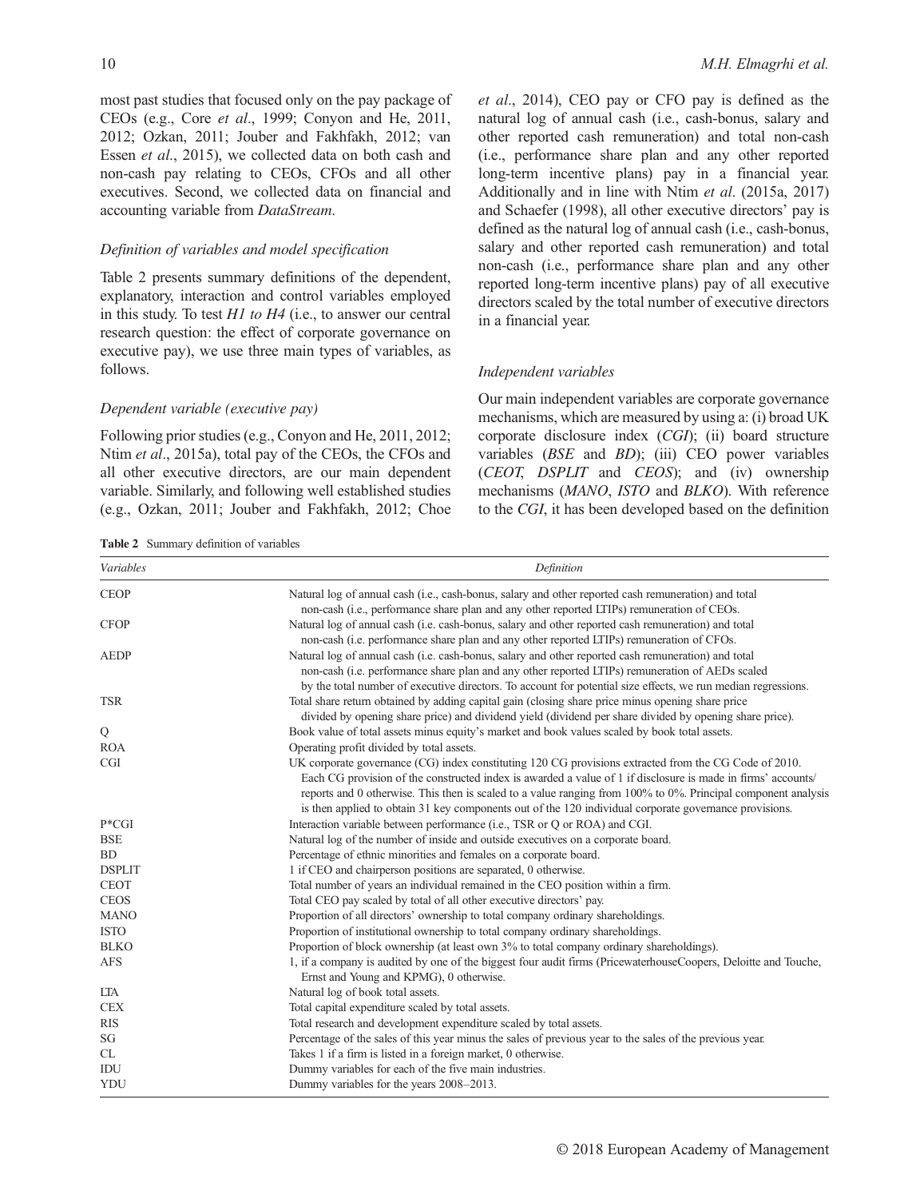most past studies that focused only on the pay package of CEOs (e.g., Core *et al*., 1999; Conyon and He, 2011, 2012; Ozkan, 2011; Jouber and Fakhfakh, 2012; van Essen *et al*., 2015), we collected data on both cash and non-cash pay relating to CEOs, CFOs and all other executives. Second, we collected data on financial and accounting variable from *DataStream*.

### *Definition of variables and model specification*

Table 2 presents summary definitions of the dependent, explanatory, interaction and control variables employed in this study. To test *H1 to H4* (i.e., to answer our central research question: the effect of corporate governance on executive pay), we use three main types of variables, as follows.

### *Dependent variable (executive pay)*

Following prior studies (e.g., Conyon and He, 2011, 2012; Ntim *et al*., 2015a), total pay of the CEOs, the CFOs and all other executive directors, are our main dependent variable. Similarly, and following well established studies (e.g., Ozkan, 2011; Jouber and Fakhfakh, 2012; Choe *et al*., 2014), CEO pay or CFO pay is defined as the natural log of annual cash (i.e., cash-bonus, salary and other reported cash remuneration) and total non-cash (i.e., performance share plan and any other reported long-term incentive plans) pay in a financial year. Additionally and in line with Ntim *et al*. (2015a, 2017) and Schaefer (1998), all other executive directors' pay is defined as the natural log of annual cash (i.e., cash-bonus, salary and other reported cash remuneration) and total non-cash (i.e., performance share plan and any other reported long-term incentive plans) pay of all executive directors scaled by the total number of executive directors in a financial year.

### *Independent variables*

Our main independent variables are corporate governance mechanisms, which are measured by using a: (i) broad UK corporate disclosure index (*CGI*); (ii) board structure variables (*BSE* and *BD*); (iii) CEO power variables (*CEOT*, *DSPLIT* and *CEOS*); and (iv) ownership mechanisms (*MANO*, *ISTO* and *BLKO*). With reference to the *CGI*, it has been developed based on the definition

**Table 2** Summary definition of variables

| *Variables* | *Definition* |
|---|---|
| CEOP | Natural log of annual cash (i.e., cash-bonus, salary and other reported cash remuneration) and total non-cash (i.e., performance share plan and any other reported LTIPs) remuneration of CEOs. |
| CFOP | Natural log of annual cash (i.e. cash-bonus, salary and other reported cash remuneration) and total non-cash (i.e. performance share plan and any other reported LTIPs) remuneration of CFOs. |
| AEDP | Natural log of annual cash (i.e. cash-bonus, salary and other reported cash remuneration) and total non-cash (i.e. performance share plan and any other reported LTIPs) remuneration of AEDs scaled by the total number of executive directors. To account for potential size effects, we run median regressions. |
| TSR | Total share return obtained by adding capital gain (closing share price minus opening share price divided by opening share price) and dividend yield (dividend per share divided by opening share price). |
| Q | Book value of total assets minus equity's market and book values scaled by book total assets. |
| ROA | Operating profit divided by total assets. |
| CGI | UK corporate governance (CG) index constituting 120 CG provisions extracted from the CG Code of 2010. Each CG provision of the constructed index is awarded a value of 1 if disclosure is made in firms' accounts/reports and 0 otherwise. This then is scaled to a value ranging from 100% to 0%. Principal component analysis is then applied to obtain 31 key components out of the 120 individual corporate governance provisions. |
| P*CGI | Interaction variable between performance (i.e., TSR or Q or ROA) and CGI. |
| BSE | Natural log of the number of inside and outside executives on a corporate board. |
| BD | Percentage of ethnic minorities and females on a corporate board. |
| DSPLIT | 1 if CEO and chairperson positions are separated, 0 otherwise. |
| CEOT | Total number of years an individual remained in the CEO position within a firm. |
| CEOS | Total CEO pay scaled by total of all other executive directors' pay. |
| MANO | Proportion of all directors' ownership to total company ordinary shareholdings. |
| ISTO | Proportion of institutional ownership to total company ordinary shareholdings. |
| BLKO | Proportion of block ownership (at least own 3% to total company ordinary shareholdings). |
| AFS | 1, if a company is audited by one of the biggest four audit firms (PricewaterhouseCoopers, Deloitte and Touche, Ernst and Young and KPMG), 0 otherwise. |
| LTA | Natural log of book total assets. |
| CEX | Total capital expenditure scaled by total assets. |
| RIS | Total research and development expenditure scaled by total assets. |
| SG | Percentage of the sales of this year minus the sales of previous year to the sales of the previous year. |
| CL | Takes 1 if a firm is listed in a foreign market, 0 otherwise. |
| IDU | Dummy variables for each of the five main industries. |
| YDU | Dummy variables for the years 2008–2013. |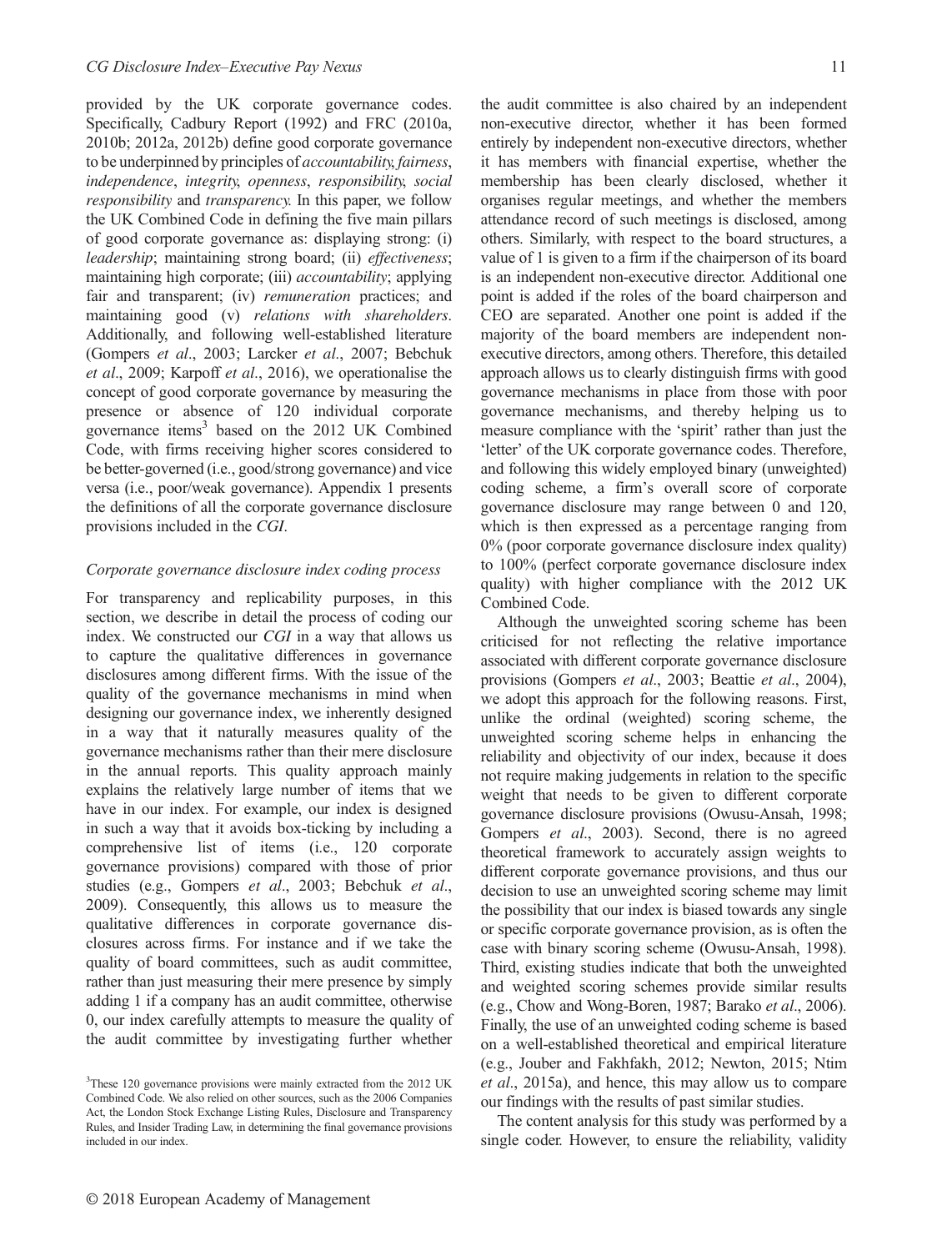provided by the UK corporate governance codes. Specifically, Cadbury Report (1992) and FRC (2010a, 2010b; 2012a, 2012b) define good corporate governance to be underpinned by principles of *accountability, fairness, independence, integrity, openness, responsibility, social responsibility* and *transparency.* In this paper, we follow the UK Combined Code in defining the five main pillars of good corporate governance as: displaying strong: (i) *leadership*; maintaining strong board; (ii) *effectiveness*; maintaining high corporate; (iii) *accountability*; applying fair and transparent; (iv) *remuneration* practices; and maintaining good (v) *relations with shareholders*. Additionally, and following well-established literature (Gompers *et al*., 2003; Larcker *et al*., 2007; Bebchuk *et al*., 2009; Karpoff *et al*., 2016), we operationalise the concept of good corporate governance by measuring the presence or absence of 120 individual corporate governance items[3] based on the 2012 UK Combined Code, with firms receiving higher scores considered to be better-governed (i.e., good/strong governance) and vice versa (i.e., poor/weak governance). Appendix 1 presents the definitions of all the corporate governance disclosure provisions included in the *CGI*.

### *Corporate governance disclosure index coding process*

For transparency and replicability purposes, in this section, we describe in detail the process of coding our index. We constructed our *CGI* in a way that allows us to capture the qualitative differences in governance disclosures among different firms. With the issue of the quality of the governance mechanisms in mind when designing our governance index, we inherently designed in a way that it naturally measures quality of the governance mechanisms rather than their mere disclosure in the annual reports. This quality approach mainly explains the relatively large number of items that we have in our index. For example, our index is designed in such a way that it avoids box-ticking by including a comprehensive list of items (i.e., 120 corporate governance provisions) compared with those of prior studies (e.g., Gompers *et al*., 2003; Bebchuk *et al*., 2009). Consequently, this allows us to measure the qualitative differences in corporate governance disclosures across firms. For instance and if we take the quality of board committees, such as audit committee, rather than just measuring their mere presence by simply adding 1 if a company has an audit committee, otherwise 0, our index carefully attempts to measure the quality of the audit committee by investigating further whether the audit committee is also chaired by an independent non-executive director, whether it has been formed entirely by independent non-executive directors, whether it has members with financial expertise, whether the membership has been clearly disclosed, whether it organises regular meetings, and whether the members attendance record of such meetings is disclosed, among others. Similarly, with respect to the board structures, a value of 1 is given to a firm if the chairperson of its board is an independent non-executive director. Additional one point is added if the roles of the board chairperson and CEO are separated. Another one point is added if the majority of the board members are independent non-executive directors, among others. Therefore, this detailed approach allows us to clearly distinguish firms with good governance mechanisms in place from those with poor governance mechanisms, and thereby helping us to measure compliance with the 'spirit' rather than just the 'letter' of the UK corporate governance codes. Therefore, and following this widely employed binary (unweighted) coding scheme, a firm's overall score of corporate governance disclosure may range between 0 and 120, which is then expressed as a percentage ranging from 0% (poor corporate governance disclosure index quality) to 100% (perfect corporate governance disclosure index quality) with higher compliance with the 2012 UK Combined Code.

Although the unweighted scoring scheme has been criticised for not reflecting the relative importance associated with different corporate governance disclosure provisions (Gompers *et al*., 2003; Beattie *et al*., 2004), we adopt this approach for the following reasons. First, unlike the ordinal (weighted) scoring scheme, the unweighted scoring scheme helps in enhancing the reliability and objectivity of our index, because it does not require making judgements in relation to the specific weight that needs to be given to different corporate governance disclosure provisions (Owusu-Ansah, 1998; Gompers *et al*., 2003). Second, there is no agreed theoretical framework to accurately assign weights to different corporate governance provisions, and thus our decision to use an unweighted scoring scheme may limit the possibility that our index is biased towards any single or specific corporate governance provision, as is often the case with binary scoring scheme (Owusu-Ansah, 1998). Third, existing studies indicate that both the unweighted and weighted scoring schemes provide similar results (e.g., Chow and Wong-Boren, 1987; Barako *et al*., 2006). Finally, the use of an unweighted coding scheme is based on a well-established theoretical and empirical literature (e.g., Jouber and Fakhfakh, 2012; Newton, 2015; Ntim *et al*., 2015a), and hence, this may allow us to compare our findings with the results of past similar studies.

The content analysis for this study was performed by a single coder. However, to ensure the reliability, validity

[3]These 120 governance provisions were mainly extracted from the 2012 UK Combined Code. We also relied on other sources, such as the 2006 Companies Act, the London Stock Exchange Listing Rules, Disclosure and Transparency Rules, and Insider Trading Law, in determining the final governance provisions included in our index.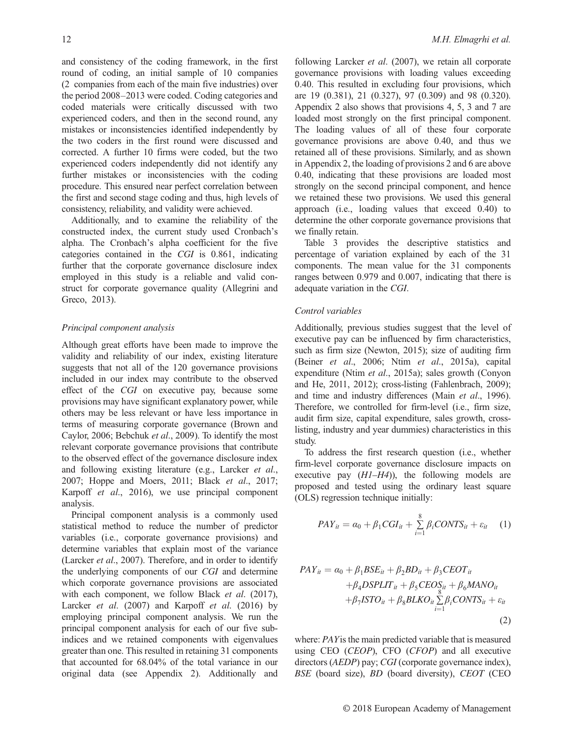and consistency of the coding framework, in the first round of coding, an initial sample of 10 companies (2 companies from each of the main five industries) over the period 2008–2013 were coded. Coding categories and coded materials were critically discussed with two experienced coders, and then in the second round, any mistakes or inconsistencies identified independently by the two coders in the first round were discussed and corrected. A further 10 firms were coded, but the two experienced coders independently did not identify any further mistakes or inconsistencies with the coding procedure. This ensured near perfect correlation between the first and second stage coding and thus, high levels of consistency, reliability, and validity were achieved.

Additionally, and to examine the reliability of the constructed index, the current study used Cronbach's alpha. The Cronbach's alpha coefficient for the five categories contained in the *CGI* is 0.861, indicating further that the corporate governance disclosure index employed in this study is a reliable and valid construct for corporate governance quality (Allegrini and Greco, 2013).

### *Principal component analysis*

Although great efforts have been made to improve the validity and reliability of our index, existing literature suggests that not all of the 120 governance provisions included in our index may contribute to the observed effect of the *CGI* on executive pay, because some provisions may have significant explanatory power, while others may be less relevant or have less importance in terms of measuring corporate governance (Brown and Caylor, 2006; Bebchuk *et al*., 2009). To identify the most relevant corporate governance provisions that contribute to the observed effect of the governance disclosure index and following existing literature (e.g., Larcker *et al*., 2007; Hoppe and Moers, 2011; Black *et al*., 2017; Karpoff *et al*., 2016), we use principal component analysis.

Principal component analysis is a commonly used statistical method to reduce the number of predictor variables (i.e., corporate governance provisions) and determine variables that explain most of the variance (Larcker *et al*., 2007). Therefore, and in order to identify the underlying components of our *CGI* and determine which corporate governance provisions are associated with each component, we follow Black *et al*. (2017), Larcker *et al*. (2007) and Karpoff *et al*. (2016) by employing principal component analysis. We run the principal component analysis for each of our five sub-indices and we retained components with eigenvalues greater than one. This resulted in retaining 31 components that accounted for 68.04% of the total variance in our original data (see Appendix 2). Additionally and following Larcker *et al*. (2007), we retain all corporate governance provisions with loading values exceeding 0.40. This resulted in excluding four provisions, which are 19 (0.381), 21 (0.327), 97 (0.309) and 98 (0.320). Appendix 2 also shows that provisions 4, 5, 3 and 7 are loaded most strongly on the first principal component. The loading values of all of these four corporate governance provisions are above 0.40, and thus we retained all of these provisions. Similarly, and as shown in Appendix 2, the loading of provisions 2 and 6 are above 0.40, indicating that these provisions are loaded most strongly on the second principal component, and hence we retained these two provisions. We used this general approach (i.e., loading values that exceed 0.40) to determine the other corporate governance provisions that we finally retain.

Table 3 provides the descriptive statistics and percentage of variation explained by each of the 31 components. The mean value for the 31 components ranges between 0.979 and 0.007, indicating that there is adequate variation in the *CGI*.

### *Control variables*

Additionally, previous studies suggest that the level of executive pay can be influenced by firm characteristics, such as firm size (Newton, 2015); size of auditing firm (Beiner *et al*., 2006; Ntim *et al*., 2015a), capital expenditure (Ntim *et al*., 2015a); sales growth (Conyon and He, 2011, 2012); cross-listing (Fahlenbrach, 2009); and time and industry differences (Main *et al*., 1996). Therefore, we controlled for firm-level (i.e., firm size, audit firm size, capital expenditure, sales growth, cross-listing, industry and year dummies) characteristics in this study.

To address the first research question (i.e., whether firm-level corporate governance disclosure impacts on executive pay (*H1–H4*)), the following models are proposed and tested using the ordinary least square (OLS) regression technique initially:

$$PAY_{it} = \alpha_0 + \beta_1 CGI_{it} + \sum_{i=1}^{8} \beta_i CONTS_{it} + \varepsilon_{it} \quad (1)$$

$$\begin{aligned} PAY_{it} = \alpha_0 &+ \beta_1 BSE_{it} + \beta_2 BD_{it} + \beta_3 CEOT_{it} \\ &+ \beta_4 DSPLIT_{it} + \beta_5 CEOS_{it} + \beta_6 MANO_{it} \\ &+ \beta_7 ISTO_{it} + \beta_8 BLKO_{it} \sum_{i=1}^{8} \beta_i CONTS_{it} + \varepsilon_{it} \end{aligned} \quad (2)$$

where: *PAY* is the main predicted variable that is measured using CEO (*CEOP*), CFO (*CFOP*) and all executive directors (*AEDP*) pay; *CGI* (corporate governance index), *BSE* (board size), *BD* (board diversity), *CEOT* (CEO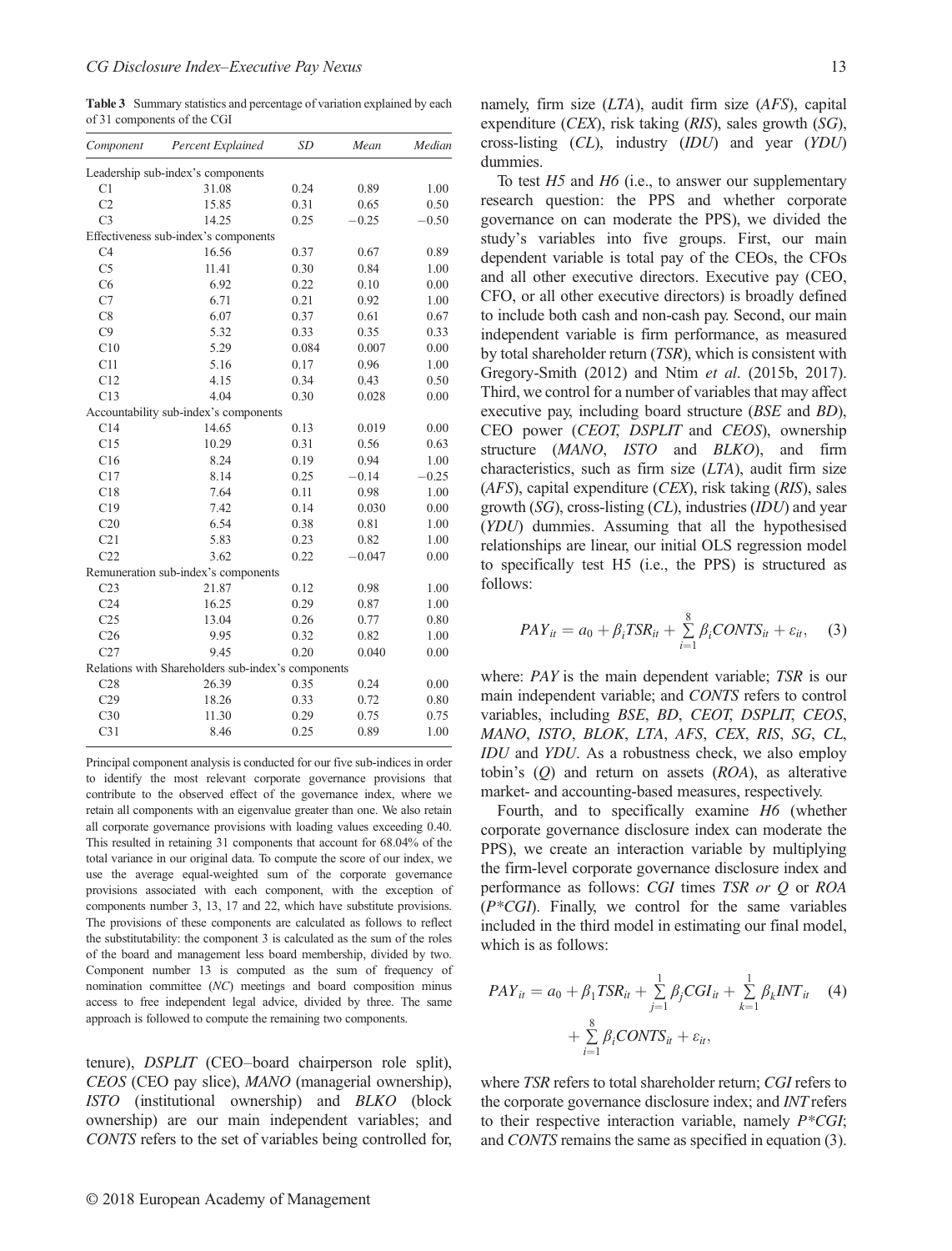**Table 3** Summary statistics and percentage of variation explained by each of 31 components of the CGI

| Component | Percent Explained | SD | Mean | Median |
|---|---|---|---|---|
| Leadership sub-index's components | | | | |
| C1 | 31.08 | 0.24 | 0.89 | 1.00 |
| C2 | 15.85 | 0.31 | 0.65 | 0.50 |
| C3 | 14.25 | 0.25 | −0.25 | −0.50 |
| Effectiveness sub-index's components | | | | |
| C4 | 16.56 | 0.37 | 0.67 | 0.89 |
| C5 | 11.41 | 0.30 | 0.84 | 1.00 |
| C6 | 6.92 | 0.22 | 0.10 | 0.00 |
| C7 | 6.71 | 0.21 | 0.92 | 1.00 |
| C8 | 6.07 | 0.37 | 0.61 | 0.67 |
| C9 | 5.32 | 0.33 | 0.35 | 0.33 |
| C10 | 5.29 | 0.084 | 0.007 | 0.00 |
| C11 | 5.16 | 0.17 | 0.96 | 1.00 |
| C12 | 4.15 | 0.34 | 0.43 | 0.50 |
| C13 | 4.04 | 0.30 | 0.028 | 0.00 |
| Accountability sub-index's components | | | | |
| C14 | 14.65 | 0.13 | 0.019 | 0.00 |
| C15 | 10.29 | 0.31 | 0.56 | 0.63 |
| C16 | 8.24 | 0.19 | 0.94 | 1.00 |
| C17 | 8.14 | 0.25 | −0.14 | −0.25 |
| C18 | 7.64 | 0.11 | 0.98 | 1.00 |
| C19 | 7.42 | 0.14 | 0.030 | 0.00 |
| C20 | 6.54 | 0.38 | 0.81 | 1.00 |
| C21 | 5.83 | 0.23 | 0.82 | 1.00 |
| C22 | 3.62 | 0.22 | −0.047 | 0.00 |
| Remuneration sub-index's components | | | | |
| C23 | 21.87 | 0.12 | 0.98 | 1.00 |
| C24 | 16.25 | 0.29 | 0.87 | 1.00 |
| C25 | 13.04 | 0.26 | 0.77 | 0.80 |
| C26 | 9.95 | 0.32 | 0.82 | 1.00 |
| C27 | 9.45 | 0.20 | 0.040 | 0.00 |
| Relations with Shareholders sub-index's components | | | | |
| C28 | 26.39 | 0.35 | 0.24 | 0.00 |
| C29 | 18.26 | 0.33 | 0.72 | 0.80 |
| C30 | 11.30 | 0.29 | 0.75 | 0.75 |
| C31 | 8.46 | 0.25 | 0.89 | 1.00 |

Principal component analysis is conducted for our five sub-indices in order to identify the most relevant corporate governance provisions that contribute to the observed effect of the governance index, where we retain all components with an eigenvalue greater than one. We also retain all corporate governance provisions with loading values exceeding 0.40. This resulted in retaining 31 components that account for 68.04% of the total variance in our original data. To compute the score of our index, we use the average equal-weighted sum of the corporate governance provisions associated with each component, with the exception of components number 3, 13, 17 and 22, which have substitute provisions. The provisions of these components are calculated as follows to reflect the substitutability: the component 3 is calculated as the sum of the roles of the board and management less board membership, divided by two. Component number 13 is computed as the sum of frequency of nomination committee (*NC*) meetings and board composition minus access to free independent legal advice, divided by three. The same approach is followed to compute the remaining two components.

tenure), *DSPLIT* (CEO–board chairperson role split), *CEOS* (CEO pay slice), *MANO* (managerial ownership), *ISTO* (institutional ownership) and *BLKO* (block ownership) are our main independent variables; and *CONTS* refers to the set of variables being controlled for, namely, firm size (*LTA*), audit firm size (*AFS*), capital expenditure (*CEX*), risk taking (*RIS*), sales growth (*SG*), cross-listing (*CL*), industry (*IDU*) and year (*YDU*) dummies.

To test *H5* and *H6* (i.e., to answer our supplementary research question: the PPS and whether corporate governance on can moderate the PPS), we divided the study's variables into five groups. First, our main dependent variable is total pay of the CEOs, the CFOs and all other executive directors. Executive pay (CEO, CFO, or all other executive directors) is broadly defined to include both cash and non-cash pay. Second, our main independent variable is firm performance, as measured by total shareholder return (*TSR*), which is consistent with Gregory-Smith (2012) and Ntim *et al*. (2015b, 2017). Third, we control for a number of variables that may affect executive pay, including board structure (*BSE* and *BD*), CEO power (*CEOT*, *DSPLIT* and *CEOS*), ownership structure (*MANO*, *ISTO* and *BLKO*), and firm characteristics, such as firm size (*LTA*), audit firm size (*AFS*), capital expenditure (*CEX*), risk taking (*RIS*), sales growth (*SG*), cross-listing (*CL*), industries (*IDU*) and year (*YDU*) dummies. Assuming that all the hypothesised relationships are linear, our initial OLS regression model to specifically test H5 (i.e., the PPS) is structured as follows:

$$PAY_{it} = a_0 + \beta_i TSR_{it} + \sum_{i=1}^{8} \beta_i CONTS_{it} + \varepsilon_{it}, \quad (3)$$

where: *PAY* is the main dependent variable; *TSR* is our main independent variable; and *CONTS* refers to control variables, including *BSE*, *BD*, *CEOT*, *DSPLIT*, *CEOS*, *MANO*, *ISTO*, *BLOK*, *LTA*, *AFS*, *CEX*, *RIS*, *SG*, *CL*, *IDU* and *YDU*. As a robustness check, we also employ tobin's (*Q*) and return on assets (*ROA*), as alterative market- and accounting-based measures, respectively.

Fourth, and to specifically examine *H6* (whether corporate governance disclosure index can moderate the PPS), we create an interaction variable by multiplying the firm-level corporate governance disclosure index and performance as follows: *CGI* times *TSR or Q* or *ROA* (*P*CGI*). Finally, we control for the same variables included in the third model in estimating our final model, which is as follows:

$$PAY_{it} = a_0 + \beta_1 TSR_{it} + \sum_{j=1}^{1} \beta_j CGI_{it} + \sum_{k=1}^{1} \beta_k INT_{it} + \sum_{i=1}^{8} \beta_i CONTS_{it} + \varepsilon_{it}, \quad (4)$$

where *TSR* refers to total shareholder return; *CGI* refers to the corporate governance disclosure index; and *INT* refers to their respective interaction variable, namely *P*CGI*; and *CONTS* remains the same as specified in equation (3).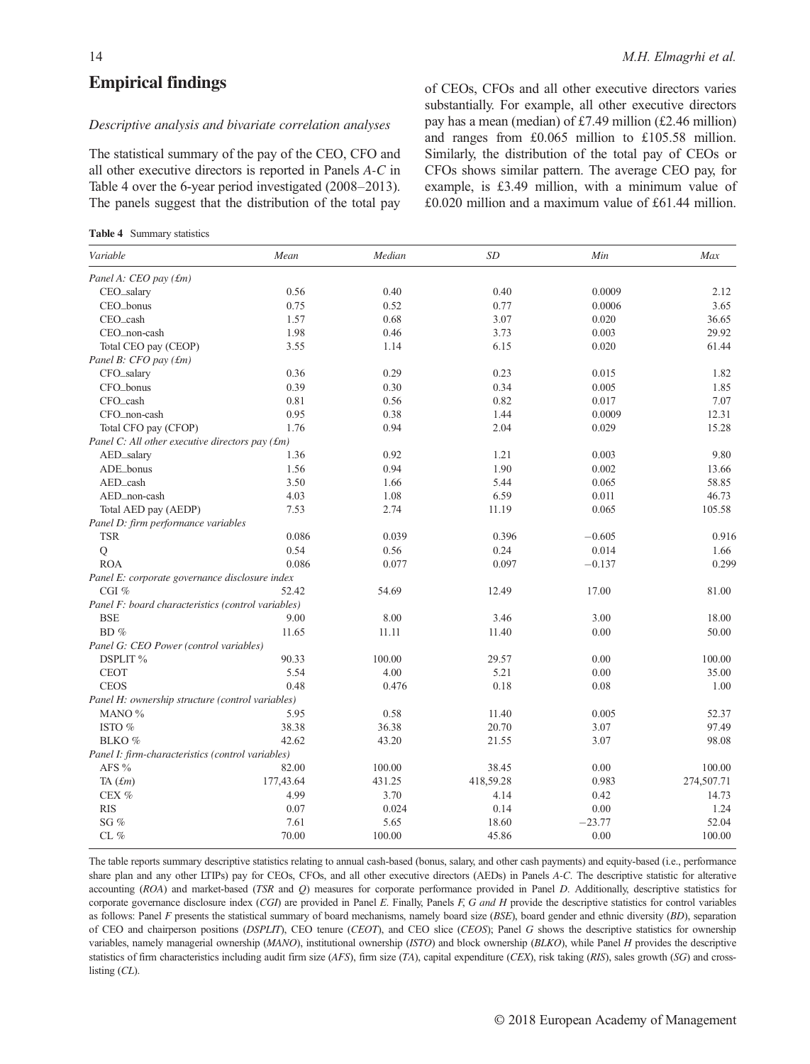## Empirical findings

### *Descriptive analysis and bivariate correlation analyses*

The statistical summary of the pay of the CEO, CFO and all other executive directors is reported in Panels *A-C* in Table 4 over the 6-year period investigated (2008–2013). The panels suggest that the distribution of the total pay of CEOs, CFOs and all other executive directors varies substantially. For example, all other executive directors pay has a mean (median) of £7.49 million (£2.46 million) and ranges from £0.065 million to £105.58 million. Similarly, the distribution of the total pay of CEOs or CFOs shows similar pattern. The average CEO pay, for example, is £3.49 million, with a minimum value of £0.020 million and a maximum value of £61.44 million.

**Table 4** Summary statistics

| *Variable* | *Mean* | *Median* | *SD* | *Min* | *Max* |
|---|---|---|---|---|---|
| *Panel A: CEO pay (£m)* | | | | | |
| CEO_salary | 0.56 | 0.40 | 0.40 | 0.0009 | 2.12 |
| CEO_bonus | 0.75 | 0.52 | 0.77 | 0.0006 | 3.65 |
| CEO_cash | 1.57 | 0.68 | 3.07 | 0.020 | 36.65 |
| CEO_non-cash | 1.98 | 0.46 | 3.73 | 0.003 | 29.92 |
| Total CEO pay (CEOP) | 3.55 | 1.14 | 6.15 | 0.020 | 61.44 |
| *Panel B: CFO pay (£m)* | | | | | |
| CFO_salary | 0.36 | 0.29 | 0.23 | 0.015 | 1.82 |
| CFO_bonus | 0.39 | 0.30 | 0.34 | 0.005 | 1.85 |
| CFO_cash | 0.81 | 0.56 | 0.82 | 0.017 | 7.07 |
| CFO_non-cash | 0.95 | 0.38 | 1.44 | 0.0009 | 12.31 |
| Total CFO pay (CFOP) | 1.76 | 0.94 | 2.04 | 0.029 | 15.28 |
| *Panel C: All other executive directors pay (£m)* | | | | | |
| AED_salary | 1.36 | 0.92 | 1.21 | 0.003 | 9.80 |
| ADE_bonus | 1.56 | 0.94 | 1.90 | 0.002 | 13.66 |
| AED_cash | 3.50 | 1.66 | 5.44 | 0.065 | 58.85 |
| AED_non-cash | 4.03 | 1.08 | 6.59 | 0.011 | 46.73 |
| Total AED pay (AEDP) | 7.53 | 2.74 | 11.19 | 0.065 | 105.58 |
| *Panel D: firm performance variables* | | | | | |
| TSR | 0.086 | 0.039 | 0.396 | −0.605 | 0.916 |
| Q | 0.54 | 0.56 | 0.24 | 0.014 | 1.66 |
| ROA | 0.086 | 0.077 | 0.097 | −0.137 | 0.299 |
| *Panel E: corporate governance disclosure index* | | | | | |
| CGI % | 52.42 | 54.69 | 12.49 | 17.00 | 81.00 |
| *Panel F: board characteristics (control variables)* | | | | | |
| BSE | 9.00 | 8.00 | 3.46 | 3.00 | 18.00 |
| BD % | 11.65 | 11.11 | 11.40 | 0.00 | 50.00 |
| *Panel G: CEO Power (control variables)* | | | | | |
| DSPLIT % | 90.33 | 100.00 | 29.57 | 0.00 | 100.00 |
| CEOT | 5.54 | 4.00 | 5.21 | 0.00 | 35.00 |
| CEOS | 0.48 | 0.476 | 0.18 | 0.08 | 1.00 |
| *Panel H: ownership structure (control variables)* | | | | | |
| MANO % | 5.95 | 0.58 | 11.40 | 0.005 | 52.37 |
| ISTO % | 38.38 | 36.38 | 20.70 | 3.07 | 97.49 |
| BLKO % | 42.62 | 43.20 | 21.55 | 3.07 | 98.08 |
| *Panel I: firm-characteristics (control variables)* | | | | | |
| AFS % | 82.00 | 100.00 | 38.45 | 0.00 | 100.00 |
| TA (*£m*) | 177,43.64 | 431.25 | 418,59.28 | 0.983 | 274,507.71 |
| CEX % | 4.99 | 3.70 | 4.14 | 0.42 | 14.73 |
| RIS | 0.07 | 0.024 | 0.14 | 0.00 | 1.24 |
| SG % | 7.61 | 5.65 | 18.60 | −23.77 | 52.04 |
| CL % | 70.00 | 100.00 | 45.86 | 0.00 | 100.00 |

The table reports summary descriptive statistics relating to annual cash-based (bonus, salary, and other cash payments) and equity-based (i.e., performance share plan and any other LTIPs) pay for CEOs, CFOs, and all other executive directors (AEDs) in Panels *A-C*. The descriptive statistic for alterative accounting (*ROA*) and market-based (*TSR* and *Q*) measures for corporate performance provided in Panel *D*. Additionally, descriptive statistics for corporate governance disclosure index (*CGI*) are provided in Panel *E*. Finally, Panels *F, G and H* provide the descriptive statistics for control variables as follows: Panel *F* presents the statistical summary of board mechanisms, namely board size (*BSE*), board gender and ethnic diversity (*BD*), separation of CEO and chairperson positions (*DSPLIT*), CEO tenure (*CEOT*), and CEO slice (*CEOS*); Panel *G* shows the descriptive statistics for ownership variables, namely managerial ownership (*MANO*), institutional ownership (*ISTO*) and block ownership (*BLKO*), while Panel *H* provides the descriptive statistics of firm characteristics including audit firm size (*AFS*), firm size (*TA*), capital expenditure (*CEX*), risk taking (*RIS*), sales growth (*SG*) and cross-listing (*CL*).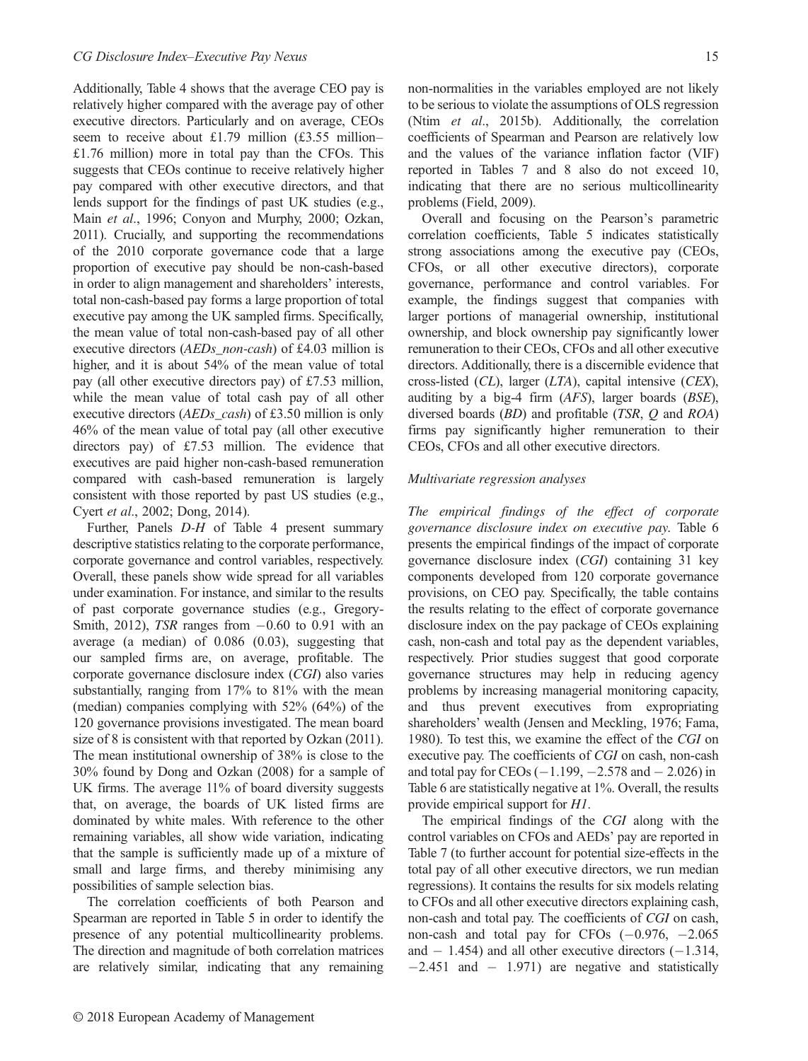Additionally, Table 4 shows that the average CEO pay is relatively higher compared with the average pay of other executive directors. Particularly and on average, CEOs seem to receive about £1.79 million (£3.55 million–£1.76 million) more in total pay than the CFOs. This suggests that CEOs continue to receive relatively higher pay compared with other executive directors, and that lends support for the findings of past UK studies (e.g., Main *et al*., 1996; Conyon and Murphy, 2000; Ozkan, 2011). Crucially, and supporting the recommendations of the 2010 corporate governance code that a large proportion of executive pay should be non-cash-based in order to align management and shareholders' interests, total non-cash-based pay forms a large proportion of total executive pay among the UK sampled firms. Specifically, the mean value of total non-cash-based pay of all other executive directors (*AEDs_non-cash*) of £4.03 million is higher, and it is about 54% of the mean value of total pay (all other executive directors pay) of £7.53 million, while the mean value of total cash pay of all other executive directors (*AEDs_cash*) of £3.50 million is only 46% of the mean value of total pay (all other executive directors pay) of £7.53 million. The evidence that executives are paid higher non-cash-based remuneration compared with cash-based remuneration is largely consistent with those reported by past US studies (e.g., Cyert *et al*., 2002; Dong, 2014).

Further, Panels *D-H* of Table 4 present summary descriptive statistics relating to the corporate performance, corporate governance and control variables, respectively. Overall, these panels show wide spread for all variables under examination. For instance, and similar to the results of past corporate governance studies (e.g., Gregory-Smith, 2012), *TSR* ranges from −0.60 to 0.91 with an average (a median) of 0.086 (0.03), suggesting that our sampled firms are, on average, profitable. The corporate governance disclosure index (*CGI*) also varies substantially, ranging from 17% to 81% with the mean (median) companies complying with 52% (64%) of the 120 governance provisions investigated. The mean board size of 8 is consistent with that reported by Ozkan (2011). The mean institutional ownership of 38% is close to the 30% found by Dong and Ozkan (2008) for a sample of UK firms. The average 11% of board diversity suggests that, on average, the boards of UK listed firms are dominated by white males. With reference to the other remaining variables, all show wide variation, indicating that the sample is sufficiently made up of a mixture of small and large firms, and thereby minimising any possibilities of sample selection bias.

The correlation coefficients of both Pearson and Spearman are reported in Table 5 in order to identify the presence of any potential multicollinearity problems. The direction and magnitude of both correlation matrices are relatively similar, indicating that any remaining non-normalities in the variables employed are not likely to be serious to violate the assumptions of OLS regression (Ntim *et al*., 2015b). Additionally, the correlation coefficients of Spearman and Pearson are relatively low and the values of the variance inflation factor (VIF) reported in Tables 7 and 8 also do not exceed 10, indicating that there are no serious multicollinearity problems (Field, 2009).

Overall and focusing on the Pearson's parametric correlation coefficients, Table 5 indicates statistically strong associations among the executive pay (CEOs, CFOs, or all other executive directors), corporate governance, performance and control variables. For example, the findings suggest that companies with larger portions of managerial ownership, institutional ownership, and block ownership pay significantly lower remuneration to their CEOs, CFOs and all other executive directors. Additionally, there is a discernible evidence that cross-listed (*CL*), larger (*LTA*), capital intensive (*CEX*), auditing by a big-4 firm (*AFS*), larger boards (*BSE*), diversed boards (*BD*) and profitable (*TSR*, *Q* and *ROA*) firms pay significantly higher remuneration to their CEOs, CFOs and all other executive directors.

### *Multivariate regression analyses*

*The empirical findings of the effect of corporate governance disclosure index on executive pay.* Table 6 presents the empirical findings of the impact of corporate governance disclosure index (*CGI*) containing 31 key components developed from 120 corporate governance provisions, on CEO pay. Specifically, the table contains the results relating to the effect of corporate governance disclosure index on the pay package of CEOs explaining cash, non-cash and total pay as the dependent variables, respectively. Prior studies suggest that good corporate governance structures may help in reducing agency problems by increasing managerial monitoring capacity, and thus prevent executives from expropriating shareholders' wealth (Jensen and Meckling, 1976; Fama, 1980). To test this, we examine the effect of the *CGI* on executive pay. The coefficients of *CGI* on cash, non-cash and total pay for CEOs (−1.199, −2.578 and − 2.026) in Table 6 are statistically negative at 1%. Overall, the results provide empirical support for *H1*.

The empirical findings of the *CGI* along with the control variables on CFOs and AEDs' pay are reported in Table 7 (to further account for potential size-effects in the total pay of all other executive directors, we run median regressions). It contains the results for six models relating to CFOs and all other executive directors explaining cash, non-cash and total pay. The coefficients of *CGI* on cash, non-cash and total pay for CFOs (−0.976, −2.065 and − 1.454) and all other executive directors (−1.314, −2.451 and − 1.971) are negative and statistically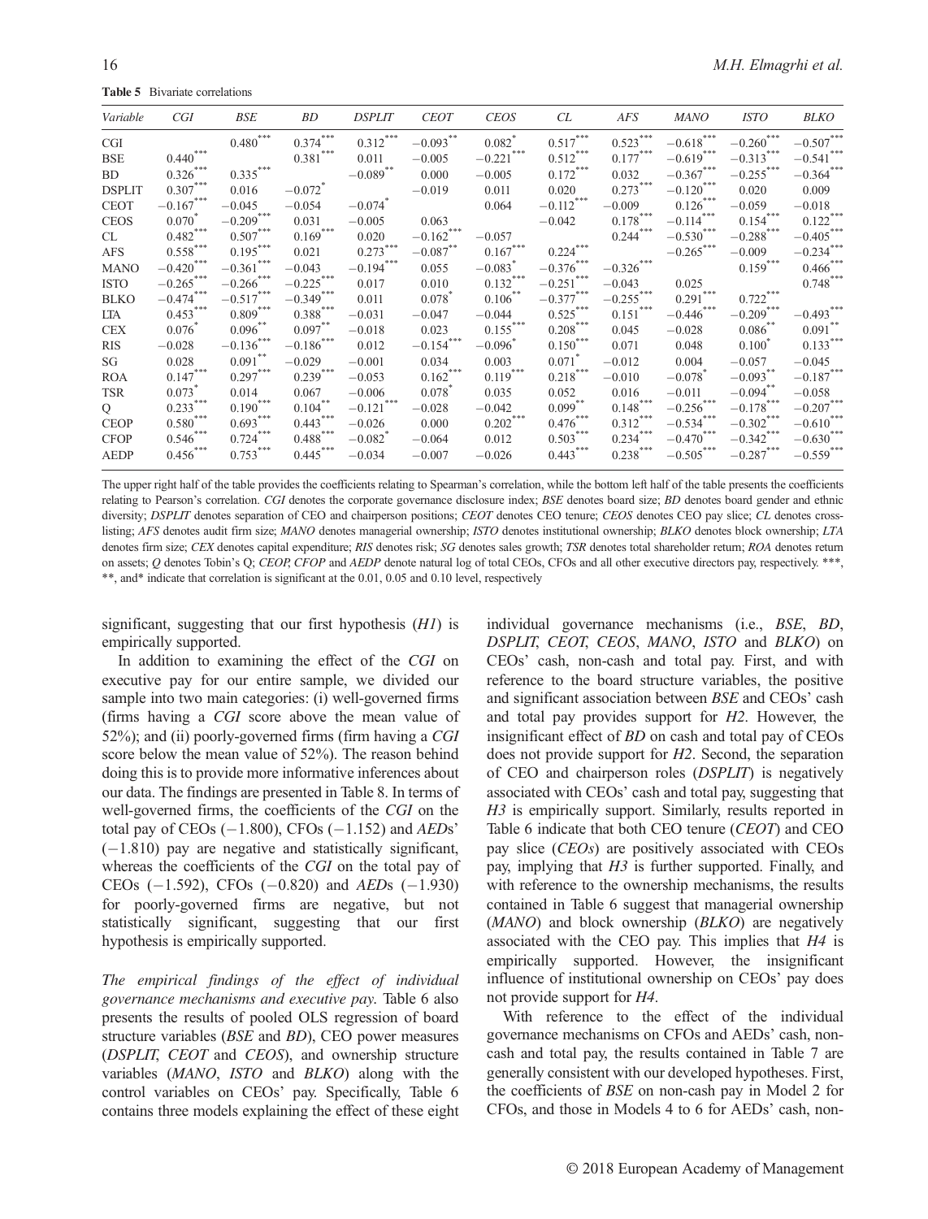**Table 5** Bivariate correlations

| *Variable* | *CGI* | *BSE* | *BD* | *DSPLIT* | *CEOT* | *CEOS* | *CL* | *AFS* | *MANO* | *ISTO* | *BLKO* |
|---|---|---|---|---|---|---|---|---|---|---|---|
| CGI | | 0.480*** | 0.374*** | 0.312*** | −0.093** | 0.082* | 0.517*** | 0.523*** | −0.618*** | −0.260*** | −0.507*** |
| BSE | 0.440*** | | 0.381*** | 0.011 | −0.005 | −0.221*** | 0.512*** | 0.177*** | −0.619*** | −0.313*** | −0.541*** |
| BD | 0.326*** | 0.335*** | | −0.089** | 0.000 | −0.005 | 0.172*** | 0.032 | −0.367*** | −0.255*** | −0.364*** |
| DSPLIT | 0.307*** | 0.016 | −0.072* | | −0.019 | 0.011 | 0.020 | 0.273*** | −0.120*** | 0.020 | 0.009 |
| CEOT | −0.167*** | −0.045 | −0.054 | −0.074* | | 0.064 | −0.112*** | −0.009 | 0.126*** | −0.059 | −0.018 |
| CEOS | 0.070* | −0.209*** | 0.031 | −0.005 | 0.063 | | −0.042 | 0.178*** | −0.114*** | 0.154*** | 0.122*** |
| CL | 0.482*** | 0.507*** | 0.169*** | 0.020 | −0.162*** | −0.057 | | 0.244*** | −0.530*** | −0.288*** | −0.405*** |
| AFS | 0.558*** | 0.195*** | 0.021 | 0.273*** | −0.087** | 0.167*** | 0.224*** | | −0.265*** | −0.009 | −0.234*** |
| MANO | −0.420*** | −0.361*** | −0.043 | −0.194*** | 0.055 | −0.083* | −0.376*** | −0.326*** | | 0.159*** | 0.466*** |
| ISTO | −0.265*** | −0.266*** | −0.225*** | 0.017 | 0.010 | 0.132*** | −0.251*** | −0.043 | 0.025 | | 0.748*** |
| BLKO | −0.474*** | −0.517*** | −0.349*** | 0.011 | 0.078* | 0.106** | −0.377*** | −0.255*** | 0.291*** | 0.722*** | |
| LTA | 0.453*** | 0.809*** | 0.388*** | −0.031 | −0.047 | −0.044 | 0.525*** | 0.151*** | −0.446*** | −0.209*** | −0.493*** |
| CEX | 0.076* | 0.096** | 0.097** | −0.018 | 0.023 | 0.155*** | 0.208*** | 0.045 | −0.028 | 0.086** | 0.091** |
| RIS | −0.028 | −0.136*** | −0.186*** | 0.012 | −0.154*** | −0.096* | 0.150*** | 0.071 | 0.048 | 0.100* | 0.133*** |
| SG | 0.028 | 0.091** | −0.029 | −0.001 | 0.034 | 0.003 | 0.071* | −0.012 | 0.004 | −0.057 | −0.045 |
| ROA | 0.147*** | 0.297*** | 0.239*** | −0.053 | 0.162*** | 0.119*** | 0.218*** | −0.010 | −0.078* | −0.093** | −0.187*** |
| TSR | 0.073* | 0.014 | 0.067 | −0.006 | 0.078* | 0.035 | 0.052 | 0.016 | −0.011 | −0.094** | −0.058 |
| Q | 0.233*** | 0.190*** | 0.104** | −0.121*** | −0.028 | −0.042 | 0.099** | 0.148*** | −0.256*** | −0.178*** | −0.207*** |
| CEOP | 0.580*** | 0.693*** | 0.443*** | −0.026 | 0.000 | 0.202*** | 0.476*** | 0.312*** | −0.534*** | −0.302*** | −0.610*** |
| CFOP | 0.546*** | 0.724*** | 0.488*** | −0.082* | −0.064 | 0.012 | 0.503*** | 0.234*** | −0.470*** | −0.342*** | −0.630*** |
| AEDP | 0.456*** | 0.753*** | 0.445*** | −0.034 | −0.007 | −0.026 | 0.443*** | 0.238*** | −0.505*** | −0.287*** | −0.559*** |

The upper right half of the table provides the coefficients relating to Spearman's correlation, while the bottom left half of the table presents the coefficients relating to Pearson's correlation. *CGI* denotes the corporate governance disclosure index; *BSE* denotes board size; *BD* denotes board gender and ethnic diversity; *DSPLIT* denotes separation of CEO and chairperson positions; *CEOT* denotes CEO tenure; *CEOS* denotes CEO pay slice; *CL* denotes cross-listing; *AFS* denotes audit firm size; *MANO* denotes managerial ownership; *ISTO* denotes institutional ownership; *BLKO* denotes block ownership; *LTA* denotes firm size; *CEX* denotes capital expenditure; *RIS* denotes risk; *SG* denotes sales growth; *TSR* denotes total shareholder return; *ROA* denotes return on assets; *Q* denotes Tobin's Q; *CEOP, CFOP* and *AEDP* denote natural log of total CEOs, CFOs and all other executive directors pay, respectively. ***, **, and* indicate that correlation is significant at the 0.01, 0.05 and 0.10 level, respectively

significant, suggesting that our first hypothesis (*H1*) is empirically supported.

In addition to examining the effect of the *CGI* on executive pay for our entire sample, we divided our sample into two main categories: (i) well-governed firms (firms having a *CGI* score above the mean value of 52%); and (ii) poorly-governed firms (firm having a *CGI* score below the mean value of 52%). The reason behind doing this is to provide more informative inferences about our data. The findings are presented in Table 8. In terms of well-governed firms, the coefficients of the *CGI* on the total pay of CEOs (−1.800), CFOs (−1.152) and *AEDs*' (−1.810) pay are negative and statistically significant, whereas the coefficients of the *CGI* on the total pay of CEOs (−1.592), CFOs (−0.820) and *AEDs* (−1.930) for poorly-governed firms are negative, but not statistically significant, suggesting that our first hypothesis is empirically supported.

*The empirical findings of the effect of individual governance mechanisms and executive pay.* Table 6 also presents the results of pooled OLS regression of board structure variables (*BSE* and *BD*), CEO power measures (*DSPLIT*, *CEOT* and *CEOS*), and ownership structure variables (*MANO*, *ISTO* and *BLKO*) along with the control variables on CEOs' pay. Specifically, Table 6 contains three models explaining the effect of these eight individual governance mechanisms (i.e., *BSE*, *BD*, *DSPLIT*, *CEOT*, *CEOS*, *MANO*, *ISTO* and *BLKO*) on CEOs' cash, non-cash and total pay. First, and with reference to the board structure variables, the positive and significant association between *BSE* and CEOs' cash and total pay provides support for *H2*. However, the insignificant effect of *BD* on cash and total pay of CEOs does not provide support for *H2*. Second, the separation of CEO and chairperson roles (*DSPLIT*) is negatively associated with CEOs' cash and total pay, suggesting that *H3* is empirically support. Similarly, results reported in Table 6 indicate that both CEO tenure (*CEOT*) and CEO pay slice (*CEOs*) are positively associated with CEOs pay, implying that *H3* is further supported. Finally, and with reference to the ownership mechanisms, the results contained in Table 6 suggest that managerial ownership (*MANO*) and block ownership (*BLKO*) are negatively associated with the CEO pay. This implies that *H4* is empirically supported. However, the insignificant influence of institutional ownership on CEOs' pay does not provide support for *H4*.

With reference to the effect of the individual governance mechanisms on CFOs and AEDs' cash, non-cash and total pay, the results contained in Table 7 are generally consistent with our developed hypotheses. First, the coefficients of *BSE* on non-cash pay in Model 2 for CFOs, and those in Models 4 to 6 for AEDs' cash, non-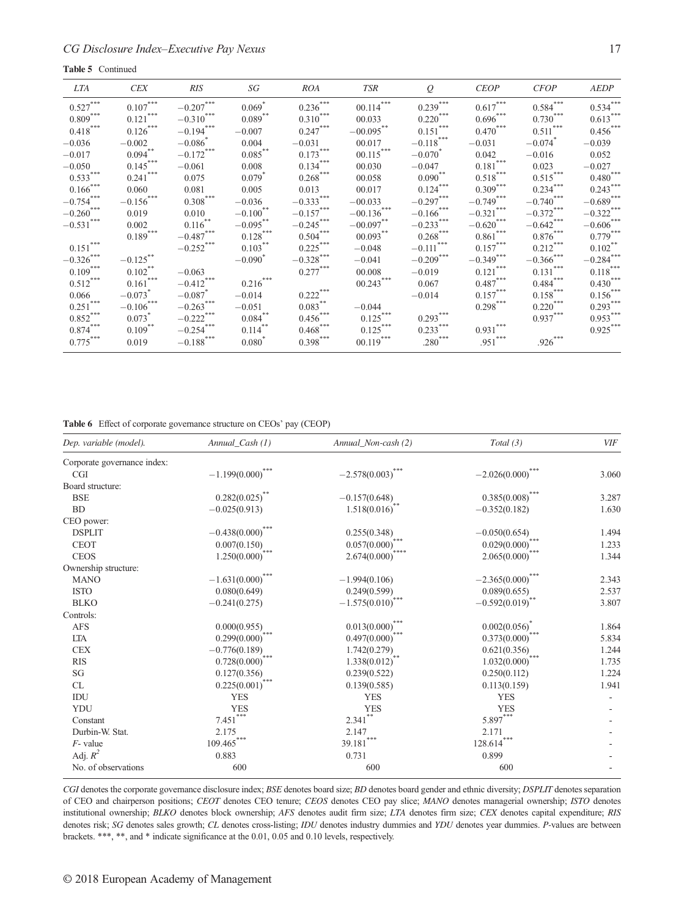**Table 5** Continued

| *LTA* | *CEX* | *RIS* | *SG* | *ROA* | *TSR* | *Q* | *CEOP* | *CFOP* | *AEDP* |
|---|---|---|---|---|---|---|---|---|---|
| 0.527*** | 0.107*** | −0.207*** | 0.069* | 0.236*** | 00.114*** | 0.239*** | 0.617*** | 0.584*** | 0.534*** |
| 0.809*** | 0.121*** | −0.310*** | 0.089** | 0.310*** | 00.033 | 0.220*** | 0.696*** | 0.730*** | 0.613*** |
| 0.418*** | 0.126*** | −0.194*** | −0.007 | 0.247*** | −00.095** | 0.151*** | 0.470*** | 0.511*** | 0.456*** |
| −0.036 | −0.002 | −0.086* | 0.004 | −0.031 | 00.017 | −0.118*** | −0.031 | −0.074* | −0.039 |
| −0.017 | 0.094** | −0.172*** | 0.085** | 0.173*** | 00.115*** | −0.070* | 0.042 | −0.016 | 0.052 |
| −0.050 | 0.145*** | −0.061 | 0.008 | 0.134*** | 00.030 | −0.047 | 0.181*** | 0.023 | −0.027 |
| 0.533*** | 0.241*** | 0.075 | 0.079* | 0.268*** | 00.058 | 0.090** | 0.518*** | 0.515*** | 0.480*** |
| 0.166*** | 0.060 | 0.081 | 0.005 | 0.013 | 00.017 | 0.124*** | 0.309*** | 0.234*** | 0.243*** |
| −0.754*** | −0.156*** | 0.308*** | −0.036 | −0.333*** | −00.033 | −0.297*** | −0.749*** | −0.740*** | −0.689*** |
| −0.260*** | 0.019 | 0.010 | −0.100** | −0.157*** | −00.136*** | −0.166*** | −0.321*** | −0.372*** | −0.322*** |
| −0.531*** | 0.002 | 0.116** | −0.095** | −0.245*** | −00.097** | −0.233*** | −0.620*** | −0.642*** | −0.606*** |
| | 0.189*** | −0.487*** | 0.128*** | 0.504*** | 00.093** | 0.268*** | 0.861*** | 0.876*** | 0.779*** |
| 0.151*** | | −0.252*** | 0.103** | 0.225*** | −0.048 | −0.111*** | 0.157*** | 0.212*** | 0.102** |
| −0.326*** | −0.125** | | −0.090* | −0.328*** | −0.041 | −0.209*** | −0.349*** | −0.366*** | −0.284*** |
| 0.109*** | 0.102** | −0.063 | | 0.277*** | 00.008 | −0.019 | 0.121*** | 0.131*** | 0.118*** |
| 0.512*** | 0.161*** | −0.412*** | 0.216*** | | 00.243*** | 0.067 | 0.487*** | 0.484*** | 0.430*** |
| 0.066 | −0.073* | −0.087* | −0.014 | 0.222*** | | −0.014 | 0.157*** | 0.158*** | 0.156*** |
| 0.251*** | −0.106*** | −0.263*** | −0.051 | 0.083** | −0.044 | | 0.298*** | 0.220*** | 0.293*** |
| 0.852*** | 0.073* | −0.222*** | 0.084** | 0.456*** | 0.125*** | 0.293*** | | 0.937*** | 0.953*** |
| 0.874*** | 0.109** | −0.254*** | 0.114** | 0.468*** | 0.125*** | 0.233*** | 0.931*** | | 0.925*** |
| 0.775*** | 0.019 | −0.188*** | 0.080* | 0.398*** | 00.119*** | .280*** | .951*** | .926*** | |

**Table 6** Effect of corporate governance structure on CEOs' pay (CEOP)

| *Dep. variable (model).* | *Annual_Cash (1)* | *Annual_Non-cash (2)* | *Total (3)* | *VIF* |
|---|---|---|---|---|
| Corporate governance index: | | | | |
| CGI | −1.199(0.000)*** | −2.578(0.003)*** | −2.026(0.000)*** | 3.060 |
| Board structure: | | | | |
| BSE | 0.282(0.025)** | −0.157(0.648) | 0.385(0.008)*** | 3.287 |
| BD | −0.025(0.913) | 1.518(0.016)** | −0.352(0.182) | 1.630 |
| CEO power: | | | | |
| DSPLIT | −0.438(0.000)*** | 0.255(0.348) | −0.050(0.654) | 1.494 |
| CEOT | 0.007(0.150) | 0.057(0.000)*** | 0.029(0.000)*** | 1.233 |
| CEOS | 1.250(0.000)*** | 2.674(0.000)**** | 2.065(0.000)*** | 1.344 |
| Ownership structure: | | | | |
| MANO | −1.631(0.000)*** | −1.994(0.106) | −2.365(0.000)*** | 2.343 |
| ISTO | 0.080(0.649) | 0.249(0.599) | 0.089(0.655) | 2.537 |
| BLKO | −0.241(0.275) | −1.575(0.010)*** | −0.592(0.019)** | 3.807 |
| Controls: | | | | |
| AFS | 0.000(0.955) | 0.013(0.000)*** | 0.002(0.056)* | 1.864 |
| LTA | 0.299(0.000)*** | 0.497(0.000)*** | 0.373(0.000)*** | 5.834 |
| CEX | −0.776(0.189) | 1.742(0.279) | 0.621(0.356) | 1.244 |
| RIS | 0.728(0.000)*** | 1.338(0.012)** | 1.032(0.000)*** | 1.735 |
| SG | 0.127(0.356) | 0.239(0.522) | 0.250(0.112) | 1.224 |
| CL | 0.225(0.001)*** | 0.139(0.585) | 0.113(0.159) | 1.941 |
| IDU | YES | YES | YES | - |
| YDU | YES | YES | YES | - |
| Constant | 7.451*** | 2.341** | 5.897*** | - |
| Durbin-W. Stat. | 2.175 | 2.147 | 2.171 | - |
| *F*- value | 109.465*** | 39.181*** | 128.614*** | - |
| Adj. $R^2$ | 0.883 | 0.731 | 0.899 | - |
| No. of observations | 600 | 600 | 600 | - |

*CGI* denotes the corporate governance disclosure index; *BSE* denotes board size; *BD* denotes board gender and ethnic diversity; *DSPLIT* denotes separation of CEO and chairperson positions; *CEOT* denotes CEO tenure; *CEOS* denotes CEO pay slice; *MANO* denotes managerial ownership; *ISTO* denotes institutional ownership; *BLKO* denotes block ownership; *AFS* denotes audit firm size; *LTA* denotes firm size; *CEX* denotes capital expenditure; *RIS* denotes risk; *SG* denotes sales growth; *CL* denotes cross-listing; *IDU* denotes industry dummies and *YDU* denotes year dummies. *P*-values are between brackets. ***, **, and * indicate significance at the 0.01, 0.05 and 0.10 levels, respectively.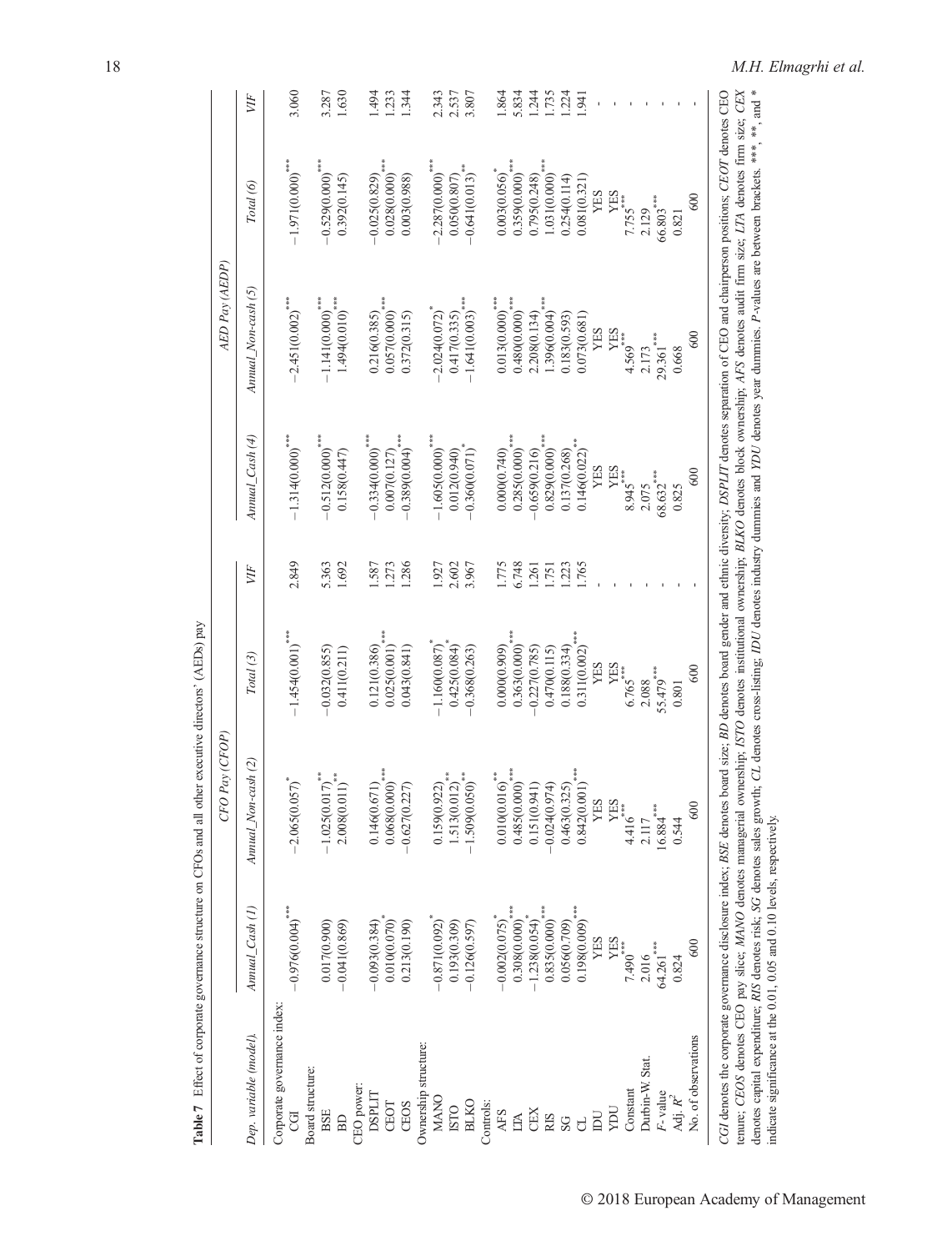**Table 7** Effect of corporate governance structure on CFOs and all other executive directors' (AEDs) pay

| Dep. variable (model). | CFO Pay (CFOP) | | | | AED Pay (AEDP) | | | |
|---|---|---|---|---|---|---|---|---|
| | Annual_Cash (1) | Annual_Non-cash (2) | Total (3) | VIF | Annual_Cash (4) | Annual_Non-cash (5) | Total (6) | VIF |
| Corporate governance index: | | | | | | | | |
| CGI | −0.976(0.004)*** | −2.065(0.057)* | −1.454(0.001)*** | 2.849 | −1.314(0.000)*** | −2.451(0.002)*** | −1.971(0.000)*** | 3.060 |
| Board structure: | | | | | | | | |
| BSE | 0.017(0.900) | −1.025(0.017)** | −0.032(0.855) | 5.363 | −0.512(0.000)*** | −1.141(0.000)*** | −0.529(0.000)*** | 3.287 |
| BD | −0.041(0.869) | 2.008(0.011)** | 0.411(0.211) | 1.692 | 0.158(0.447) | 1.494(0.010)*** | 0.392(0.145) | 1.630 |
| CEO power: | | | | | | | | |
| DSPLIT | −0.093(0.384) | 0.146(0.671) | 0.121(0.386) | 1.587 | −0.334(0.000)*** | 0.216(0.385) | −0.025(0.829) | 1.494 |
| CEOT | 0.010(0.070)* | 0.068(0.000)*** | 0.025(0.001)*** | 1.273 | 0.007(0.127) | 0.057(0.000)*** | 0.028(0.000)*** | 1.233 |
| CEOS | 0.213(0.190) | −0.627(0.227) | 0.043(0.841) | 1.286 | −0.389(0.004)*** | 0.372(0.315) | 0.003(0.988) | 1.344 |
| Ownership structure: | | | | | | | | |
| MANO | −0.871(0.092)* | 0.159(0.922) | −1.160(0.087)* | 1.927 | −1.605(0.000)*** | −2.024(0.072)* | −2.287(0.000)*** | 2.343 |
| ISTO | 0.193(0.309) | 1.513(0.012)** | 0.425(0.084)* | 2.602 | 0.012(0.940) | 0.417(0.335) | 0.050(0.807) | 2.537 |
| BLKO | −0.126(0.597) | −1.509(0.050)** | −0.368(0.263) | 3.967 | −0.360(0.071)* | −1.641(0.003)*** | −0.641(0.013)** | 3.807 |
| Controls: | | | | | | | | |
| AFS | −0.002(0.075)* | 0.010(0.016)** | 0.000(0.909) | 1.775 | 0.000(0.740) | 0.013(0.000)*** | 0.003(0.056)* | 1.864 |
| LTA | 0.308(0.000)*** | 0.485(0.000)*** | 0.363(0.000)*** | 6.748 | 0.285(0.000)*** | 0.480(0.000)*** | 0.359(0.000)*** | 5.834 |
| CEX | −1.238(0.054)* | 0.151(0.941) | −0.227(0.785) | 1.261 | −0.659(0.216) | 2.208(0.134) | 0.795(0.248) | 1.244 |
| RIS | 0.835(0.000)*** | −0.024(0.974) | 0.470(0.115) | 1.751 | 0.829(0.000)*** | 1.396(0.004)*** | 1.031(0.000)*** | 1.735 |
| SG | 0.056(0.709) | 0.463(0.325) | 0.188(0.334) | 1.223 | 0.137(0.268) | 0.183(0.593) | 0.254(0.114) | 1.224 |
| CL | 0.198(0.009)*** | 0.842(0.001)*** | 0.311(0.002)*** | 1.765 | 0.146(0.022)** | 0.073(0.681) | 0.081(0.321) | 1.941 |
| IDU | YES | YES | YES | - | YES | YES | YES | - |
| YDU | YES | YES | YES | - | YES | YES | YES | - |
| Constant | 7.490*** | 4.416*** | 6.765*** | - | 8.945*** | 4.569*** | 7.755*** | - |
| Durbin-W. Stat. | 2.016 | 2.117 | 2.088 | - | 2.075 | 2.173 | 2.129 | - |
| F-value | 64.261*** | 16.884*** | 55.479*** | - | 68.632*** | 29.361*** | 66.803*** | - |
| Adj. $R^2$ | 0.824 | 0.544 | 0.801 | - | 0.825 | 0.668 | 0.821 | - |
| No. of observations | 600 | 600 | 600 | - | 600 | 600 | 600 | - |

*CGI* denotes the corporate governance disclosure index; *BSE* denotes board size; *BD* denotes board gender and ethnic diversity; *DSPLIT* denotes separation of CEO and chairperson positions; *CEOT* denotes CEO tenure; *CEOS* denotes CEO pay slice; *MANO* denotes managerial ownership; *ISTO* denotes institutional ownership; *BLKO* denotes block ownership; *AFS* denotes audit firm size; *LTA* denotes firm size; *CEX* denotes capital expenditure; *RIS* denotes risk; *SG* denotes sales growth; *CL* denotes cross-listing; *IDU* denotes industry dummies and *YDU* denotes year dummies. *P*-values are between brackets. ***, **, and * indicate significance at the 0.01, 0.05 and 0.10 levels, respectively.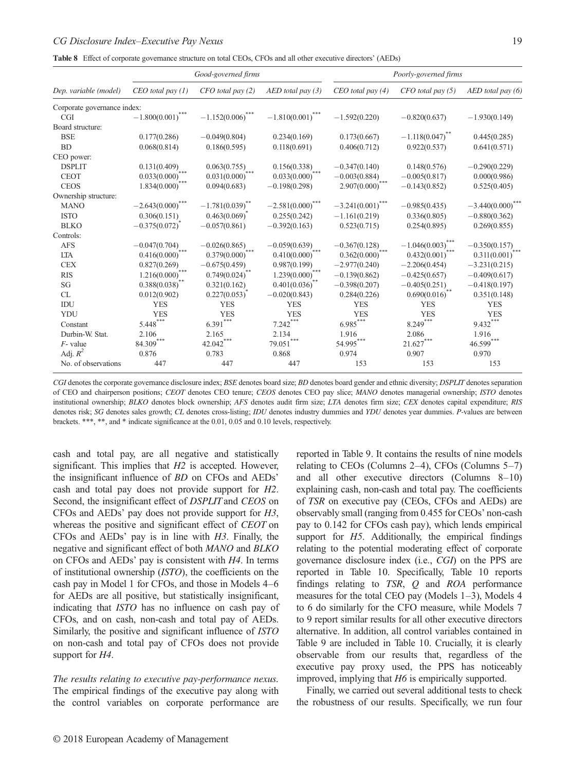**Table 8** Effect of corporate governance structure on total CEOs, CFOs and all other executive directors' (AEDs)

| | Good-governed firms | | | Poorly-governed firms | | |
|---|---|---|---|---|---|---|
| Dep. variable (model) | CEO total pay (1) | CFO total pay (2) | AED total pay (3) | CEO total pay (4) | CFO total pay (5) | AED total pay (6) |
| Corporate governance index: | | | | | | |
| CGI | −1.800(0.001)*** | −1.152(0.006)*** | −1.810(0.001)*** | −1.592(0.220) | −0.820(0.637) | −1.930(0.149) |
| Board structure: | | | | | | |
| BSE | 0.177(0.286) | −0.049(0.804) | 0.234(0.169) | 0.173(0.667) | −1.118(0.047)** | 0.445(0.285) |
| BD | 0.068(0.814) | 0.186(0.595) | 0.118(0.691) | 0.406(0.712) | 0.922(0.537) | 0.641(0.571) |
| CEO power: | | | | | | |
| DSPLIT | 0.131(0.409) | 0.063(0.755) | 0.156(0.338) | −0.347(0.140) | 0.148(0.576) | −0.290(0.229) |
| CEOT | 0.033(0.000)*** | 0.031(0.000)*** | 0.033(0.000)*** | −0.003(0.884) | −0.005(0.817) | 0.000(0.986) |
| CEOS | 1.834(0.000)*** | 0.094(0.683) | −0.198(0.298) | 2.907(0.000)*** | −0.143(0.852) | 0.525(0.405) |
| Ownership structure: | | | | | | |
| MANO | −2.643(0.000)*** | −1.781(0.039)** | −2.581(0.000)*** | −3.241(0.001)*** | −0.985(0.435) | −3.440(0.000)*** |
| ISTO | 0.306(0.151) | 0.463(0.069)* | 0.255(0.242) | −1.161(0.219) | 0.336(0.805) | −0.880(0.362) |
| BLKO | −0.375(0.072)* | −0.057(0.861) | −0.392(0.163) | 0.523(0.715) | 0.254(0.895) | 0.269(0.855) |
| Controls: | | | | | | |
| AFS | −0.047(0.704) | −0.026(0.865) | −0.059(0.639) | −0.367(0.128) | −1.046(0.003)*** | −0.350(0.157) |
| LTA | 0.416(0.000)*** | 0.379(0.000)*** | 0.410(0.000)*** | 0.362(0.000)*** | 0.432(0.001)*** | 0.311(0.001)*** |
| CEX | 0.827(0.269) | −0.675(0.459) | 0.987(0.199) | −2.977(0.240) | −2.206(0.454) | −3.231(0.215) |
| RIS | 1.216(0.000)*** | 0.749(0.024)** | 1.239(0.000)*** | −0.139(0.862) | −0.425(0.657) | −0.409(0.617) |
| SG | 0.388(0.038)** | 0.321(0.162) | 0.401(0.036)** | −0.398(0.207) | −0.405(0.251) | −0.418(0.197) |
| CL | 0.012(0.902) | 0.227(0.053)* | −0.020(0.843) | 0.284(0.226) | 0.690(0.016)** | 0.351(0.148) |
| IDU | YES | YES | YES | YES | YES | YES |
| YDU | YES | YES | YES | YES | YES | YES |
| Constant | 5.448*** | 6.391*** | 7.242*** | 6.985*** | 8.249*** | 9.432*** |
| Durbin-W. Stat. | 2.106 | 2.165 | 2.134 | 1.916 | 2.086 | 1.916 |
| F- value | 84.309*** | 42.042*** | 79.051*** | 54.995*** | 21.627*** | 46.599*** |
| Adj. $R^2$ | 0.876 | 0.783 | 0.868 | 0.974 | 0.907 | 0.970 |
| No. of observations | 447 | 447 | 447 | 153 | 153 | 153 |

*CGI* denotes the corporate governance disclosure index; *BSE* denotes board size; *BD* denotes board gender and ethnic diversity; *DSPLIT* denotes separation of CEO and chairperson positions; *CEOT* denotes CEO tenure; *CEOS* denotes CEO pay slice; *MANO* denotes managerial ownership; *ISTO* denotes institutional ownership; *BLKO* denotes block ownership; *AFS* denotes audit firm size; *LTA* denotes firm size; *CEX* denotes capital expenditure; *RIS* denotes risk; *SG* denotes sales growth; *CL* denotes cross-listing; *IDU* denotes industry dummies and *YDU* denotes year dummies. *P*-values are between brackets. ***, **, and * indicate significance at the 0.01, 0.05 and 0.10 levels, respectively.

cash and total pay, are all negative and statistically significant. This implies that *H2* is accepted. However, the insignificant influence of *BD* on CFOs and AEDs' cash and total pay does not provide support for *H2*. Second, the insignificant effect of *DSPLIT* and *CEOS* on CFOs and AEDs' pay does not provide support for *H3*, whereas the positive and significant effect of *CEOT* on CFOs and AEDs' pay is in line with *H3*. Finally, the negative and significant effect of both *MANO* and *BLKO* on CFOs and AEDs' pay is consistent with *H4*. In terms of institutional ownership (*ISTO*), the coefficients on the cash pay in Model 1 for CFOs, and those in Models 4–6 for AEDs are all positive, but statistically insignificant, indicating that *ISTO* has no influence on cash pay of CFOs, and on cash, non-cash and total pay of AEDs. Similarly, the positive and significant influence of *ISTO* on non-cash and total pay of CFOs does not provide support for *H4*.

*The results relating to executive pay-performance nexus.* The empirical findings of the executive pay along with the control variables on corporate performance are reported in Table 9. It contains the results of nine models relating to CEOs (Columns 2–4), CFOs (Columns 5–7) and all other executive directors (Columns 8–10) explaining cash, non-cash and total pay. The coefficients of *TSR* on executive pay (CEOs, CFOs and AEDs) are observably small (ranging from 0.455 for CEOs' non-cash pay to 0.142 for CFOs cash pay), which lends empirical support for *H5*. Additionally, the empirical findings relating to the potential moderating effect of corporate governance disclosure index (i.e., *CGI*) on the PPS are reported in Table 10. Specifically, Table 10 reports findings relating to *TSR*, *Q* and *ROA* performance measures for the total CEO pay (Models 1–3), Models 4 to 6 do similarly for the CFO measure, while Models 7 to 9 report similar results for all other executive directors alternative. In addition, all control variables contained in Table 9 are included in Table 10. Crucially, it is clearly observable from our results that, regardless of the executive pay proxy used, the PPS has noticeably improved, implying that *H6* is empirically supported.

Finally, we carried out several additional tests to check the robustness of our results. Specifically, we run four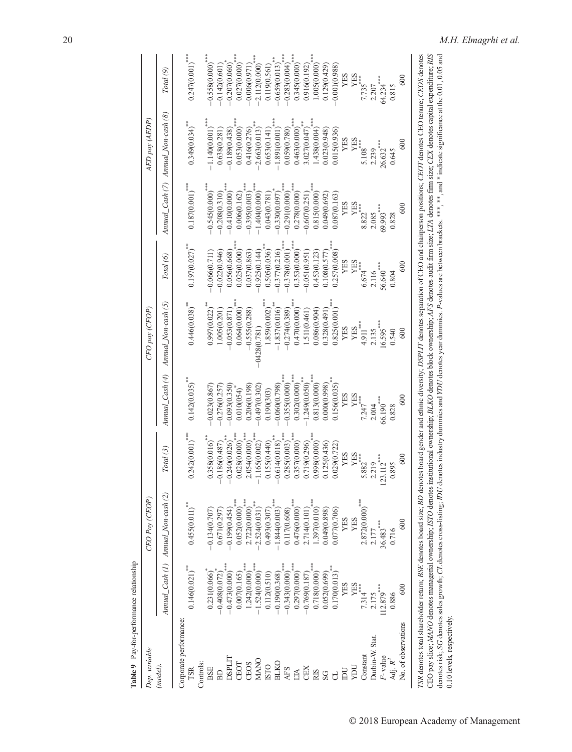**Table 9** Pay-for-performance relationship

| Dep. variable | CEO Pay (CEOP) | | | CFO pay (CFOP) | | | AED pay (AEDP) | | |
|---|---|---|---|---|---|---|---|---|---|
| (model). | Annual_Cash (1) | Annual_Non-cash (2) | Total (3) | Annual_Cash (4) | Annual_Non-cash (5) | Total (6) | Annual_Cash (7) | Annual_Non-cash (8) | Total (9) |
| Corporate performance: | | | | | | | | | |
| TSR | 0.146(0.021)** | 0.455(0.011)** | 0.242(0.001)*** | 0.142(0.035)** | 0.446(0.038)** | 0.197(0.027)** | 0.187(0.001)*** | 0.349(0.034)** | 0.247(0.001)*** |
| Controls: | | | | | | | | | |
| BSE | 0.231(0.066)* | −0.134(0.707) | 0.358(0.016)** | −0.023(0.867) | 0.997(0.022)** | −0.066(0.711) | −0.545(0.000)*** | −1.140(0.001)*** | −0.558(0.000)*** |
| BD | −0.408(0.072)* | 0.671(0.297) | −0.186(0.487) | −0.276(0.257) | 1.005(0.201) | −0.022(0.946) | −0.208(0.310) | 0.638(0.281) | −0.142(0.601) |
| DSPLIT | −0.473(0.000)*** | −0.199(0.454) | −0.240(0.026)** | −0.093(0.350) | −0.053(0.871) | 0.056(0.668) | −0.410(0.000)*** | −0.189(0.438) | −0.207(0.060)* |
| CEOT | 0.007(0.165) | 0.052(0.000)*** | 0.028(0.000)*** | 0.010(054)* | 0.064(0.000)*** | 0.025(0.000)*** | 0.006(0.162) | 0.053(0.000)*** | 0.027(0.000)*** |
| CEOS | 1.242(0.000)*** | 2.722(0.000)*** | 2.054(0.000)*** | 0.206(0.198) | −0.555(0.288) | 0.037(0.863) | −0.395(0.003)*** | 0.416(0.276) | −0.006(0.971) |
| MANO | −1.524(0.000)*** | −2.524(0.031)** | −1.165(0.002)*** | −0.497(0.302) | −0428(0.781) | −0.925(0.144) | −1.404(0.000)*** | −2.663(0.013)** | −2.112(0.000)*** |
| ISTO | 0.112(0.510) | 0.493(0.307) | 0.155(0.440) | 0.190(303) | 1.859(0.002)*** | 0.505(0.036)** | 0.043(0.781) | 0.653(0.141) | 0.119(0.561) |
| BLKO | −0.190(0.368) | −1.844(0.003)*** | −0.614(0.018)** | −0.060(0.798) | −1.837(0.016)** | −0.377(0.216) | −0.330(0.097)* | −1.891(0.001)*** | −0.659(0.013)** |
| AFS | −0.343(0.000)*** | 0.117(0.608) | 0.285(0.003)*** | −0.355(0.000)*** | −0.274(0.389) | −0.378(0.001)*** | −0.291(0.000)*** | 0.059(0.780) | −0.283(0.004)*** |
| LTA | 0.297(0.000)*** | 0.476(0.000)*** | 0.357(0.000)*** | 0.302(0.000)*** | 0.470(0.000)*** | 0.353(0.000)*** | 0.278(0.000)*** | 0.463(0.000)*** | 0.345(0.000)*** |
| CEX | −0.769(0.187) | 2.714(0.101) | 0.719(0.296) | −1.249(0.050)** | 1.511(0.461) | −0.051(0.951) | −0.607(0.251) | 3.027(0.047)** | 0.916(0.192) |
| RIS | 0.718(0.000)*** | 1.397(0.010)*** | 0.998(0.000)*** | 0.813(0.000)*** | 0.086(0.904) | 0.453(0.123) | 0.815(0.000)*** | 1.438(0.004)*** | 1.005(0.000)*** |
| SG | 0.052(0.699) | 0.049(0.898) | 0.125(0.436) | 0.000(0.998) | 0.328(0.491) | 0.108(0.577) | 0.049(0.692) | 0.023(0.948) | 0.129(0.429) |
| CL | 0.170(0.013)** | 0.077(0.706) | 0.029(0.722) | 0.156(0.035)** | 0.825(0.001)*** | 0.257(0.008)*** | 0.087(0.163) | 0.015(0.936) | −0.001(0.988) |
| IDU | YES | YES | YES | YES | YES | YES | YES | YES | YES |
| YDU | YES | YES | YES | YES | YES | YES | YES | YES | YES |
| Constant | 7.314*** | 2.872(0.000)*** | 5.882*** | 7.247*** | 4.911*** | 6.674*** | 8.822*** | 5.108*** | 7.735*** |
| Durbin-W. Stat. | 2.175 | 2.177 | 2.219 | 2.004 | 2.135 | 2.116 | 2.085 | 2.239 | 2.207 |
| F-value | 112.879*** | 36.483*** | 123.112*** | 66.190*** | 16.595*** | 56.640*** | 69.993*** | 26.632*** | 64.234*** |
| Adj. $R^2$ | 0.886 | 0.716 | 0.895 | 0.828 | 0.540 | 0.804 | 0.828 | 0.645 | 0.815 |
| No. of observations | 600 | 600 | 600 | 600 | 600 | 600 | 600 | 600 | 600 |

*TSR* denotes total shareholder return; *BSE* denotes board size; *BD* denotes board gender and ethnic diversity; *DSPLIT* denotes separation of CEO and chairperson positions; *CEOT* denotes CEO tenure; *CEOS* denotes CEO pay slice; *MANO* denotes managerial ownership; *ISTO* denotes institutional ownership; *BLKO* denotes block ownership; *AFS* denotes audit firm size; *LTA* denotes firm size; *CEX* denotes capital expenditure; *RIS* denotes risk; *SG* denotes sales growth; *CL* denotes cross-listing; *IDU* denotes industry dummies and *YDU* denotes year dummies. *P*-values are between brackets. ***, **, and * indicate significance at the 0.01, 0.05 and 0.10 levels, respectively.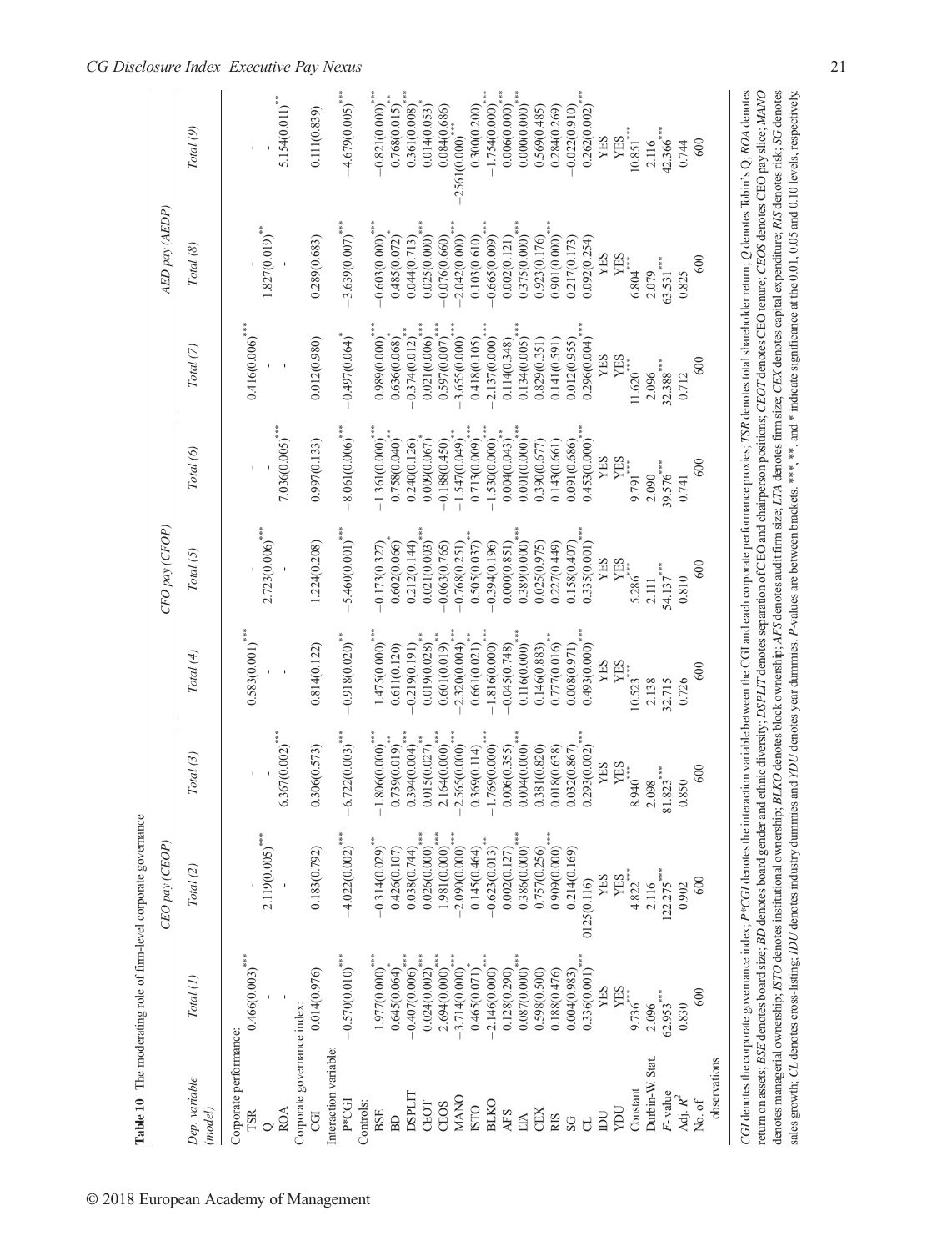**Table 10** The moderating role of firm-level corporate governance

| Dep. variable (model) | CEO pay (CEOP) | | | CFO pay (CFOP) | | | AED pay (AEDP) | | |
|---|---|---|---|---|---|---|---|---|---|
| | Total (1) | Total (2) | Total (3) | Total (4) | Total (5) | Total (6) | Total (7) | Total (8) | Total (9) |
| Corporate performance: | | | | | | | | | |
| TSR | 0.466(0.003)*** | - | - | 0.583(0.001)*** | - | - | 0.416(0.006)*** | - | - |
| Q | - | 2.119(0.005)*** | - | - | 2.723(0.006)*** | - | - | 1.827(0.019)** | - |
| ROA | - | - | 6.367(0.002)*** | - | - | 7.036(0.005)*** | - | - | 5.154(0.011)** |
| Corporate governance index: | | | | | | | | | |
| CGI | 0.014(0.976) | 0.183(0.792) | 0.306(0.573) | 0.814(0.122) | 1.224(0.208) | 0.997(0.133) | 0.012(0.980) | 0.289(0.683) | 0.111(0.839) |
| Interaction variable: | | | | | | | | | |
| P*CGI | −0.570(0.010)*** | −4.022(0.002)*** | −6.722(0.003)*** | −0.918(0.020)** | −5.460(0.001)*** | −8.061(0.006)*** | −0.497(0.064)* | −3.639(0.007)*** | −4.679(0.005)*** |
| Controls: | | | | | | | | | |
| BSE | 1.977(0.000)*** | −0.314(0.029)** | −1.806(0.000)*** | 1.475(0.000)*** | −0.173(0.327) | −1.361(0.000)*** | 0.989(0.000)*** | −0.603(0.000)*** | −0.821(0.000)*** |
| BD | 0.645(0.064)* | 0.426(0.107) | 0.739(0.019)** | 0.611(0.120) | 0.602(0.066)* | 0.758(0.040)** | 0.636(0.068)* | 0.485(0.072)* | 0.768(0.015)** |
| DSPLIT | −0.407(0.006)*** | 0.038(0.744) | 0.394(0.004)*** | −0.219(0.191) | 0.212(0.144) | 0.240(0.126) | −0.374(0.012)** | 0.044(0.713) | 0.361(0.008)*** |
| CEOT | 0.024(0.002)*** | 0.026(0.000)*** | 0.015(0.027)** | 0.019(0.028)** | 0.021(0.003)*** | 0.009(0.067)* | 0.021(0.006)*** | 0.025(0.000)*** | 0.014(0.053)* |
| CEOS | 2.694(0.000)*** | 1.981(0.000)*** | 2.164(0.000)*** | 0.601(0.019)** | −0.063(0.765) | −0.188(0.450) | 0.597(0.007)*** | −0.076(0.660) | 0.084(0.686) |
| MANO | −3.714(0.000)*** | −2.090(0.000)*** | −2.565(0.000)*** | −2.320(0.004)*** | −0.768(0.251) | −1.547(0.049)** | −3.655(0.000)*** | −2.042(0.000)*** | −2561(0.000)*** |
| ISTO | 0.465(0.071)* | 0.145(0.464) | 0.369(0.114) | 0.661(0.021)** | 0.505(0.037)** | 0.713(0.009)*** | 0.418(0.105) | 0.103(0.610) | 0.300(0.200) |
| BLKO | −2.146(0.000)*** | −0.623(0.013)** | −1.769(0.000)*** | −1.816(0.000)*** | −0.394(0.196) | −1.530(0.000)*** | −2.137(0.000)*** | −0.665(0.009)*** | −1.754(0.000)*** |
| AFS | 0.128(0.290) | 0.002(0.127) | 0.006(0.355) | −0.045(0.748) | 0.000(0.851) | 0.004(0.043)** | 0.114(0.348) | 0.002(0.121) | 0.006(0.000)*** |
| LTA | 0.087(0.000)*** | 0.386(0.000)*** | 0.004(0.000)*** | 0.116(0.000)*** | 0.389(0.000)*** | 0.001(0.000)*** | 0.134(0.005)*** | 0.375(0.000)*** | 0.000(0.000)*** |
| CEX | 0.598(0.500) | 0.757(0.256) | 0.381(0.820) | 0.146(0.883) | 0.025(0.975) | 0.390(0.677) | 0.829(0.351) | 0.923(0.176) | 0.569(0.485) |
| RIS | 0.188(0.476) | 0.909(0.000)*** | 0.018(0.638) | 0.777(0.016)** | 0.227(0.449) | 0.143(0.661) | 0.141(0.591) | 0.901(0.000)*** | 0.284(0.269) |
| SG | 0.004(0.983) | 0.214(0.169) | 0.032(0.867) | 0.008(0.971) | 0.158(0.407) | 0.091(0.686) | 0.012(0.955) | 0.217(0.173) | −0.022(0.910) |
| CL | 0.336(0.001)*** | 0125(0.116) | 0.293(0.002)*** | 0.493(0.000)*** | 0.335(0.001)*** | 0.453(0.000)*** | 0.296(0.004)*** | 0.092(0.254) | 0.262(0.002)*** |
| IDU | YES | YES | YES | YES | YES | YES | YES | YES | YES |
| YDU | YES | YES | YES | YES | YES | YES | YES | YES | YES |
| Constant | 9.736*** | 4.822*** | 8.940*** | 10.523*** | 5.286*** | 9.791*** | 11.620*** | 6.804*** | 10.851*** |
| Durbin-W. Stat. | 2.096 | 2.116 | 2.098 | 2.138 | 2.111 | 2.090 | 2.096 | 2.079 | 2.116 |
| F-value | 62.953*** | 122.275*** | 81.823*** | 32.715 | 54.137*** | 39.576*** | 32.388*** | 63.531*** | 42.366*** |
| Adj. $R^2$ | 0.830 | 0.902 | 0.850 | 0.726 | 0.810 | 0.741 | 0.712 | 0.825 | 0.744 |
| No. of observations | 600 | 600 | 600 | 600 | 600 | 600 | 600 | 600 | 600 |

*CGI* denotes the corporate governance index; *P\*CGI* denotes the interaction variable between the CGI and each corporate performance proxies; *TSR* denotes total shareholder return; *Q* denotes Tobin's Q; *ROA* denotes return on assets; *BSE* denotes board size; *BD* denotes board gender and ethnic diversity; *DSPLIT* denotes separation of CEO and chairperson positions; *CEOT* denotes CEO tenure; *CEOS* denotes CEO pay slice; *MANO* denotes managerial ownership; *ISTO* denotes institutional ownership; *BLKO* denotes block ownership; *AFS* denotes audit firm size; *LTA* denotes firm size; *CEX* denotes capital expenditure; *RIS* denotes risk; *SG* denotes sales growth; *CL* denotes cross-listing; *IDU* denotes industry dummies and *YDU* denotes year dummies. *P*-values are between brackets. \*\*\*, \*\*, and \* indicate significance at the 0.01, 0.05 and 0.10 levels, respectively.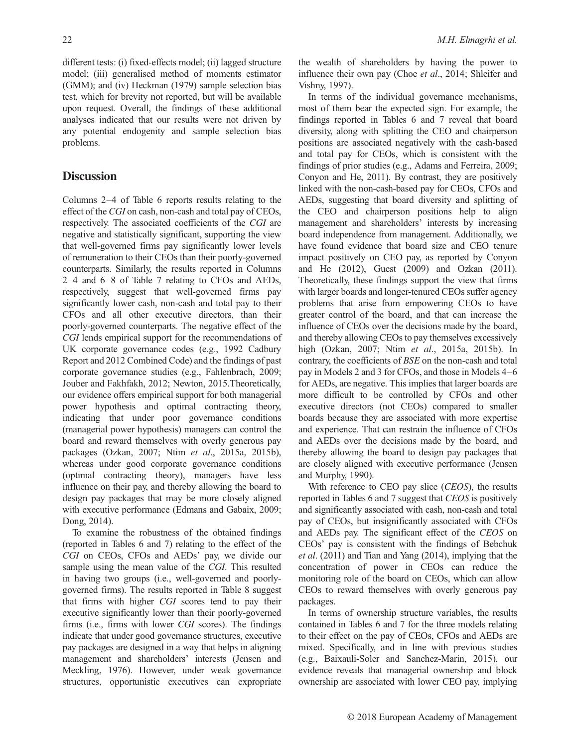different tests: (i) fixed-effects model; (ii) lagged structure model; (iii) generalised method of moments estimator (GMM); and (iv) Heckman (1979) sample selection bias test, which for brevity not reported, but will be available upon request. Overall, the findings of these additional analyses indicated that our results were not driven by any potential endogenity and sample selection bias problems.

## Discussion

Columns 2–4 of Table 6 reports results relating to the effect of the *CGI* on cash, non-cash and total pay of CEOs, respectively. The associated coefficients of the *CGI* are negative and statistically significant, supporting the view that well-governed firms pay significantly lower levels of remuneration to their CEOs than their poorly-governed counterparts. Similarly, the results reported in Columns 2–4 and 6–8 of Table 7 relating to CFOs and AEDs, respectively, suggest that well-governed firms pay significantly lower cash, non-cash and total pay to their CFOs and all other executive directors, than their poorly-governed counterparts. The negative effect of the *CGI* lends empirical support for the recommendations of UK corporate governance codes (e.g., 1992 Cadbury Report and 2012 Combined Code) and the findings of past corporate governance studies (e.g., Fahlenbrach, 2009; Jouber and Fakhfakh, 2012; Newton, 2015.Theoretically, our evidence offers empirical support for both managerial power hypothesis and optimal contracting theory, indicating that under poor governance conditions (managerial power hypothesis) managers can control the board and reward themselves with overly generous pay packages (Ozkan, 2007; Ntim *et al*., 2015a, 2015b), whereas under good corporate governance conditions (optimal contracting theory), managers have less influence on their pay, and thereby allowing the board to design pay packages that may be more closely aligned with executive performance (Edmans and Gabaix, 2009; Dong, 2014).

To examine the robustness of the obtained findings (reported in Tables 6 and 7) relating to the effect of the *CGI* on CEOs, CFOs and AEDs' pay, we divide our sample using the mean value of the *CGI*. This resulted in having two groups (i.e., well-governed and poorly-governed firms). The results reported in Table 8 suggest that firms with higher *CGI* scores tend to pay their executive significantly lower than their poorly-governed firms (i.e., firms with lower *CGI* scores). The findings indicate that under good governance structures, executive pay packages are designed in a way that helps in aligning management and shareholders' interests (Jensen and Meckling, 1976). However, under weak governance structures, opportunistic executives can expropriate the wealth of shareholders by having the power to influence their own pay (Choe *et al*., 2014; Shleifer and Vishny, 1997).

In terms of the individual governance mechanisms, most of them bear the expected sign. For example, the findings reported in Tables 6 and 7 reveal that board diversity, along with splitting the CEO and chairperson positions are associated negatively with the cash-based and total pay for CEOs, which is consistent with the findings of prior studies (e.g., Adams and Ferreira, 2009; Conyon and He, 2011). By contrast, they are positively linked with the non-cash-based pay for CEOs, CFOs and AEDs, suggesting that board diversity and splitting of the CEO and chairperson positions help to align management and shareholders' interests by increasing board independence from management. Additionally, we have found evidence that board size and CEO tenure impact positively on CEO pay, as reported by Conyon and He (2012), Guest (2009) and Ozkan (2011). Theoretically, these findings support the view that firms with larger boards and longer-tenured CEOs suffer agency problems that arise from empowering CEOs to have greater control of the board, and that can increase the influence of CEOs over the decisions made by the board, and thereby allowing CEOs to pay themselves excessively high (Ozkan, 2007; Ntim *et al*., 2015a, 2015b). In contrary, the coefficients of *BSE* on the non-cash and total pay in Models 2 and 3 for CFOs, and those in Models 4–6 for AEDs, are negative. This implies that larger boards are more difficult to be controlled by CFOs and other executive directors (not CEOs) compared to smaller boards because they are associated with more expertise and experience. That can restrain the influence of CFOs and AEDs over the decisions made by the board, and thereby allowing the board to design pay packages that are closely aligned with executive performance (Jensen and Murphy, 1990).

With reference to CEO pay slice (*CEOS*), the results reported in Tables 6 and 7 suggest that *CEOS* is positively and significantly associated with cash, non-cash and total pay of CEOs, but insignificantly associated with CFOs and AEDs pay. The significant effect of the *CEOS* on CEOs' pay is consistent with the findings of Bebchuk *et al*. (2011) and Tian and Yang (2014), implying that the concentration of power in CEOs can reduce the monitoring role of the board on CEOs, which can allow CEOs to reward themselves with overly generous pay packages.

In terms of ownership structure variables, the results contained in Tables 6 and 7 for the three models relating to their effect on the pay of CEOs, CFOs and AEDs are mixed. Specifically, and in line with previous studies (e.g., Baixauli-Soler and Sanchez-Marin, 2015), our evidence reveals that managerial ownership and block ownership are associated with lower CEO pay, implying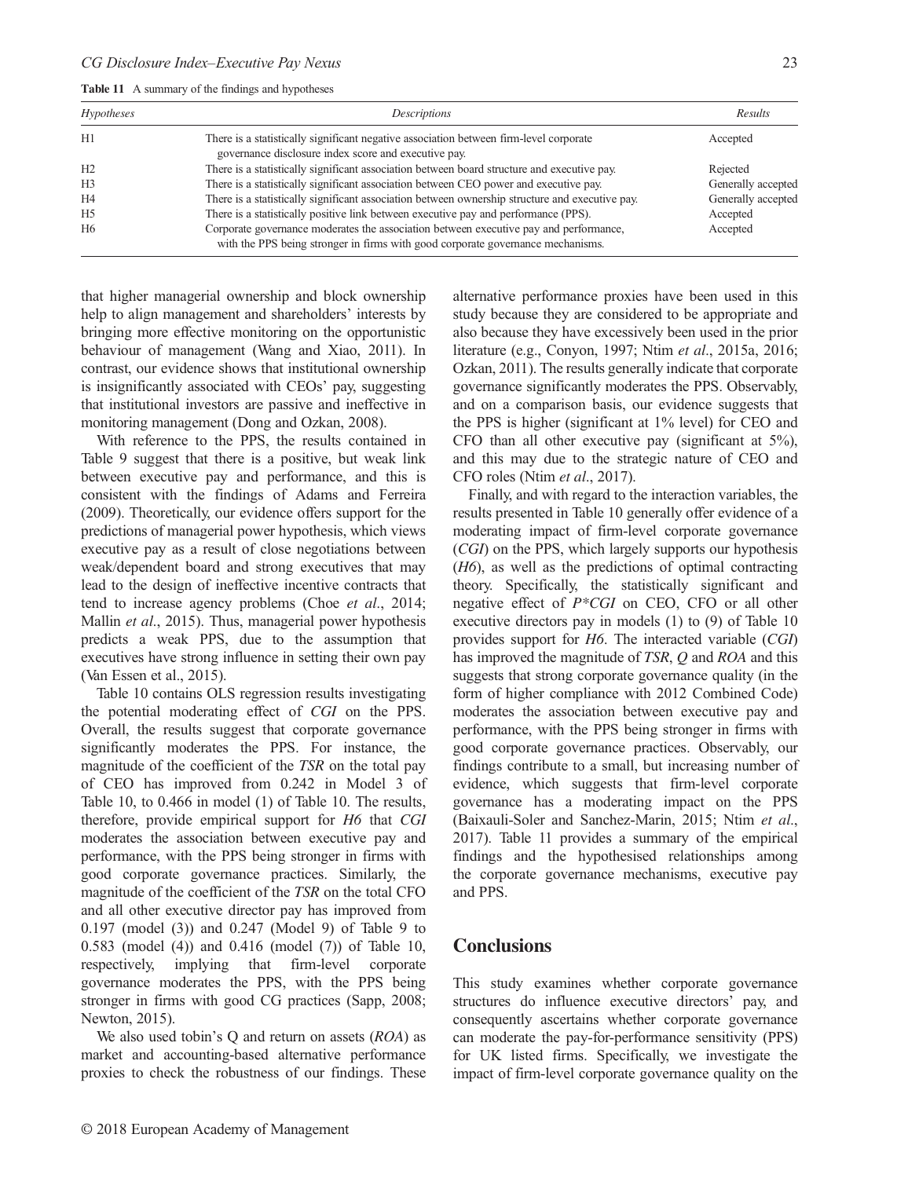**Table 11** A summary of the findings and hypotheses

| *Hypotheses* | *Descriptions* | *Results* |
|---|---|---|
| H1 | There is a statistically significant negative association between firm-level corporate governance disclosure index score and executive pay. | Accepted |
| H2 | There is a statistically significant association between board structure and executive pay. | Rejected |
| H3 | There is a statistically significant association between CEO power and executive pay. | Generally accepted |
| H4 | There is a statistically significant association between ownership structure and executive pay. | Generally accepted |
| H5 | There is a statistically positive link between executive pay and performance (PPS). | Accepted |
| H6 | Corporate governance moderates the association between executive pay and performance, with the PPS being stronger in firms with good corporate governance mechanisms. | Accepted |

that higher managerial ownership and block ownership help to align management and shareholders' interests by bringing more effective monitoring on the opportunistic behaviour of management (Wang and Xiao, 2011). In contrast, our evidence shows that institutional ownership is insignificantly associated with CEOs' pay, suggesting that institutional investors are passive and ineffective in monitoring management (Dong and Ozkan, 2008).

With reference to the PPS, the results contained in Table 9 suggest that there is a positive, but weak link between executive pay and performance, and this is consistent with the findings of Adams and Ferreira (2009). Theoretically, our evidence offers support for the predictions of managerial power hypothesis, which views executive pay as a result of close negotiations between weak/dependent board and strong executives that may lead to the design of ineffective incentive contracts that tend to increase agency problems (Choe *et al*., 2014; Mallin *et al*., 2015). Thus, managerial power hypothesis predicts a weak PPS, due to the assumption that executives have strong influence in setting their own pay (Van Essen et al., 2015).

Table 10 contains OLS regression results investigating the potential moderating effect of *CGI* on the PPS. Overall, the results suggest that corporate governance significantly moderates the PPS. For instance, the magnitude of the coefficient of the *TSR* on the total pay of CEO has improved from 0.242 in Model 3 of Table 10, to 0.466 in model (1) of Table 10. The results, therefore, provide empirical support for *H6* that *CGI* moderates the association between executive pay and performance, with the PPS being stronger in firms with good corporate governance practices. Similarly, the magnitude of the coefficient of the *TSR* on the total CFO and all other executive director pay has improved from 0.197 (model (3)) and 0.247 (Model 9) of Table 9 to 0.583 (model (4)) and 0.416 (model (7)) of Table 10, respectively, implying that firm-level corporate governance moderates the PPS, with the PPS being stronger in firms with good CG practices (Sapp, 2008; Newton, 2015).

We also used tobin's Q and return on assets (*ROA*) as market and accounting-based alternative performance proxies to check the robustness of our findings. These alternative performance proxies have been used in this study because they are considered to be appropriate and also because they have excessively been used in the prior literature (e.g., Conyon, 1997; Ntim *et al*., 2015a, 2016; Ozkan, 2011). The results generally indicate that corporate governance significantly moderates the PPS. Observably, and on a comparison basis, our evidence suggests that the PPS is higher (significant at 1% level) for CEO and CFO than all other executive pay (significant at 5%), and this may due to the strategic nature of CEO and CFO roles (Ntim *et al*., 2017).

Finally, and with regard to the interaction variables, the results presented in Table 10 generally offer evidence of a moderating impact of firm-level corporate governance (*CGI*) on the PPS, which largely supports our hypothesis (*H6*), as well as the predictions of optimal contracting theory. Specifically, the statistically significant and negative effect of *P*CGI* on CEO, CFO or all other executive directors pay in models (1) to (9) of Table 10 provides support for *H6*. The interacted variable (*CGI*) has improved the magnitude of *TSR*, *Q* and *ROA* and this suggests that strong corporate governance quality (in the form of higher compliance with 2012 Combined Code) moderates the association between executive pay and performance, with the PPS being stronger in firms with good corporate governance practices. Observably, our findings contribute to a small, but increasing number of evidence, which suggests that firm-level corporate governance has a moderating impact on the PPS (Baixauli-Soler and Sanchez-Marin, 2015; Ntim *et al*., 2017). Table 11 provides a summary of the empirical findings and the hypothesised relationships among the corporate governance mechanisms, executive pay and PPS.

## Conclusions

This study examines whether corporate governance structures do influence executive directors' pay, and consequently ascertains whether corporate governance can moderate the pay-for-performance sensitivity (PPS) for UK listed firms. Specifically, we investigate the impact of firm-level corporate governance quality on the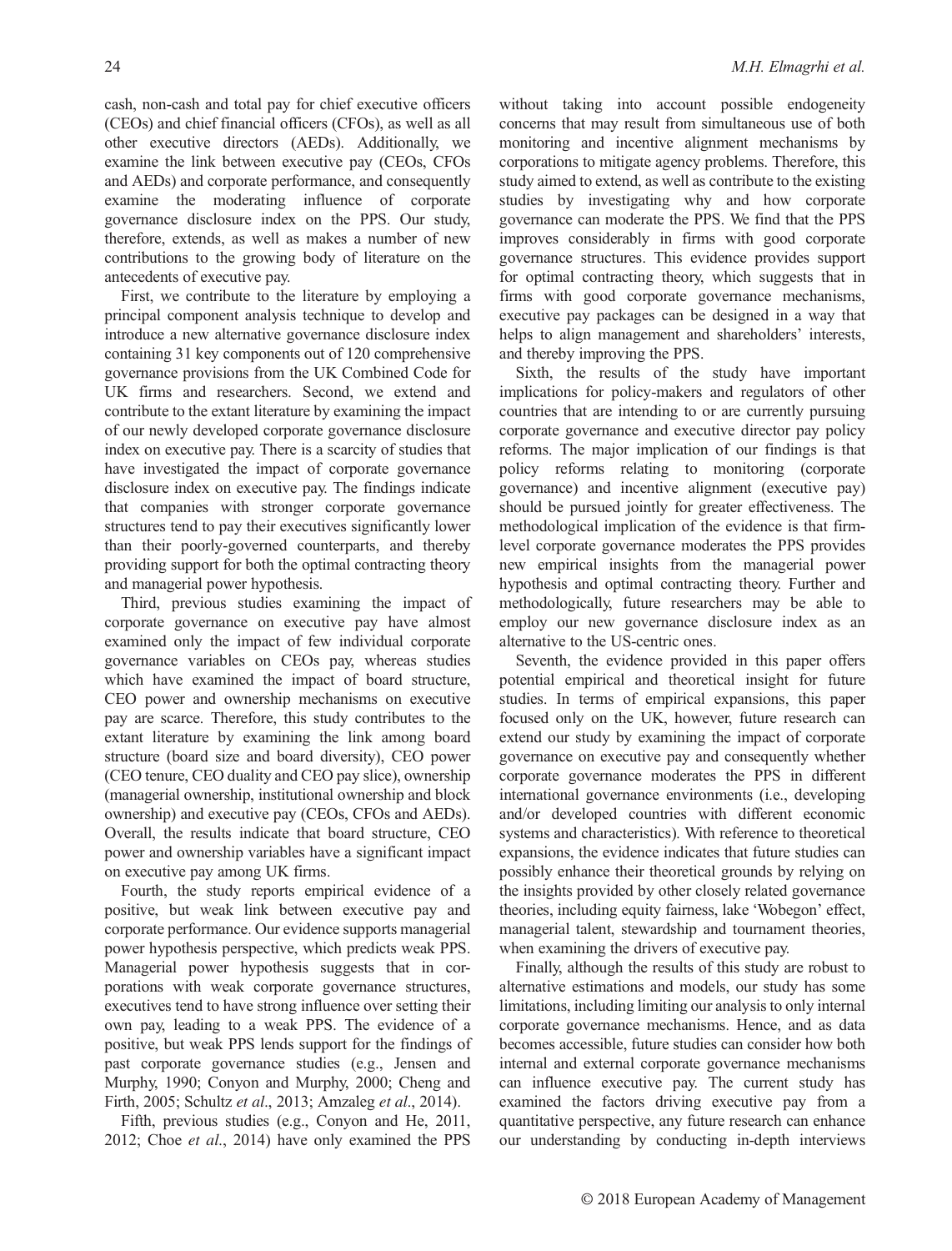cash, non-cash and total pay for chief executive officers (CEOs) and chief financial officers (CFOs), as well as all other executive directors (AEDs). Additionally, we examine the link between executive pay (CEOs, CFOs and AEDs) and corporate performance, and consequently examine the moderating influence of corporate governance disclosure index on the PPS. Our study, therefore, extends, as well as makes a number of new contributions to the growing body of literature on the antecedents of executive pay.

First, we contribute to the literature by employing a principal component analysis technique to develop and introduce a new alternative governance disclosure index containing 31 key components out of 120 comprehensive governance provisions from the UK Combined Code for UK firms and researchers. Second, we extend and contribute to the extant literature by examining the impact of our newly developed corporate governance disclosure index on executive pay. There is a scarcity of studies that have investigated the impact of corporate governance disclosure index on executive pay. The findings indicate that companies with stronger corporate governance structures tend to pay their executives significantly lower than their poorly-governed counterparts, and thereby providing support for both the optimal contracting theory and managerial power hypothesis.

Third, previous studies examining the impact of corporate governance on executive pay have almost examined only the impact of few individual corporate governance variables on CEOs pay, whereas studies which have examined the impact of board structure, CEO power and ownership mechanisms on executive pay are scarce. Therefore, this study contributes to the extant literature by examining the link among board structure (board size and board diversity), CEO power (CEO tenure, CEO duality and CEO pay slice), ownership (managerial ownership, institutional ownership and block ownership) and executive pay (CEOs, CFOs and AEDs). Overall, the results indicate that board structure, CEO power and ownership variables have a significant impact on executive pay among UK firms.

Fourth, the study reports empirical evidence of a positive, but weak link between executive pay and corporate performance. Our evidence supports managerial power hypothesis perspective, which predicts weak PPS. Managerial power hypothesis suggests that in corporations with weak corporate governance structures, executives tend to have strong influence over setting their own pay, leading to a weak PPS. The evidence of a positive, but weak PPS lends support for the findings of past corporate governance studies (e.g., Jensen and Murphy, 1990; Conyon and Murphy, 2000; Cheng and Firth, 2005; Schultz *et al*., 2013; Amzaleg *et al*., 2014).

Fifth, previous studies (e.g., Conyon and He, 2011, 2012; Choe *et al*., 2014) have only examined the PPS without taking into account possible endogeneity concerns that may result from simultaneous use of both monitoring and incentive alignment mechanisms by corporations to mitigate agency problems. Therefore, this study aimed to extend, as well as contribute to the existing studies by investigating why and how corporate governance can moderate the PPS. We find that the PPS improves considerably in firms with good corporate governance structures. This evidence provides support for optimal contracting theory, which suggests that in firms with good corporate governance mechanisms, executive pay packages can be designed in a way that helps to align management and shareholders' interests, and thereby improving the PPS.

Sixth, the results of the study have important implications for policy-makers and regulators of other countries that are intending to or are currently pursuing corporate governance and executive director pay policy reforms. The major implication of our findings is that policy reforms relating to monitoring (corporate governance) and incentive alignment (executive pay) should be pursued jointly for greater effectiveness. The methodological implication of the evidence is that firm-level corporate governance moderates the PPS provides new empirical insights from the managerial power hypothesis and optimal contracting theory. Further and methodologically, future researchers may be able to employ our new governance disclosure index as an alternative to the US-centric ones.

Seventh, the evidence provided in this paper offers potential empirical and theoretical insight for future studies. In terms of empirical expansions, this paper focused only on the UK, however, future research can extend our study by examining the impact of corporate governance on executive pay and consequently whether corporate governance moderates the PPS in different international governance environments (i.e., developing and/or developed countries with different economic systems and characteristics). With reference to theoretical expansions, the evidence indicates that future studies can possibly enhance their theoretical grounds by relying on the insights provided by other closely related governance theories, including equity fairness, lake 'Wobegon' effect, managerial talent, stewardship and tournament theories, when examining the drivers of executive pay.

Finally, although the results of this study are robust to alternative estimations and models, our study has some limitations, including limiting our analysis to only internal corporate governance mechanisms. Hence, and as data becomes accessible, future studies can consider how both internal and external corporate governance mechanisms can influence executive pay. The current study has examined the factors driving executive pay from a quantitative perspective, any future research can enhance our understanding by conducting in-depth interviews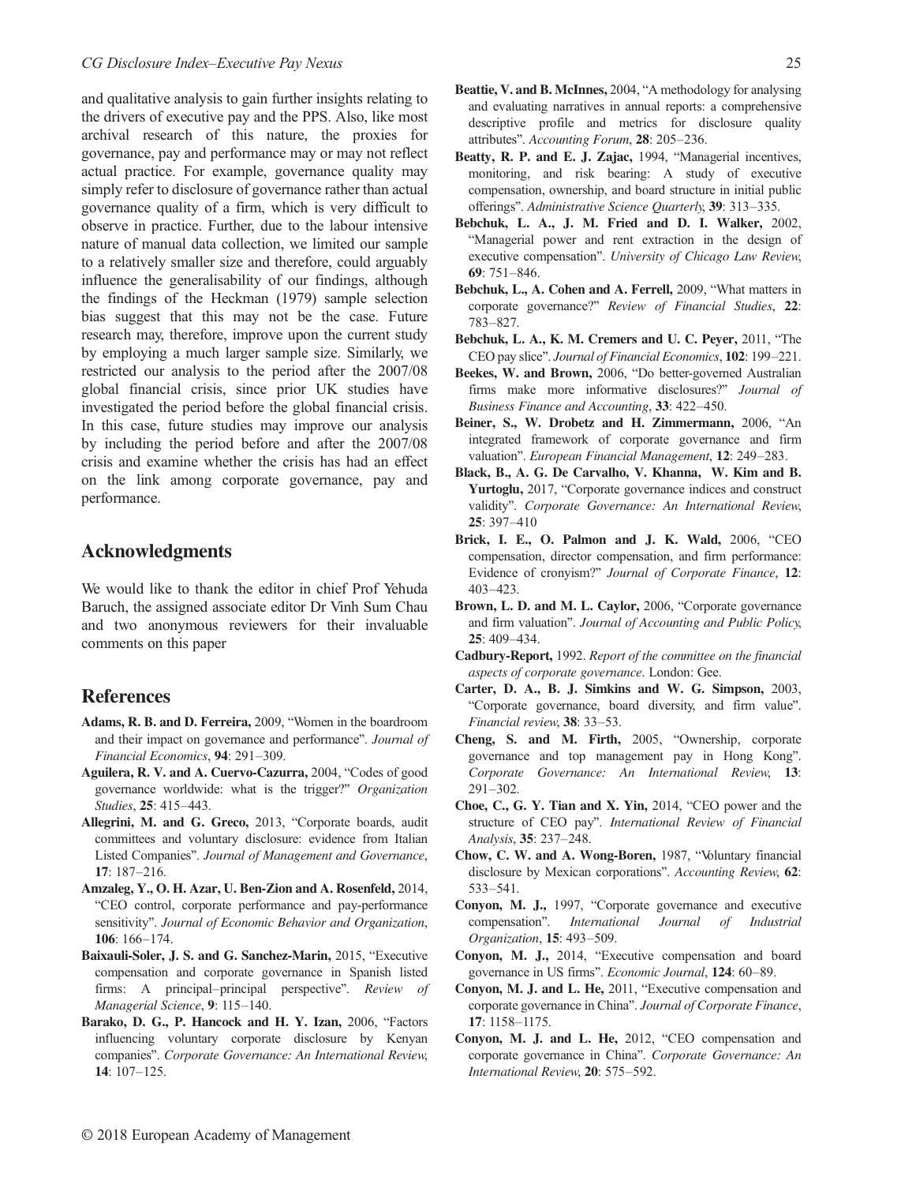and qualitative analysis to gain further insights relating to the drivers of executive pay and the PPS. Also, like most archival research of this nature, the proxies for governance, pay and performance may or may not reflect actual practice. For example, governance quality may simply refer to disclosure of governance rather than actual governance quality of a firm, which is very difficult to observe in practice. Further, due to the labour intensive nature of manual data collection, we limited our sample to a relatively smaller size and therefore, could arguably influence the generalisability of our findings, although the findings of the Heckman (1979) sample selection bias suggest that this may not be the case. Future research may, therefore, improve upon the current study by employing a much larger sample size. Similarly, we restricted our analysis to the period after the 2007/08 global financial crisis, since prior UK studies have investigated the period before the global financial crisis. In this case, future studies may improve our analysis by including the period before and after the 2007/08 crisis and examine whether the crisis has had an effect on the link among corporate governance, pay and performance.

## Acknowledgments

We would like to thank the editor in chief Prof Yehuda Baruch, the assigned associate editor Dr Vinh Sum Chau and two anonymous reviewers for their invaluable comments on this paper

## References

**Adams, R. B. and D. Ferreira,** 2009, "Women in the boardroom and their impact on governance and performance". *Journal of Financial Economics*, **94**: 291–309.

**Aguilera, R. V. and A. Cuervo-Cazurra,** 2004, "Codes of good governance worldwide: what is the trigger?" *Organization Studies*, **25**: 415–443.

**Allegrini, M. and G. Greco,** 2013, "Corporate boards, audit committees and voluntary disclosure: evidence from Italian Listed Companies". *Journal of Management and Governance*, **17**: 187–216.

**Amzaleg, Y., O. H. Azar, U. Ben-Zion and A. Rosenfeld,** 2014, "CEO control, corporate performance and pay-performance sensitivity". *Journal of Economic Behavior and Organization*, **106**: 166–174.

**Baixauli-Soler, J. S. and G. Sanchez-Marin,** 2015, "Executive compensation and corporate governance in Spanish listed firms: A principal–principal perspective". *Review of Managerial Science*, **9**: 115–140.

**Barako, D. G., P. Hancock and H. Y. Izan,** 2006, "Factors influencing voluntary corporate disclosure by Kenyan companies". *Corporate Governance: An International Review*, **14**: 107–125.

**Beattie, V. and B. McInnes,** 2004, "A methodology for analysing and evaluating narratives in annual reports: a comprehensive descriptive profile and metrics for disclosure quality attributes". *Accounting Forum*, **28**: 205–236.

**Beatty, R. P. and E. J. Zajac,** 1994, "Managerial incentives, monitoring, and risk bearing: A study of executive compensation, ownership, and board structure in initial public offerings". *Administrative Science Quarterly*, **39**: 313–335.

**Bebchuk, L. A., J. M. Fried and D. I. Walker,** 2002, "Managerial power and rent extraction in the design of executive compensation". *University of Chicago Law Review*, **69**: 751–846.

**Bebchuk, L., A. Cohen and A. Ferrell,** 2009, "What matters in corporate governance?" *Review of Financial Studies*, **22**: 783–827.

**Bebchuk, L. A., K. M. Cremers and U. C. Peyer,** 2011, "The CEO pay slice". *Journal of Financial Economics*, **102**: 199–221.

**Beekes, W. and Brown,** 2006, "Do better-governed Australian firms make more informative disclosures?" *Journal of Business Finance and Accounting*, **33**: 422–450.

**Beiner, S., W. Drobetz and H. Zimmermann,** 2006, "An integrated framework of corporate governance and firm valuation". *European Financial Management*, **12**: 249–283.

**Black, B., A. G. De Carvalho, V. Khanna, W. Kim and B. Yurtoglu,** 2017, "Corporate governance indices and construct validity". *Corporate Governance: An International Review*, **25**: 397–410

**Brick, I. E., O. Palmon and J. K. Wald,** 2006, "CEO compensation, director compensation, and firm performance: Evidence of cronyism?" *Journal of Corporate Finance*, **12**: 403–423.

**Brown, L. D. and M. L. Caylor,** 2006, "Corporate governance and firm valuation". *Journal of Accounting and Public Policy*, **25**: 409–434.

**Cadbury-Report,** 1992. *Report of the committee on the financial aspects of corporate governance*. London: Gee.

**Carter, D. A., B. J. Simkins and W. G. Simpson,** 2003, "Corporate governance, board diversity, and firm value". *Financial review*, **38**: 33–53.

**Cheng, S. and M. Firth,** 2005, "Ownership, corporate governance and top management pay in Hong Kong". *Corporate Governance: An International Review*, **13**: 291–302.

**Choe, C., G. Y. Tian and X. Yin,** 2014, "CEO power and the structure of CEO pay". *International Review of Financial Analysis*, **35**: 237–248.

**Chow, C. W. and A. Wong-Boren,** 1987, "Voluntary financial disclosure by Mexican corporations". *Accounting Review*, **62**: 533–541.

**Conyon, M. J.,** 1997, "Corporate governance and executive compensation". *International Journal of Industrial Organization*, **15**: 493–509.

**Conyon, M. J.,** 2014, "Executive compensation and board governance in US firms". *Economic Journal*, **124**: 60–89.

**Conyon, M. J. and L. He,** 2011, "Executive compensation and corporate governance in China". *Journal of Corporate Finance*, **17**: 1158–1175.

**Conyon, M. J. and L. He,** 2012, "CEO compensation and corporate governance in China". *Corporate Governance: An International Review*, **20**: 575–592.

© 2018 European Academy of Management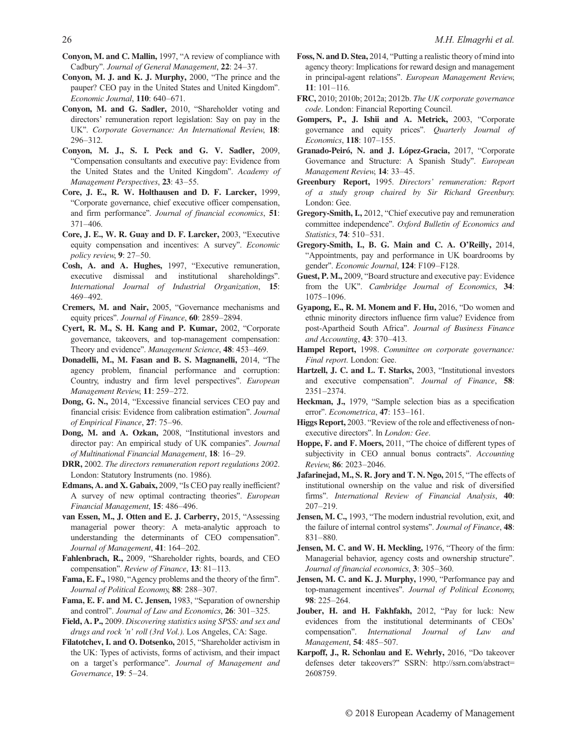**Conyon, M. and C. Mallin,** 1997, "A review of compliance with Cadbury". *Journal of General Management*, **22**: 24–37.

**Conyon, M. J. and K. J. Murphy,** 2000, "The prince and the pauper? CEO pay in the United States and United Kingdom". *Economic Journal*, **110**: 640–671.

**Conyon, M. and G. Sadler,** 2010, "Shareholder voting and directors' remuneration report legislation: Say on pay in the UK". *Corporate Governance: An International Review*, **18**: 296–312.

**Conyon, M. J., S. I. Peck and G. V. Sadler,** 2009, "Compensation consultants and executive pay: Evidence from the United States and the United Kingdom". *Academy of Management Perspectives*, **23**: 43–55.

**Core, J. E., R. W. Holthausen and D. F. Larcker,** 1999, "Corporate governance, chief executive officer compensation, and firm performance". *Journal of financial economics*, **51**: 371–406.

**Core, J. E., W. R. Guay and D. F. Larcker,** 2003, "Executive equity compensation and incentives: A survey". *Economic policy review*, **9**: 27–50.

**Cosh, A. and A. Hughes,** 1997, "Executive remuneration, executive dismissal and institutional shareholdings". *International Journal of Industrial Organization*, **15**: 469–492.

**Cremers, M. and Nair,** 2005, "Governance mechanisms and equity prices". *Journal of Finance*, **60**: 2859–2894.

**Cyert, R. M., S. H. Kang and P. Kumar,** 2002, "Corporate governance, takeovers, and top-management compensation: Theory and evidence". *Management Science*, **48**: 453–469.

**Donadelli, M., M. Fasan and B. S. Magnanelli,** 2014, "The agency problem, financial performance and corruption: Country, industry and firm level perspectives". *European Management Review*, **11**: 259–272.

**Dong, G. N.,** 2014, "Excessive financial services CEO pay and financial crisis: Evidence from calibration estimation". *Journal of Empirical Finance*, **27**: 75–96.

**Dong, M. and A. Ozkan,** 2008, "Institutional investors and director pay: An empirical study of UK companies". *Journal of Multinational Financial Management*, **18**: 16–29.

**DRR,** 2002. *The directors remuneration report regulations 2002*. London: Statutory Instruments (no. 1986).

**Edmans, A. and X. Gabaix,** 2009, "Is CEO pay really inefficient? A survey of new optimal contracting theories". *European Financial Management*, **15**: 486–496.

**van Essen, M., J. Otten and E. J. Carberry,** 2015, "Assessing managerial power theory: A meta-analytic approach to understanding the determinants of CEO compensation". *Journal of Management*, **41**: 164–202.

**Fahlenbrach, R.,** 2009, "Shareholder rights, boards, and CEO compensation". *Review of Finance*, **13**: 81–113.

**Fama, E. F.,** 1980, "Agency problems and the theory of the firm". *Journal of Political Economy*, **88**: 288–307.

**Fama, E. F. and M. C. Jensen,** 1983, "Separation of ownership and control". *Journal of Law and Economics*, **26**: 301–325.

**Field, A. P.,** 2009. *Discovering statistics using SPSS: and sex and drugs and rock 'n' roll (3rd Vol.)*. Los Angeles, CA: Sage.

**Filatotchev, I. and O. Dotsenko,** 2015, "Shareholder activism in the UK: Types of activists, forms of activism, and their impact on a target's performance". *Journal of Management and Governance*, **19**: 5–24.

**Foss, N. and D. Stea,** 2014, "Putting a realistic theory of mind into agency theory: Implications for reward design and management in principal-agent relations". *European Management Review*, **11**: 101–116.

**FRC,** 2010; 2010b; 2012a; 2012b. *The UK corporate governance code*. London: Financial Reporting Council.

**Gompers, P., J. Ishii and A. Metrick,** 2003, "Corporate governance and equity prices". *Quarterly Journal of Economics*, **118**: 107–155.

**Granado-Peiró, N. and J. López-Gracia,** 2017, "Corporate Governance and Structure: A Spanish Study". *European Management Review*, **14**: 33–45.

**Greenbury Report,** 1995. *Directors' remuneration: Report of a study group chaired by Sir Richard Greenbury.* London: Gee.

**Gregory-Smith, I.,** 2012, "Chief executive pay and remuneration committee independence". *Oxford Bulletin of Economics and Statistics*, **74**: 510–531.

**Gregory-Smith, I., B. G. Main and C. A. O'Reilly,** 2014, "Appointments, pay and performance in UK boardrooms by gender". *Economic Journal*, **124**: F109–F128.

**Guest, P. M.,** 2009, "Board structure and executive pay: Evidence from the UK". *Cambridge Journal of Economics*, **34**: 1075–1096.

**Gyapong, E., R. M. Monem and F. Hu,** 2016, "Do women and ethnic minority directors influence firm value? Evidence from post-Apartheid South Africa". *Journal of Business Finance and Accounting*, **43**: 370–413.

**Hampel Report,** 1998. *Committee on corporate governance: Final report.* London: Gee.

**Hartzell, J. C. and L. T. Starks,** 2003, "Institutional investors and executive compensation". *Journal of Finance*, **58**: 2351–2374.

**Heckman, J.,** 1979, "Sample selection bias as a specification error". *Econometrica*, **47**: 153–161.

**Higgs Report,** 2003. "Review of the role and effectiveness of non-executive directors". In *London: Gee*.

**Hoppe, F. and F. Moers,** 2011, "The choice of different types of subjectivity in CEO annual bonus contracts". *Accounting Review*, **86**: 2023–2046.

**Jafarinejad, M., S. R. Jory and T. N. Ngo,** 2015, "The effects of institutional ownership on the value and risk of diversified firms". *International Review of Financial Analysis*, **40**: 207–219.

**Jensen, M. C.,** 1993, "The modern industrial revolution, exit, and the failure of internal control systems". *Journal of Finance*, **48**: 831–880.

**Jensen, M. C. and W. H. Meckling,** 1976, "Theory of the firm: Managerial behavior, agency costs and ownership structure". *Journal of financial economics*, **3**: 305–360.

**Jensen, M. C. and K. J. Murphy,** 1990, "Performance pay and top-management incentives". *Journal of Political Economy*, **98**: 225–264.

**Jouber, H. and H. Fakhfakh,** 2012, "Pay for luck: New evidences from the institutional determinants of CEOs' compensation". *International Journal of Law and Management*, **54**: 485–507.

**Karpoff, J., R. Schonlau and E. Wehrly,** 2016, "Do takeover defenses deter takeovers?" SSRN: http://ssrn.com/abstract=2608759.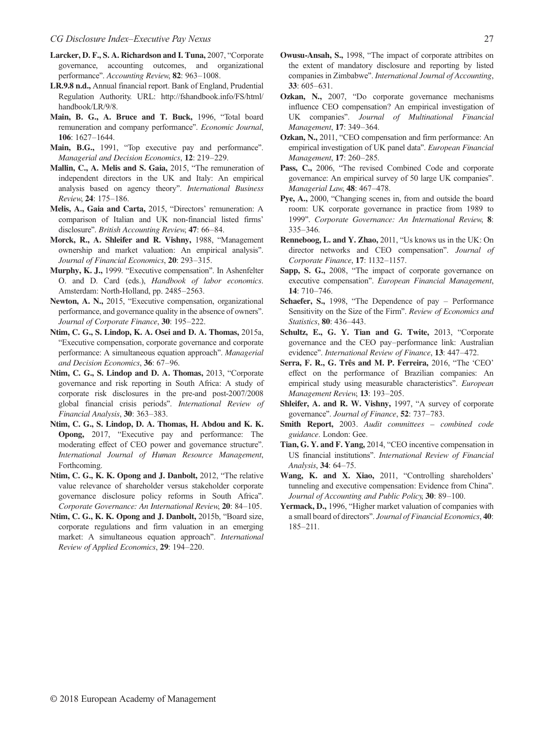**Larcker, D. F., S. A. Richardson and I. Tuna,** 2007, "Corporate governance, accounting outcomes, and organizational performance". *Accounting Review*, **82**: 963–1008.

**LR.9.8 n.d.,** Annual financial report. Bank of England, Prudential Regulation Authority. URL: http://fshandbook.info/FS/html/handbook/LR/9/8.

**Main, B. G., A. Bruce and T. Buck,** 1996, "Total board remuneration and company performance". *Economic Journal*, **106**: 1627–1644.

**Main, B.G.,** 1991, "Top executive pay and performance". *Managerial and Decision Economics*, **12**: 219–229.

**Mallin, C., A. Melis and S. Gaia,** 2015, "The remuneration of independent directors in the UK and Italy: An empirical analysis based on agency theory". *International Business Review*, **24**: 175–186.

**Melis, A., Gaia and Carta,** 2015, "Directors' remuneration: A comparison of Italian and UK non-financial listed firms' disclosure". *British Accounting Review*, **47**: 66–84.

**Morck, R., A. Shleifer and R. Vishny,** 1988, "Management ownership and market valuation: An empirical analysis". *Journal of Financial Economics*, **20**: 293–315.

**Murphy, K. J.,** 1999. "Executive compensation". In Ashenfelter O. and D. Card (eds.), *Handbook of labor economics*. Amsterdam: North-Holland, pp. 2485–2563.

**Newton, A. N.,** 2015, "Executive compensation, organizational performance, and governance quality in the absence of owners". *Journal of Corporate Finance*, **30**: 195–222.

**Ntim, C. G., S. Lindop, K. A. Osei and D. A. Thomas,** 2015a, "Executive compensation, corporate governance and corporate performance: A simultaneous equation approach". *Managerial and Decision Economics*, **36**: 67–96.

**Ntim, C. G., S. Lindop and D. A. Thomas,** 2013, "Corporate governance and risk reporting in South Africa: A study of corporate risk disclosures in the pre-and post-2007/2008 global financial crisis periods". *International Review of Financial Analysis*, **30**: 363–383.

**Ntim, C. G., S. Lindop, D. A. Thomas, H. Abdou and K. K. Opong,** 2017, "Executive pay and performance: The moderating effect of CEO power and governance structure". *International Journal of Human Resource Management*, Forthcoming.

**Ntim, C. G., K. K. Opong and J. Danbolt,** 2012, "The relative value relevance of shareholder versus stakeholder corporate governance disclosure policy reforms in South Africa". *Corporate Governance: An International Review*, **20**: 84–105.

**Ntim, C. G., K. K. Opong and J. Danbolt,** 2015b, "Board size, corporate regulations and firm valuation in an emerging market: A simultaneous equation approach". *International Review of Applied Economics*, **29**: 194–220.

**Owusu-Ansah, S.,** 1998, "The impact of corporate attribites on the extent of mandatory disclosure and reporting by listed companies in Zimbabwe". *International Journal of Accounting*, **33**: 605–631.

**Ozkan, N.,** 2007, "Do corporate governance mechanisms influence CEO compensation? An empirical investigation of UK companies". *Journal of Multinational Financial Management*, **17**: 349–364.

**Ozkan, N.,** 2011, "CEO compensation and firm performance: An empirical investigation of UK panel data". *European Financial Management*, **17**: 260–285.

**Pass, C.,** 2006, "The revised Combined Code and corporate governance: An empirical survey of 50 large UK companies". *Managerial Law*, **48**: 467–478.

**Pye, A.,** 2000, "Changing scenes in, from and outside the board room: UK corporate governance in practice from 1989 to 1999". *Corporate Governance: An International Review*, **8**: 335–346.

**Renneboog, L. and Y. Zhao,** 2011, "Us knows us in the UK: On director networks and CEO compensation". *Journal of Corporate Finance*, **17**: 1132–1157.

**Sapp, S. G.,** 2008, "The impact of corporate governance on executive compensation". *European Financial Management*, **14**: 710–746.

**Schaefer, S.,** 1998, "The Dependence of pay – Performance Sensitivity on the Size of the Firm". *Review of Economics and Statistics*, **80**: 436–443.

**Schultz, E., G. Y. Tian and G. Twite,** 2013, "Corporate governance and the CEO pay–performance link: Australian evidence". *International Review of Finance*, **13**: 447–472.

**Serra, F. R., G. Três and M. P. Ferreira,** 2016, "The 'CEO' effect on the performance of Brazilian companies: An empirical study using measurable characteristics". *European Management Review*, **13**: 193–205.

**Shleifer, A. and R. W. Vishny,** 1997, "A survey of corporate governance". *Journal of Finance*, **52**: 737–783.

**Smith Report,** 2003. *Audit committees – combined code guidance*. London: Gee.

**Tian, G. Y. and F. Yang,** 2014, "CEO incentive compensation in US financial institutions". *International Review of Financial Analysis*, **34**: 64–75.

**Wang, K. and X. Xiao,** 2011, "Controlling shareholders' tunneling and executive compensation: Evidence from China". *Journal of Accounting and Public Policy*, **30**: 89–100.

**Yermack, D.,** 1996, "Higher market valuation of companies with a small board of directors". *Journal of Financial Economics*, **40**: 185–211.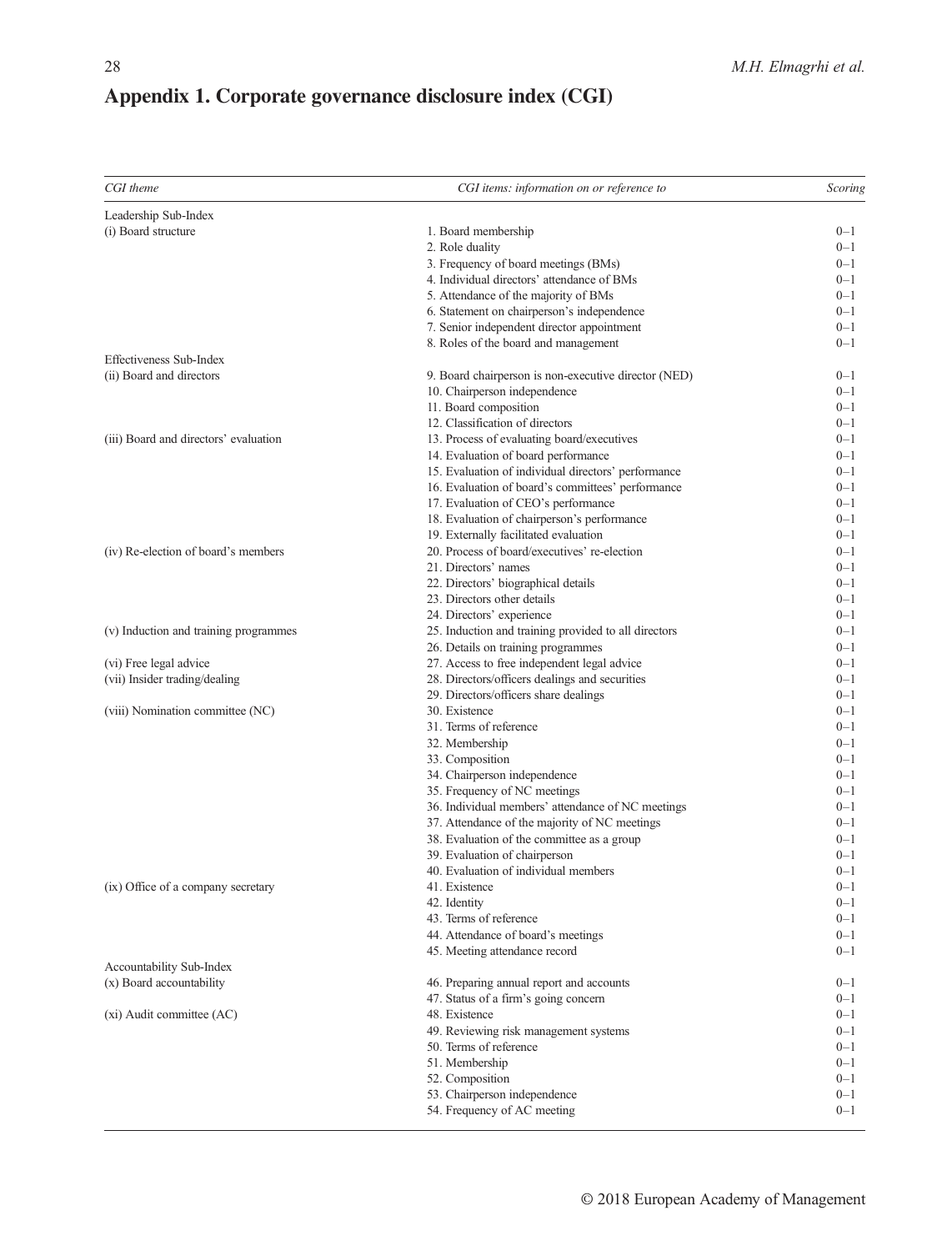## Appendix 1. Corporate governance disclosure index (CGI)

| *CGI theme* | *CGI items: information on or reference to* | *Scoring* |
|---|---|---|
| Leadership Sub-Index | | |
| (i) Board structure | 1. Board membership | 0–1 |
| | 2. Role duality | 0–1 |
| | 3. Frequency of board meetings (BMs) | 0–1 |
| | 4. Individual directors' attendance of BMs | 0–1 |
| | 5. Attendance of the majority of BMs | 0–1 |
| | 6. Statement on chairperson's independence | 0–1 |
| | 7. Senior independent director appointment | 0–1 |
| | 8. Roles of the board and management | 0–1 |
| Effectiveness Sub-Index | | |
| (ii) Board and directors | 9. Board chairperson is non-executive director (NED) | 0–1 |
| | 10. Chairperson independence | 0–1 |
| | 11. Board composition | 0–1 |
| | 12. Classification of directors | 0–1 |
| (iii) Board and directors' evaluation | 13. Process of evaluating board/executives | 0–1 |
| | 14. Evaluation of board performance | 0–1 |
| | 15. Evaluation of individual directors' performance | 0–1 |
| | 16. Evaluation of board's committees' performance | 0–1 |
| | 17. Evaluation of CEO's performance | 0–1 |
| | 18. Evaluation of chairperson's performance | 0–1 |
| | 19. Externally facilitated evaluation | 0–1 |
| (iv) Re-election of board's members | 20. Process of board/executives' re-election | 0–1 |
| | 21. Directors' names | 0–1 |
| | 22. Directors' biographical details | 0–1 |
| | 23. Directors other details | 0–1 |
| | 24. Directors' experience | 0–1 |
| (v) Induction and training programmes | 25. Induction and training provided to all directors | 0–1 |
| | 26. Details on training programmes | 0–1 |
| (vi) Free legal advice | 27. Access to free independent legal advice | 0–1 |
| (vii) Insider trading/dealing | 28. Directors/officers dealings and securities | 0–1 |
| | 29. Directors/officers share dealings | 0–1 |
| (viii) Nomination committee (NC) | 30. Existence | 0–1 |
| | 31. Terms of reference | 0–1 |
| | 32. Membership | 0–1 |
| | 33. Composition | 0–1 |
| | 34. Chairperson independence | 0–1 |
| | 35. Frequency of NC meetings | 0–1 |
| | 36. Individual members' attendance of NC meetings | 0–1 |
| | 37. Attendance of the majority of NC meetings | 0–1 |
| | 38. Evaluation of the committee as a group | 0–1 |
| | 39. Evaluation of chairperson | 0–1 |
| | 40. Evaluation of individual members | 0–1 |
| (ix) Office of a company secretary | 41. Existence | 0–1 |
| | 42. Identity | 0–1 |
| | 43. Terms of reference | 0–1 |
| | 44. Attendance of board's meetings | 0–1 |
| | 45. Meeting attendance record | 0–1 |
| Accountability Sub-Index | | |
| (x) Board accountability | 46. Preparing annual report and accounts | 0–1 |
| | 47. Status of a firm's going concern | 0–1 |
| (xi) Audit committee (AC) | 48. Existence | 0–1 |
| | 49. Reviewing risk management systems | 0–1 |
| | 50. Terms of reference | 0–1 |
| | 51. Membership | 0–1 |
| | 52. Composition | 0–1 |
| | 53. Chairperson independence | 0–1 |
| | 54. Frequency of AC meeting | 0–1 |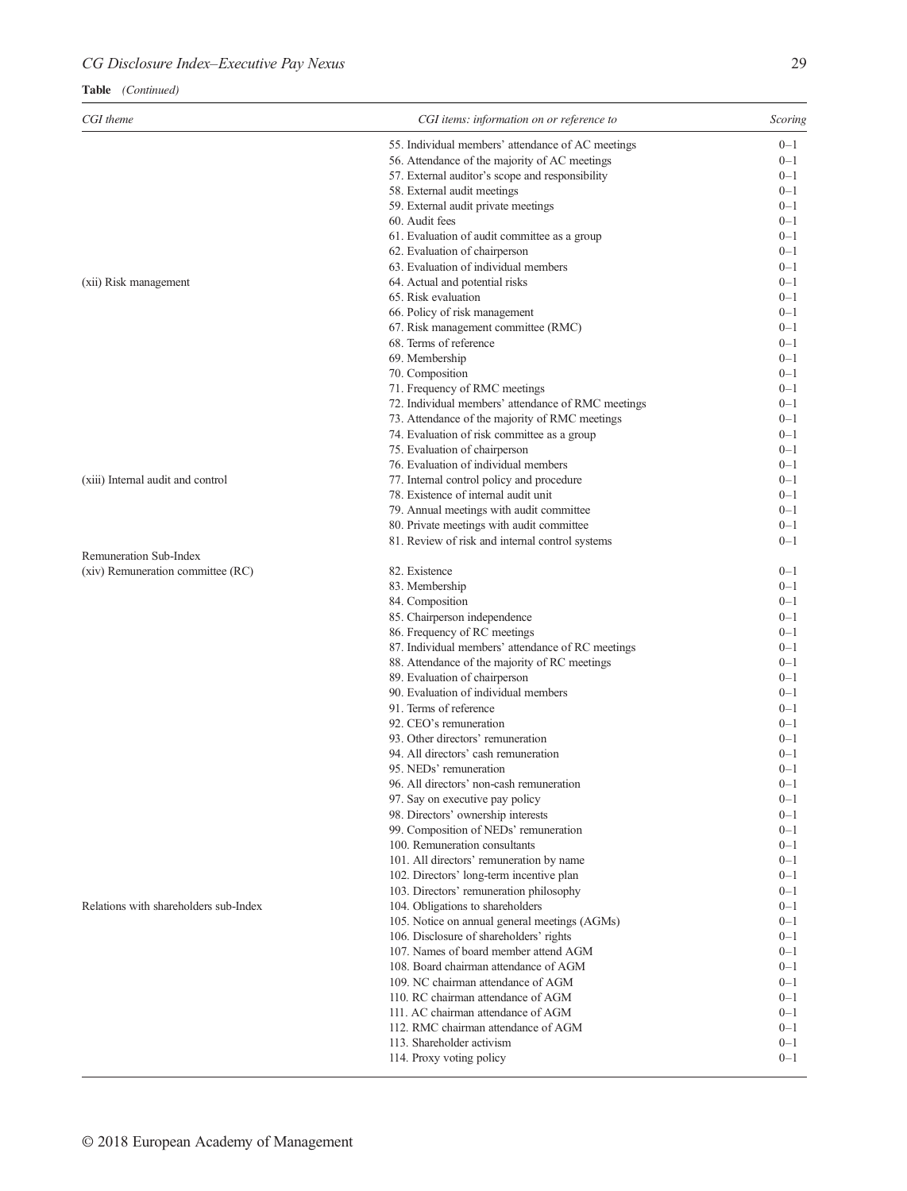**Table** *(Continued)*

| *CGI theme* | *CGI items: information on or reference to* | *Scoring* |
|---|---|---|
| | 55. Individual members' attendance of AC meetings | 0–1 |
| | 56. Attendance of the majority of AC meetings | 0–1 |
| | 57. External auditor's scope and responsibility | 0–1 |
| | 58. External audit meetings | 0–1 |
| | 59. External audit private meetings | 0–1 |
| | 60. Audit fees | 0–1 |
| | 61. Evaluation of audit committee as a group | 0–1 |
| | 62. Evaluation of chairperson | 0–1 |
| | 63. Evaluation of individual members | 0–1 |
| (xii) Risk management | 64. Actual and potential risks | 0–1 |
| | 65. Risk evaluation | 0–1 |
| | 66. Policy of risk management | 0–1 |
| | 67. Risk management committee (RMC) | 0–1 |
| | 68. Terms of reference | 0–1 |
| | 69. Membership | 0–1 |
| | 70. Composition | 0–1 |
| | 71. Frequency of RMC meetings | 0–1 |
| | 72. Individual members' attendance of RMC meetings | 0–1 |
| | 73. Attendance of the majority of RMC meetings | 0–1 |
| | 74. Evaluation of risk committee as a group | 0–1 |
| | 75. Evaluation of chairperson | 0–1 |
| | 76. Evaluation of individual members | 0–1 |
| (xiii) Internal audit and control | 77. Internal control policy and procedure | 0–1 |
| | 78. Existence of internal audit unit | 0–1 |
| | 79. Annual meetings with audit committee | 0–1 |
| | 80. Private meetings with audit committee | 0–1 |
| | 81. Review of risk and internal control systems | 0–1 |
| Remuneration Sub-Index | | |
| (xiv) Remuneration committee (RC) | 82. Existence | 0–1 |
| | 83. Membership | 0–1 |
| | 84. Composition | 0–1 |
| | 85. Chairperson independence | 0–1 |
| | 86. Frequency of RC meetings | 0–1 |
| | 87. Individual members' attendance of RC meetings | 0–1 |
| | 88. Attendance of the majority of RC meetings | 0–1 |
| | 89. Evaluation of chairperson | 0–1 |
| | 90. Evaluation of individual members | 0–1 |
| | 91. Terms of reference | 0–1 |
| | 92. CEO's remuneration | 0–1 |
| | 93. Other directors' remuneration | 0–1 |
| | 94. All directors' cash remuneration | 0–1 |
| | 95. NEDs' remuneration | 0–1 |
| | 96. All directors' non-cash remuneration | 0–1 |
| | 97. Say on executive pay policy | 0–1 |
| | 98. Directors' ownership interests | 0–1 |
| | 99. Composition of NEDs' remuneration | 0–1 |
| | 100. Remuneration consultants | 0–1 |
| | 101. All directors' remuneration by name | 0–1 |
| | 102. Directors' long-term incentive plan | 0–1 |
| | 103. Directors' remuneration philosophy | 0–1 |
| Relations with shareholders sub-Index | 104. Obligations to shareholders | 0–1 |
| | 105. Notice on annual general meetings (AGMs) | 0–1 |
| | 106. Disclosure of shareholders' rights | 0–1 |
| | 107. Names of board member attend AGM | 0–1 |
| | 108. Board chairman attendance of AGM | 0–1 |
| | 109. NC chairman attendance of AGM | 0–1 |
| | 110. RC chairman attendance of AGM | 0–1 |
| | 111. AC chairman attendance of AGM | 0–1 |
| | 112. RMC chairman attendance of AGM | 0–1 |
| | 113. Shareholder activism | 0–1 |
| | 114. Proxy voting policy | 0–1 |

© 2018 European Academy of Management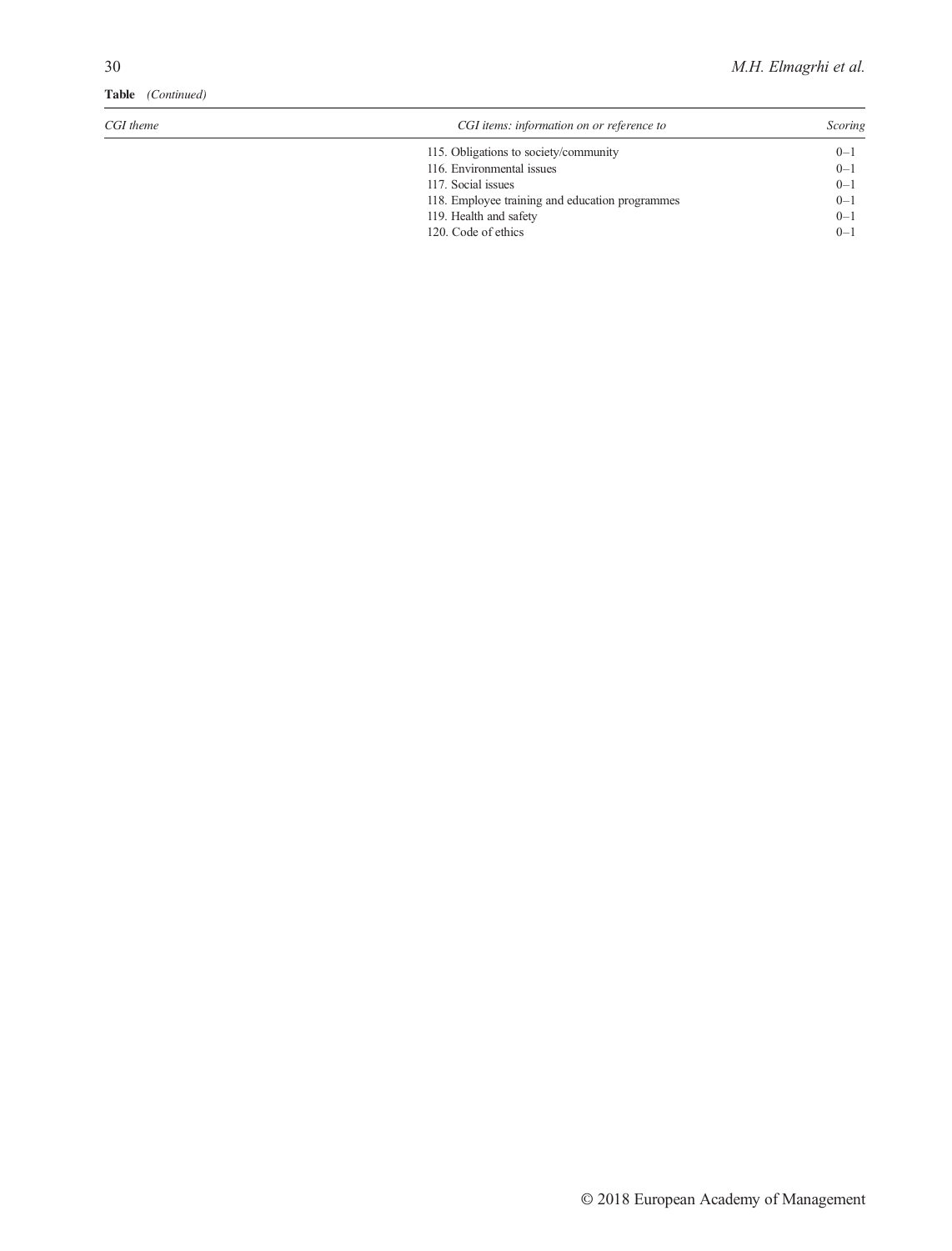**Table** *(Continued)*

| *CGI theme* | *CGI items: information on or reference to* | *Scoring* |
|---|---|---|
| | 115. Obligations to society/community | 0–1 |
| | 116. Environmental issues | 0–1 |
| | 117. Social issues | 0–1 |
| | 118. Employee training and education programmes | 0–1 |
| | 119. Health and safety | 0–1 |
| | 120. Code of ethics | 0–1 |

© 2018 European Academy of Management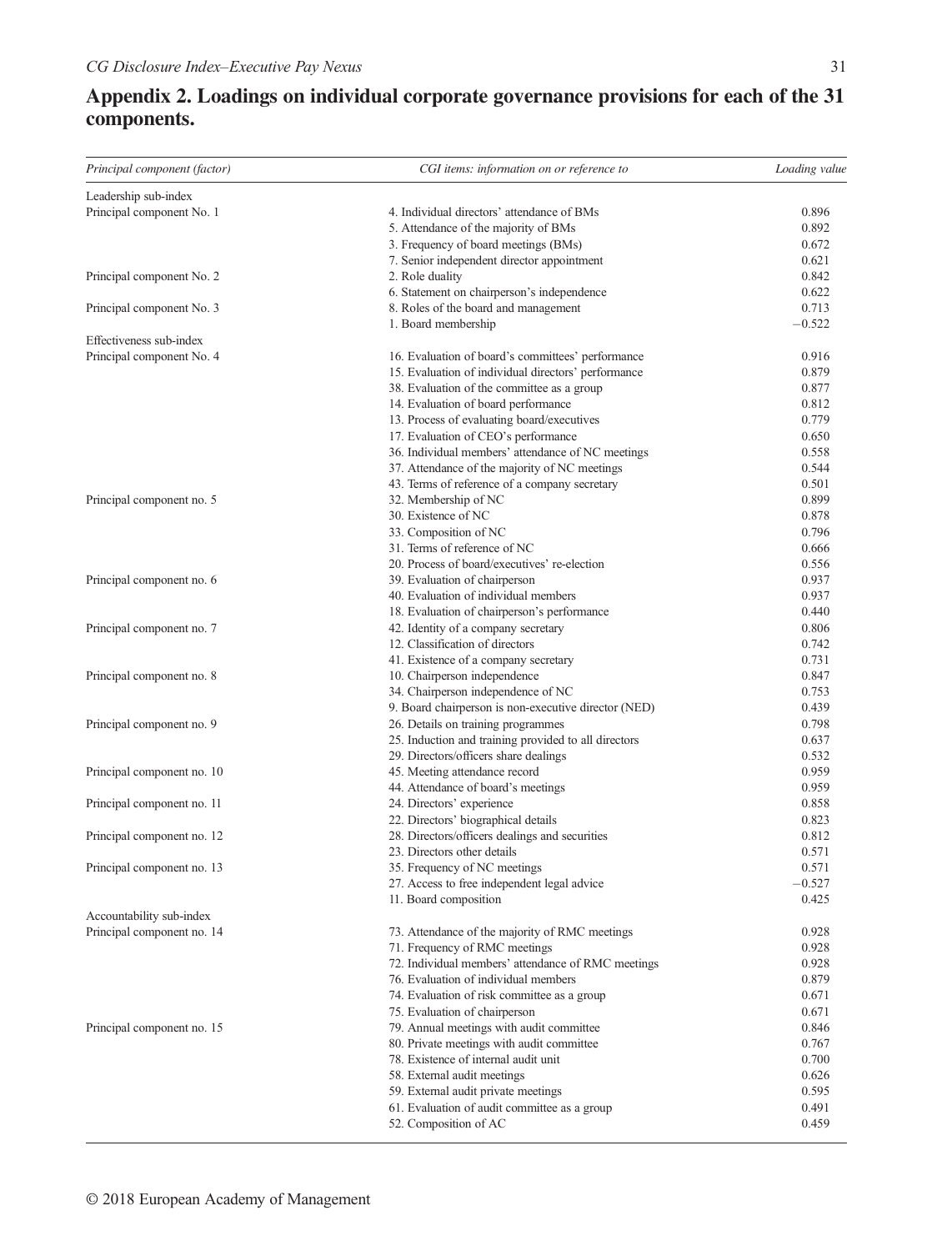## Appendix 2. Loadings on individual corporate governance provisions for each of the 31 components.

| *Principal component (factor)* | *CGI items: information on or reference to* | *Loading value* |
|---|---|---|
| Leadership sub-index | | |
| Principal component No. 1 | 4. Individual directors' attendance of BMs | 0.896 |
| | 5. Attendance of the majority of BMs | 0.892 |
| | 3. Frequency of board meetings (BMs) | 0.672 |
| | 7. Senior independent director appointment | 0.621 |
| Principal component No. 2 | 2. Role duality | 0.842 |
| | 6. Statement on chairperson's independence | 0.622 |
| Principal component No. 3 | 8. Roles of the board and management | 0.713 |
| | 1. Board membership | −0.522 |
| Effectiveness sub-index | | |
| Principal component No. 4 | 16. Evaluation of board's committees' performance | 0.916 |
| | 15. Evaluation of individual directors' performance | 0.879 |
| | 38. Evaluation of the committee as a group | 0.877 |
| | 14. Evaluation of board performance | 0.812 |
| | 13. Process of evaluating board/executives | 0.779 |
| | 17. Evaluation of CEO's performance | 0.650 |
| | 36. Individual members' attendance of NC meetings | 0.558 |
| | 37. Attendance of the majority of NC meetings | 0.544 |
| | 43. Terms of reference of a company secretary | 0.501 |
| Principal component no. 5 | 32. Membership of NC | 0.899 |
| | 30. Existence of NC | 0.878 |
| | 33. Composition of NC | 0.796 |
| | 31. Terms of reference of NC | 0.666 |
| | 20. Process of board/executives' re-election | 0.556 |
| Principal component no. 6 | 39. Evaluation of chairperson | 0.937 |
| | 40. Evaluation of individual members | 0.937 |
| | 18. Evaluation of chairperson's performance | 0.440 |
| Principal component no. 7 | 42. Identity of a company secretary | 0.806 |
| | 12. Classification of directors | 0.742 |
| | 41. Existence of a company secretary | 0.731 |
| Principal component no. 8 | 10. Chairperson independence | 0.847 |
| | 34. Chairperson independence of NC | 0.753 |
| | 9. Board chairperson is non-executive director (NED) | 0.439 |
| Principal component no. 9 | 26. Details on training programmes | 0.798 |
| | 25. Induction and training provided to all directors | 0.637 |
| | 29. Directors/officers share dealings | 0.532 |
| Principal component no. 10 | 45. Meeting attendance record | 0.959 |
| | 44. Attendance of board's meetings | 0.959 |
| Principal component no. 11 | 24. Directors' experience | 0.858 |
| | 22. Directors' biographical details | 0.823 |
| Principal component no. 12 | 28. Directors/officers dealings and securities | 0.812 |
| | 23. Directors other details | 0.571 |
| Principal component no. 13 | 35. Frequency of NC meetings | 0.571 |
| | 27. Access to free independent legal advice | −0.527 |
| | 11. Board composition | 0.425 |
| Accountability sub-index | | |
| Principal component no. 14 | 73. Attendance of the majority of RMC meetings | 0.928 |
| | 71. Frequency of RMC meetings | 0.928 |
| | 72. Individual members' attendance of RMC meetings | 0.928 |
| | 76. Evaluation of individual members | 0.879 |
| | 74. Evaluation of risk committee as a group | 0.671 |
| | 75. Evaluation of chairperson | 0.671 |
| Principal component no. 15 | 79. Annual meetings with audit committee | 0.846 |
| | 80. Private meetings with audit committee | 0.767 |
| | 78. Existence of internal audit unit | 0.700 |
| | 58. External audit meetings | 0.626 |
| | 59. External audit private meetings | 0.595 |
| | 61. Evaluation of audit committee as a group | 0.491 |
| | 52. Composition of AC | 0.459 |

© 2018 European Academy of Management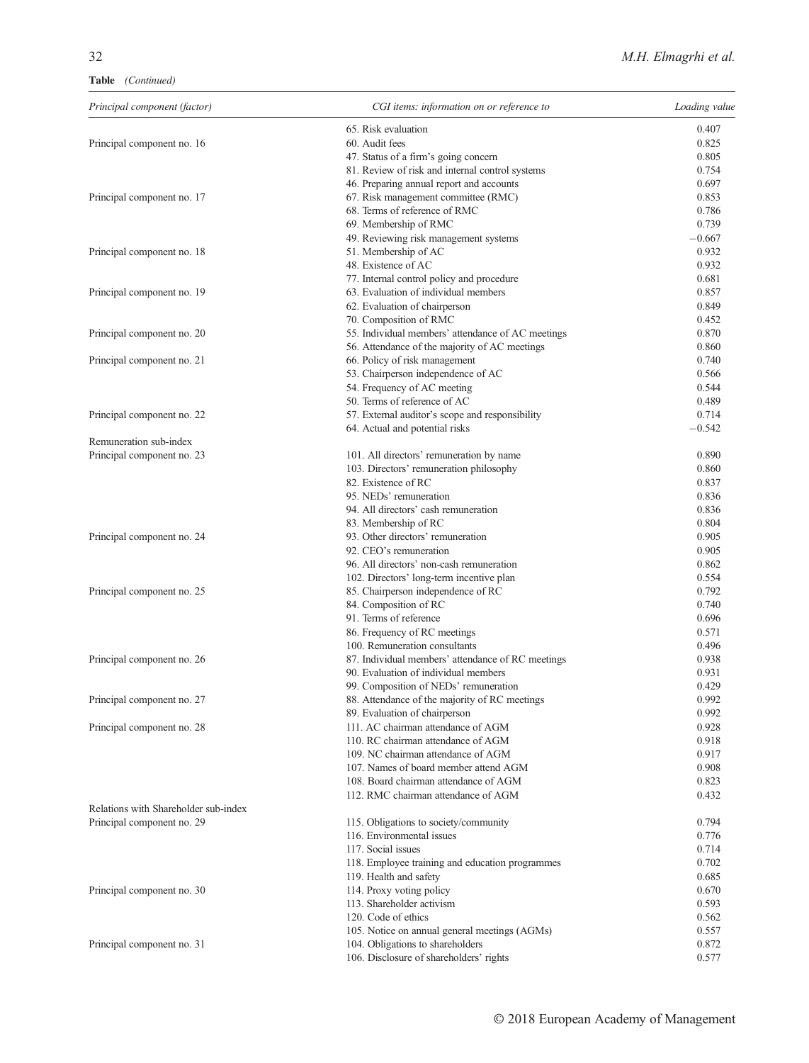**Table** *(Continued)*

| *Principal component (factor)* | *CGI items: information on or reference to* | *Loading value* |
|---|---|---|
| | 65. Risk evaluation | 0.407 |
| Principal component no. 16 | 60. Audit fees | 0.825 |
| | 47. Status of a firm's going concern | 0.805 |
| | 81. Review of risk and internal control systems | 0.754 |
| | 46. Preparing annual report and accounts | 0.697 |
| Principal component no. 17 | 67. Risk management committee (RMC) | 0.853 |
| | 68. Terms of reference of RMC | 0.786 |
| | 69. Membership of RMC | 0.739 |
| | 49. Reviewing risk management systems | −0.667 |
| Principal component no. 18 | 51. Membership of AC | 0.932 |
| | 48. Existence of AC | 0.932 |
| | 77. Internal control policy and procedure | 0.681 |
| Principal component no. 19 | 63. Evaluation of individual members | 0.857 |
| | 62. Evaluation of chairperson | 0.849 |
| | 70. Composition of RMC | 0.452 |
| Principal component no. 20 | 55. Individual members' attendance of AC meetings | 0.870 |
| | 56. Attendance of the majority of AC meetings | 0.860 |
| Principal component no. 21 | 66. Policy of risk management | 0.740 |
| | 53. Chairperson independence of AC | 0.566 |
| | 54. Frequency of AC meeting | 0.544 |
| | 50. Terms of reference of AC | 0.489 |
| Principal component no. 22 | 57. External auditor's scope and responsibility | 0.714 |
| | 64. Actual and potential risks | −0.542 |
| Remuneration sub-index | | |
| Principal component no. 23 | 101. All directors' remuneration by name | 0.890 |
| | 103. Directors' remuneration philosophy | 0.860 |
| | 82. Existence of RC | 0.837 |
| | 95. NEDs' remuneration | 0.836 |
| | 94. All directors' cash remuneration | 0.836 |
| | 83. Membership of RC | 0.804 |
| Principal component no. 24 | 93. Other directors' remuneration | 0.905 |
| | 92. CEO's remuneration | 0.905 |
| | 96. All directors' non-cash remuneration | 0.862 |
| | 102. Directors' long-term incentive plan | 0.554 |
| Principal component no. 25 | 85. Chairperson independence of RC | 0.792 |
| | 84. Composition of RC | 0.740 |
| | 91. Terms of reference | 0.696 |
| | 86. Frequency of RC meetings | 0.571 |
| | 100. Remuneration consultants | 0.496 |
| Principal component no. 26 | 87. Individual members' attendance of RC meetings | 0.938 |
| | 90. Evaluation of individual members | 0.931 |
| | 99. Composition of NEDs' remuneration | 0.429 |
| Principal component no. 27 | 88. Attendance of the majority of RC meetings | 0.992 |
| | 89. Evaluation of chairperson | 0.992 |
| Principal component no. 28 | 111. AC chairman attendance of AGM | 0.928 |
| | 110. RC chairman attendance of AGM | 0.918 |
| | 109. NC chairman attendance of AGM | 0.917 |
| | 107. Names of board member attend AGM | 0.908 |
| | 108. Board chairman attendance of AGM | 0.823 |
| | 112. RMC chairman attendance of AGM | 0.432 |
| Relations with Shareholder sub-index | | |
| Principal component no. 29 | 115. Obligations to society/community | 0.794 |
| | 116. Environmental issues | 0.776 |
| | 117. Social issues | 0.714 |
| | 118. Employee training and education programmes | 0.702 |
| | 119. Health and safety | 0.685 |
| Principal component no. 30 | 114. Proxy voting policy | 0.670 |
| | 113. Shareholder activism | 0.593 |
| | 120. Code of ethics | 0.562 |
| | 105. Notice on annual general meetings (AGMs) | 0.557 |
| Principal component no. 31 | 104. Obligations to shareholders | 0.872 |
| | 106. Disclosure of shareholders' rights | 0.577 |

© 2018 European Academy of Management